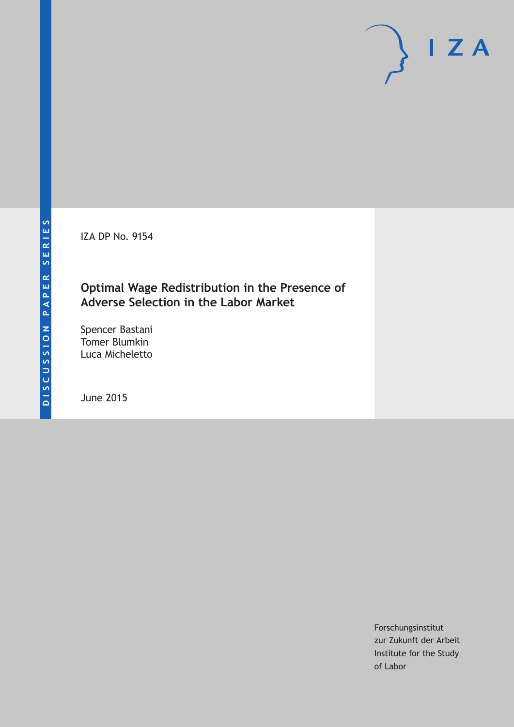DISCUSSION PAPER SERIES

IZA DP No. 9154

# Optimal Wage Redistribution in the Presence of Adverse Selection in the Labor Market

Spencer Bastani
Tomer Blumkin
Luca Micheletto

June 2015

Forschungsinstitut
zur Zukunft der Arbeit
Institute for the Study
of Labor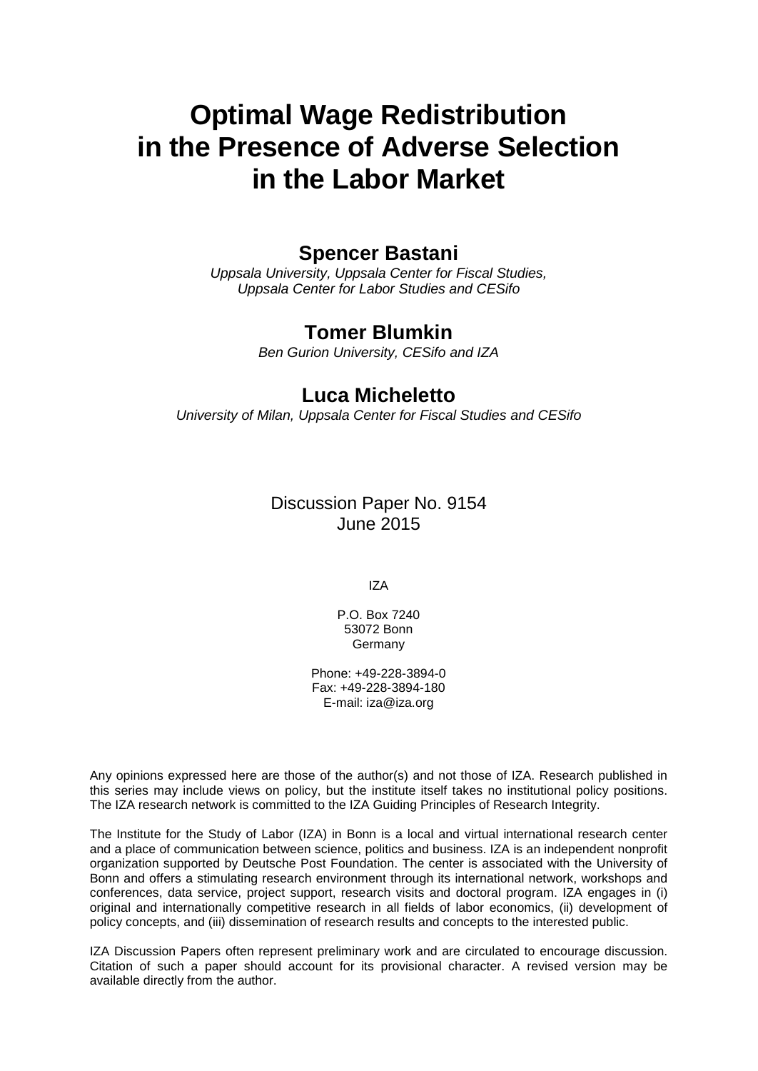# Optimal Wage Redistribution in the Presence of Adverse Selection in the Labor Market

**Spencer Bastani**

*Uppsala University, Uppsala Center for Fiscal Studies, Uppsala Center for Labor Studies and CESifo*

**Tomer Blumkin**

*Ben Gurion University, CESifo and IZA*

**Luca Micheletto**

*University of Milan, Uppsala Center for Fiscal Studies and CESifo*

Discussion Paper No. 9154
June 2015

IZA

P.O. Box 7240
53072 Bonn
Germany

Phone: +49-228-3894-0
Fax: +49-228-3894-180
E-mail: iza@iza.org

Any opinions expressed here are those of the author(s) and not those of IZA. Research published in this series may include views on policy, but the institute itself takes no institutional policy positions. The IZA research network is committed to the IZA Guiding Principles of Research Integrity.

The Institute for the Study of Labor (IZA) in Bonn is a local and virtual international research center and a place of communication between science, politics and business. IZA is an independent nonprofit organization supported by Deutsche Post Foundation. The center is associated with the University of Bonn and offers a stimulating research environment through its international network, workshops and conferences, data service, project support, research visits and doctoral program. IZA engages in (i) original and internationally competitive research in all fields of labor economics, (ii) development of policy concepts, and (iii) dissemination of research results and concepts to the interested public.

IZA Discussion Papers often represent preliminary work and are circulated to encourage discussion. Citation of such a paper should account for its provisional character. A revised version may be available directly from the author.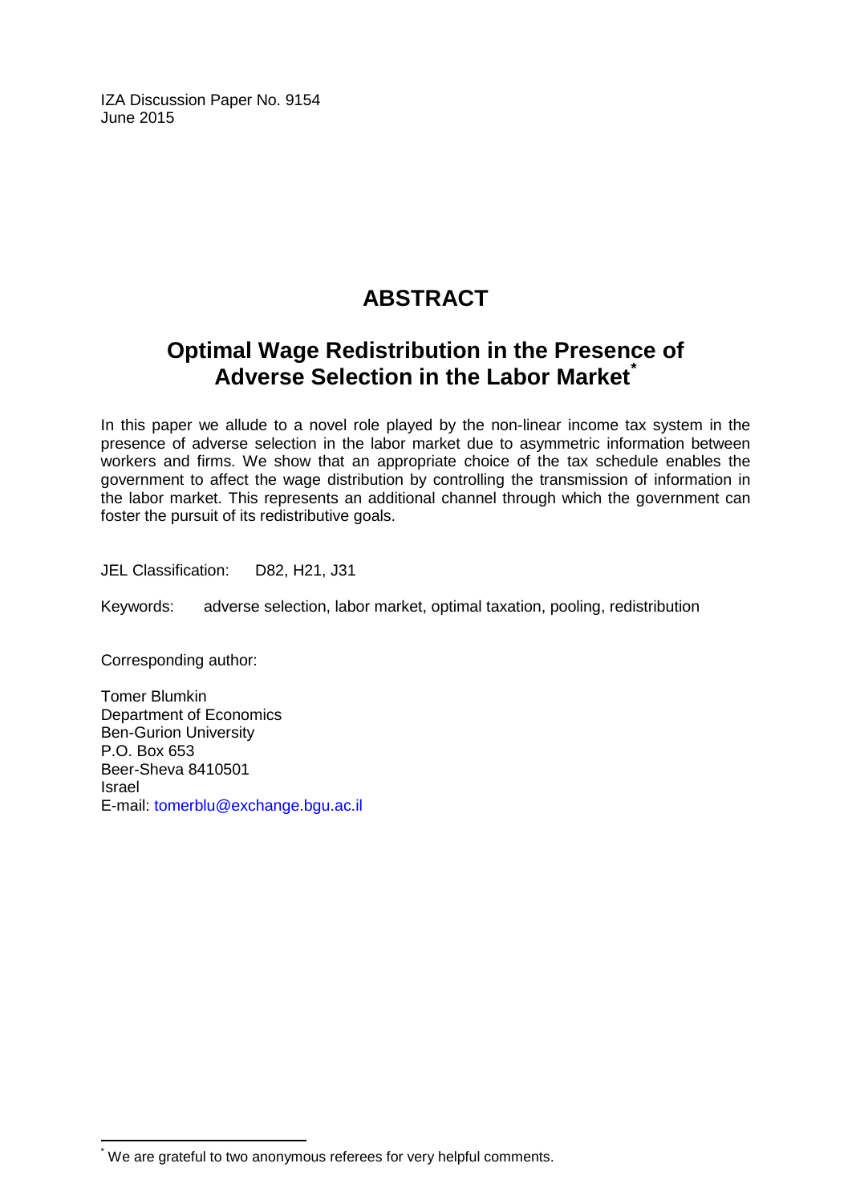IZA Discussion Paper No. 9154
June 2015

# ABSTRACT

## Optimal Wage Redistribution in the Presence of Adverse Selection in the Labor Market*

In this paper we allude to a novel role played by the non-linear income tax system in the presence of adverse selection in the labor market due to asymmetric information between workers and firms. We show that an appropriate choice of the tax schedule enables the government to affect the wage distribution by controlling the transmission of information in the labor market. This represents an additional channel through which the government can foster the pursuit of its redistributive goals.

JEL Classification: D82, H21, J31

Keywords: adverse selection, labor market, optimal taxation, pooling, redistribution

Corresponding author:

Tomer Blumkin
Department of Economics
Ben-Gurion University
P.O. Box 653
Beer-Sheva 8410501
Israel
E-mail: tomerblu@exchange.bgu.ac.il

---

[*] We are grateful to two anonymous referees for very helpful comments.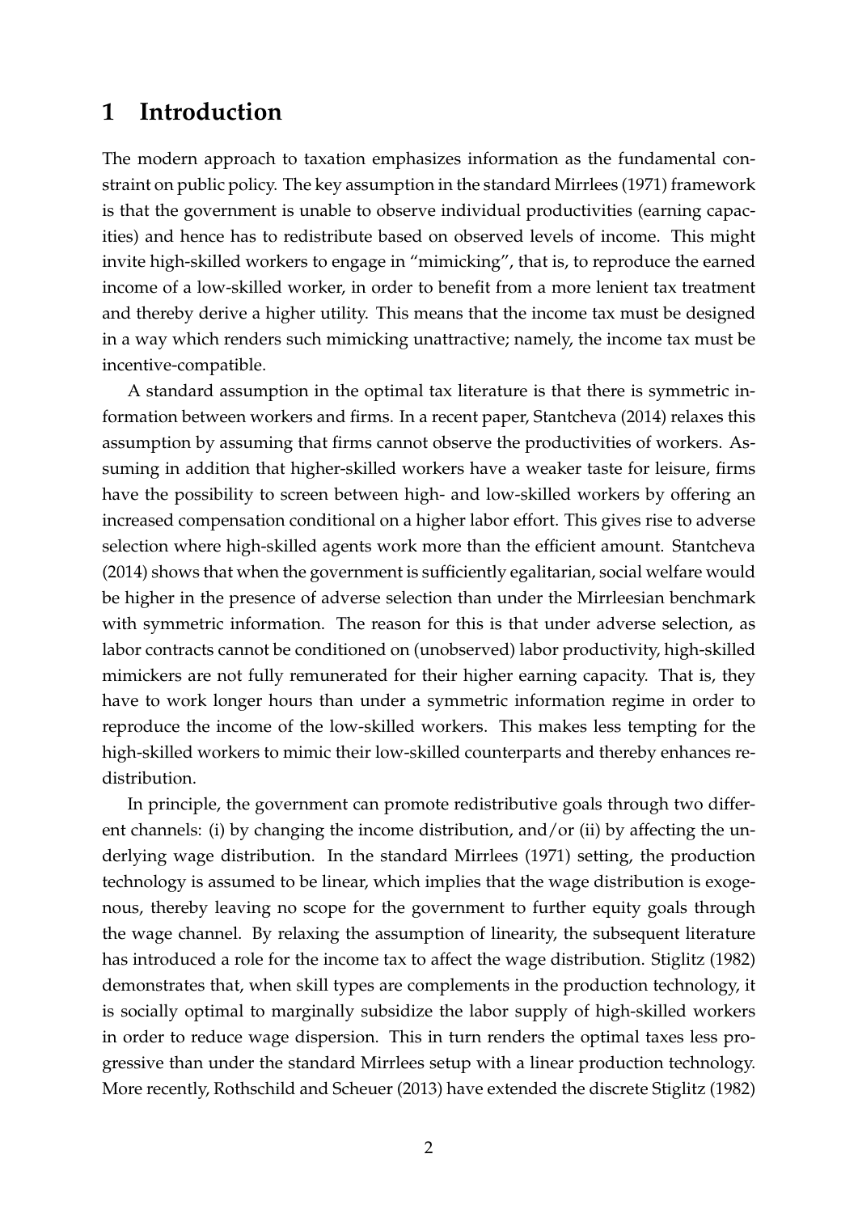# 1 Introduction

The modern approach to taxation emphasizes information as the fundamental constraint on public policy. The key assumption in the standard Mirrlees (1971) framework is that the government is unable to observe individual productivities (earning capacities) and hence has to redistribute based on observed levels of income. This might invite high-skilled workers to engage in "mimicking", that is, to reproduce the earned income of a low-skilled worker, in order to benefit from a more lenient tax treatment and thereby derive a higher utility. This means that the income tax must be designed in a way which renders such mimicking unattractive; namely, the income tax must be incentive-compatible.

A standard assumption in the optimal tax literature is that there is symmetric information between workers and firms. In a recent paper, Stantcheva (2014) relaxes this assumption by assuming that firms cannot observe the productivities of workers. Assuming in addition that higher-skilled workers have a weaker taste for leisure, firms have the possibility to screen between high- and low-skilled workers by offering an increased compensation conditional on a higher labor effort. This gives rise to adverse selection where high-skilled agents work more than the efficient amount. Stantcheva (2014) shows that when the government is sufficiently egalitarian, social welfare would be higher in the presence of adverse selection than under the Mirrleesian benchmark with symmetric information. The reason for this is that under adverse selection, as labor contracts cannot be conditioned on (unobserved) labor productivity, high-skilled mimickers are not fully remunerated for their higher earning capacity. That is, they have to work longer hours than under a symmetric information regime in order to reproduce the income of the low-skilled workers. This makes less tempting for the high-skilled workers to mimic their low-skilled counterparts and thereby enhances redistribution.

In principle, the government can promote redistributive goals through two different channels: (i) by changing the income distribution, and/or (ii) by affecting the underlying wage distribution. In the standard Mirrlees (1971) setting, the production technology is assumed to be linear, which implies that the wage distribution is exogenous, thereby leaving no scope for the government to further equity goals through the wage channel. By relaxing the assumption of linearity, the subsequent literature has introduced a role for the income tax to affect the wage distribution. Stiglitz (1982) demonstrates that, when skill types are complements in the production technology, it is socially optimal to marginally subsidize the labor supply of high-skilled workers in order to reduce wage dispersion. This in turn renders the optimal taxes less progressive than under the standard Mirrlees setup with a linear production technology. More recently, Rothschild and Scheuer (2013) have extended the discrete Stiglitz (1982)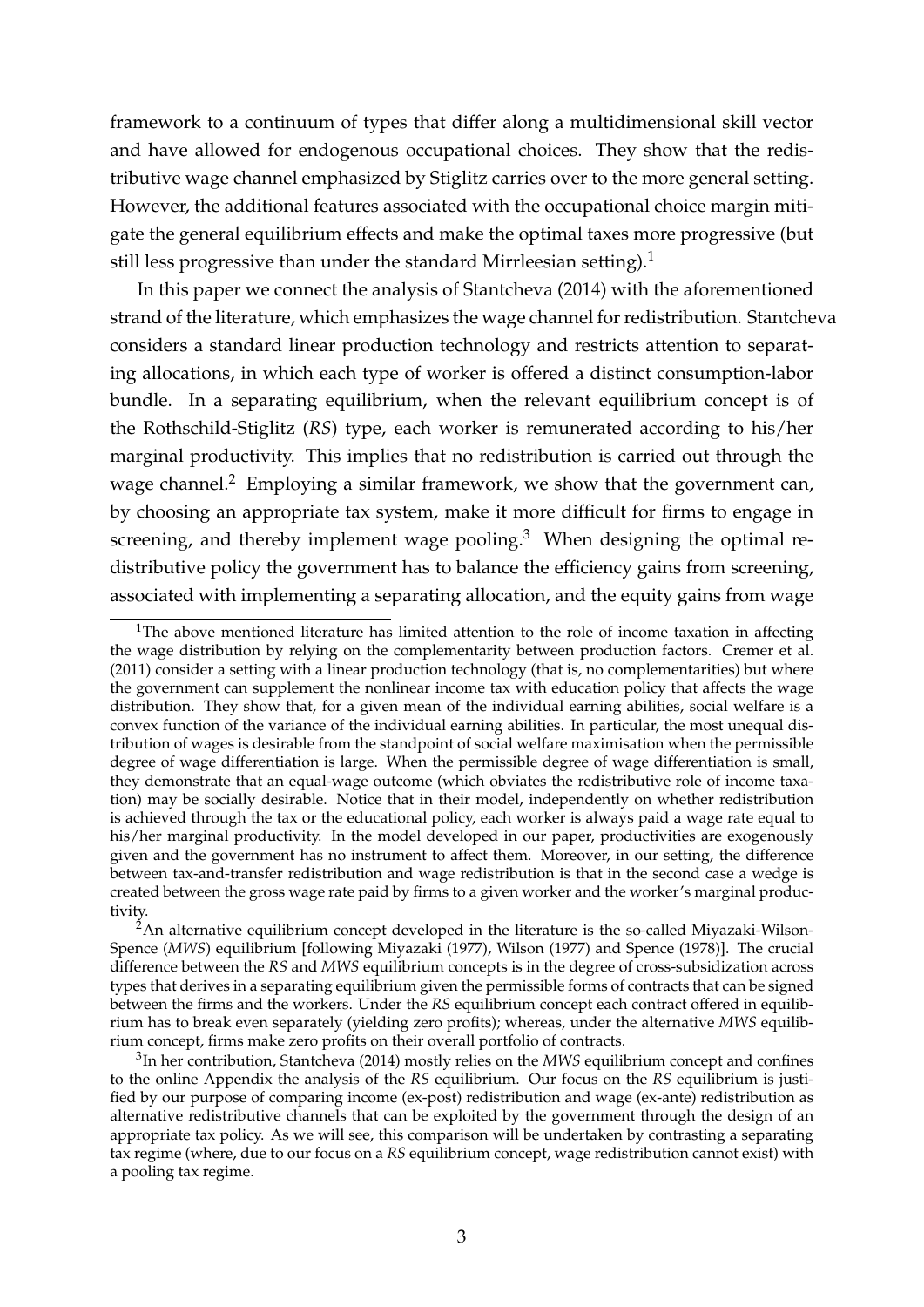framework to a continuum of types that differ along a multidimensional skill vector and have allowed for endogenous occupational choices. They show that the redistributive wage channel emphasized by Stiglitz carries over to the more general setting. However, the additional features associated with the occupational choice margin mitigate the general equilibrium effects and make the optimal taxes more progressive (but still less progressive than under the standard Mirrleesian setting).[1]

In this paper we connect the analysis of Stantcheva (2014) with the aforementioned strand of the literature, which emphasizes the wage channel for redistribution. Stantcheva considers a standard linear production technology and restricts attention to separating allocations, in which each type of worker is offered a distinct consumption-labor bundle. In a separating equilibrium, when the relevant equilibrium concept is of the Rothschild-Stiglitz (*RS*) type, each worker is remunerated according to his/her marginal productivity. This implies that no redistribution is carried out through the wage channel.[2] Employing a similar framework, we show that the government can, by choosing an appropriate tax system, make it more difficult for firms to engage in screening, and thereby implement wage pooling.[3] When designing the optimal redistributive policy the government has to balance the efficiency gains from screening, associated with implementing a separating allocation, and the equity gains from wage

[1]The above mentioned literature has limited attention to the role of income taxation in affecting the wage distribution by relying on the complementarity between production factors. Cremer et al. (2011) consider a setting with a linear production technology (that is, no complementarities) but where the government can supplement the nonlinear income tax with education policy that affects the wage distribution. They show that, for a given mean of the individual earning abilities, social welfare is a convex function of the variance of the individual earning abilities. In particular, the most unequal distribution of wages is desirable from the standpoint of social welfare maximisation when the permissible degree of wage differentiation is large. When the permissible degree of wage differentiation is small, they demonstrate that an equal-wage outcome (which obviates the redistributive role of income taxation) may be socially desirable. Notice that in their model, independently on whether redistribution is achieved through the tax or the educational policy, each worker is always paid a wage rate equal to his/her marginal productivity. In the model developed in our paper, productivities are exogenously given and the government has no instrument to affect them. Moreover, in our setting, the difference between tax-and-transfer redistribution and wage redistribution is that in the second case a wedge is created between the gross wage rate paid by firms to a given worker and the worker's marginal productivity.

[2]An alternative equilibrium concept developed in the literature is the so-called Miyazaki-Wilson-Spence (*MWS*) equilibrium [following Miyazaki (1977), Wilson (1977) and Spence (1978)]. The crucial difference between the *RS* and *MWS* equilibrium concepts is in the degree of cross-subsidization across types that derives in a separating equilibrium given the permissible forms of contracts that can be signed between the firms and the workers. Under the *RS* equilibrium concept each contract offered in equilibrium has to break even separately (yielding zero profits); whereas, under the alternative *MWS* equilibrium concept, firms make zero profits on their overall portfolio of contracts.

[3]In her contribution, Stantcheva (2014) mostly relies on the *MWS* equilibrium concept and confines to the online Appendix the analysis of the *RS* equilibrium. Our focus on the *RS* equilibrium is justified by our purpose of comparing income (ex-post) redistribution and wage (ex-ante) redistribution as alternative redistributive channels that can be exploited by the government through the design of an appropriate tax policy. As we will see, this comparison will be undertaken by contrasting a separating tax regime (where, due to our focus on a *RS* equilibrium concept, wage redistribution cannot exist) with a pooling tax regime.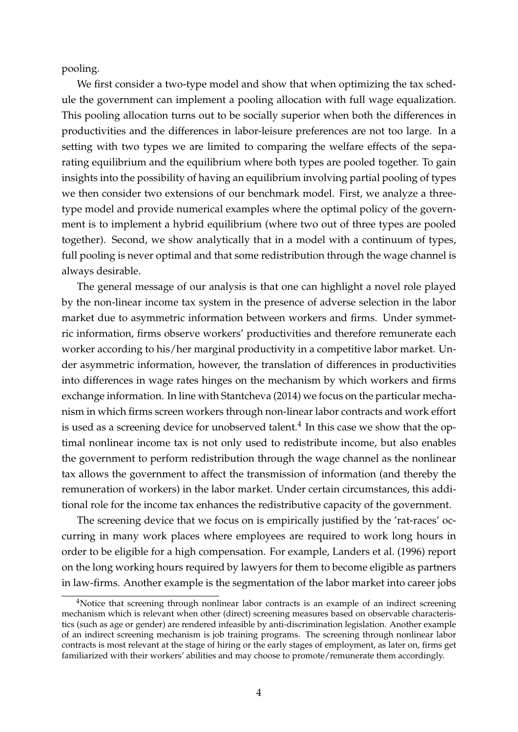pooling.

We first consider a two-type model and show that when optimizing the tax schedule the government can implement a pooling allocation with full wage equalization. This pooling allocation turns out to be socially superior when both the differences in productivities and the differences in labor-leisure preferences are not too large. In a setting with two types we are limited to comparing the welfare effects of the separating equilibrium and the equilibrium where both types are pooled together. To gain insights into the possibility of having an equilibrium involving partial pooling of types we then consider two extensions of our benchmark model. First, we analyze a three-type model and provide numerical examples where the optimal policy of the government is to implement a hybrid equilibrium (where two out of three types are pooled together). Second, we show analytically that in a model with a continuum of types, full pooling is never optimal and that some redistribution through the wage channel is always desirable.

The general message of our analysis is that one can highlight a novel role played by the non-linear income tax system in the presence of adverse selection in the labor market due to asymmetric information between workers and firms. Under symmetric information, firms observe workers' productivities and therefore remunerate each worker according to his/her marginal productivity in a competitive labor market. Under asymmetric information, however, the translation of differences in productivities into differences in wage rates hinges on the mechanism by which workers and firms exchange information. In line with Stantcheva (2014) we focus on the particular mechanism in which firms screen workers through non-linear labor contracts and work effort is used as a screening device for unobserved talent.[4] In this case we show that the optimal nonlinear income tax is not only used to redistribute income, but also enables the government to perform redistribution through the wage channel as the nonlinear tax allows the government to affect the transmission of information (and thereby the remuneration of workers) in the labor market. Under certain circumstances, this additional role for the income tax enhances the redistributive capacity of the government.

The screening device that we focus on is empirically justified by the 'rat-races' occurring in many work places where employees are required to work long hours in order to be eligible for a high compensation. For example, Landers et al. (1996) report on the long working hours required by lawyers for them to become eligible as partners in law-firms. Another example is the segmentation of the labor market into career jobs

[4]Notice that screening through nonlinear labor contracts is an example of an indirect screening mechanism which is relevant when other (direct) screening measures based on observable characteristics (such as age or gender) are rendered infeasible by anti-discrimination legislation. Another example of an indirect screening mechanism is job training programs. The screening through nonlinear labor contracts is most relevant at the stage of hiring or the early stages of employment, as later on, firms get familiarized with their workers' abilities and may choose to promote/remunerate them accordingly.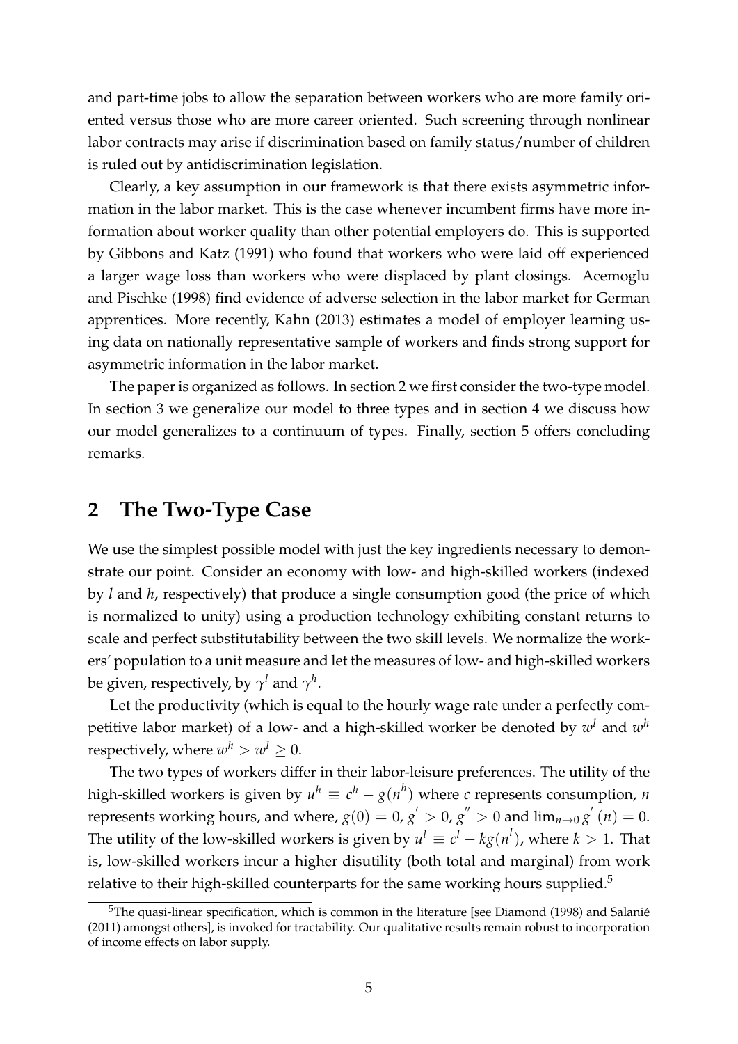and part-time jobs to allow the separation between workers who are more family oriented versus those who are more career oriented. Such screening through nonlinear labor contracts may arise if discrimination based on family status/number of children is ruled out by antidiscrimination legislation.

Clearly, a key assumption in our framework is that there exists asymmetric information in the labor market. This is the case whenever incumbent firms have more information about worker quality than other potential employers do. This is supported by Gibbons and Katz (1991) who found that workers who were laid off experienced a larger wage loss than workers who were displaced by plant closings. Acemoglu and Pischke (1998) find evidence of adverse selection in the labor market for German apprentices. More recently, Kahn (2013) estimates a model of employer learning using data on nationally representative sample of workers and finds strong support for asymmetric information in the labor market.

The paper is organized as follows. In section 2 we first consider the two-type model. In section 3 we generalize our model to three types and in section 4 we discuss how our model generalizes to a continuum of types. Finally, section 5 offers concluding remarks.

## 2 The Two-Type Case

We use the simplest possible model with just the key ingredients necessary to demonstrate our point. Consider an economy with low- and high-skilled workers (indexed by $l$ and $h$, respectively) that produce a single consumption good (the price of which is normalized to unity) using a production technology exhibiting constant returns to scale and perfect substitutability between the two skill levels. We normalize the workers' population to a unit measure and let the measures of low- and high-skilled workers be given, respectively, by $\gamma^l$ and $\gamma^h$.

Let the productivity (which is equal to the hourly wage rate under a perfectly competitive labor market) of a low- and a high-skilled worker be denoted by $w^l$ and $w^h$ respectively, where $w^h > w^l \geq 0$.

The two types of workers differ in their labor-leisure preferences. The utility of the high-skilled workers is given by $u^h \equiv c^h - g(n^h)$ where $c$ represents consumption, $n$ represents working hours, and where, $g(0) = 0$, $g^{'} > 0$, $g^{''} > 0$ and $\lim_{n \to 0} g^{'}(n) = 0$. The utility of the low-skilled workers is given by $u^l \equiv c^l - kg(n^l)$, where $k > 1$. That is, low-skilled workers incur a higher disutility (both total and marginal) from work relative to their high-skilled counterparts for the same working hours supplied.[5]

[5]The quasi-linear specification, which is common in the literature [see Diamond (1998) and Salanié (2011) amongst others], is invoked for tractability. Our qualitative results remain robust to incorporation of income effects on labor supply.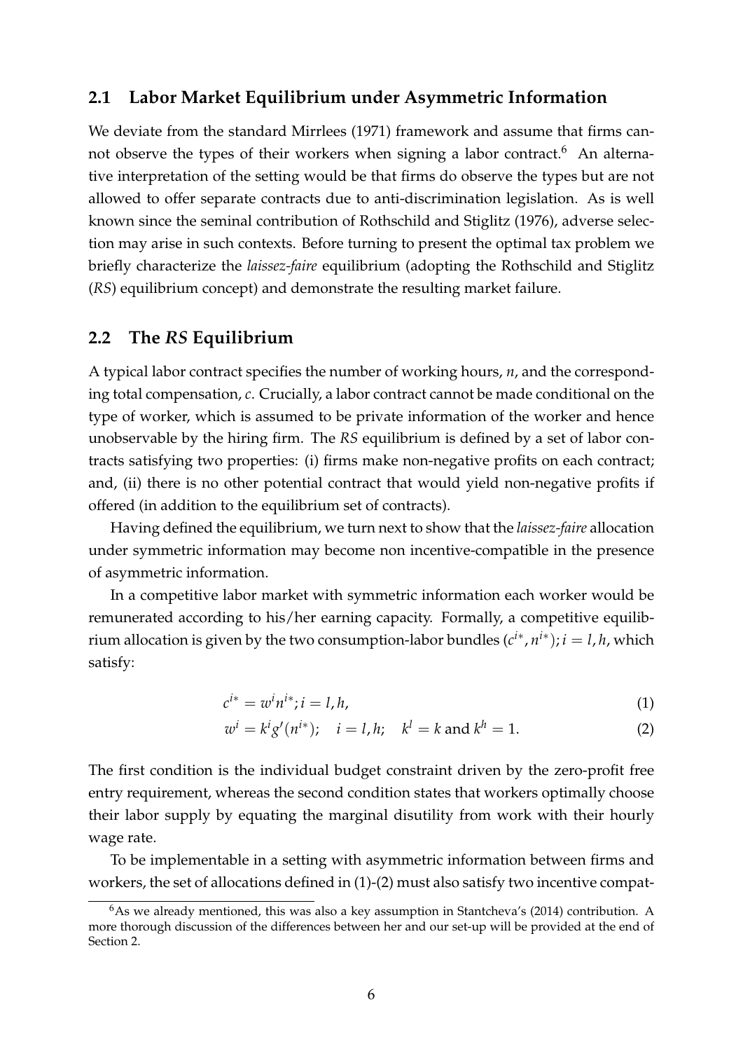## 2.1 Labor Market Equilibrium under Asymmetric Information

We deviate from the standard Mirrlees (1971) framework and assume that firms cannot observe the types of their workers when signing a labor contract.[6] An alternative interpretation of the setting would be that firms do observe the types but are not allowed to offer separate contracts due to anti-discrimination legislation. As is well known since the seminal contribution of Rothschild and Stiglitz (1976), adverse selection may arise in such contexts. Before turning to present the optimal tax problem we briefly characterize the *laissez-faire* equilibrium (adopting the Rothschild and Stiglitz (*RS*) equilibrium concept) and demonstrate the resulting market failure.

## 2.2 The *RS* Equilibrium

A typical labor contract specifies the number of working hours, $n$, and the corresponding total compensation, $c$. Crucially, a labor contract cannot be made conditional on the type of worker, which is assumed to be private information of the worker and hence unobservable by the hiring firm. The *RS* equilibrium is defined by a set of labor contracts satisfying two properties: (i) firms make non-negative profits on each contract; and, (ii) there is no other potential contract that would yield non-negative profits if offered (in addition to the equilibrium set of contracts).

Having defined the equilibrium, we turn next to show that the *laissez-faire* allocation under symmetric information may become non incentive-compatible in the presence of asymmetric information.

In a competitive labor market with symmetric information each worker would be remunerated according to his/her earning capacity. Formally, a competitive equilibrium allocation is given by the two consumption-labor bundles $(c^{i*}, n^{i*}); i = l, h$, which satisfy:

$$c^{i*} = w^i n^{i*}; i = l, h, \tag{1}$$

$$w^i = k^i g'(n^{i*}); \quad i = l, h; \quad k^l = k \text{ and } k^h = 1. \tag{2}$$

The first condition is the individual budget constraint driven by the zero-profit free entry requirement, whereas the second condition states that workers optimally choose their labor supply by equating the marginal disutility from work with their hourly wage rate.

To be implementable in a setting with asymmetric information between firms and workers, the set of allocations defined in (1)-(2) must also satisfy two incentive compat-

[6] As we already mentioned, this was also a key assumption in Stantcheva's (2014) contribution. A more thorough discussion of the differences between her and our set-up will be provided at the end of Section 2.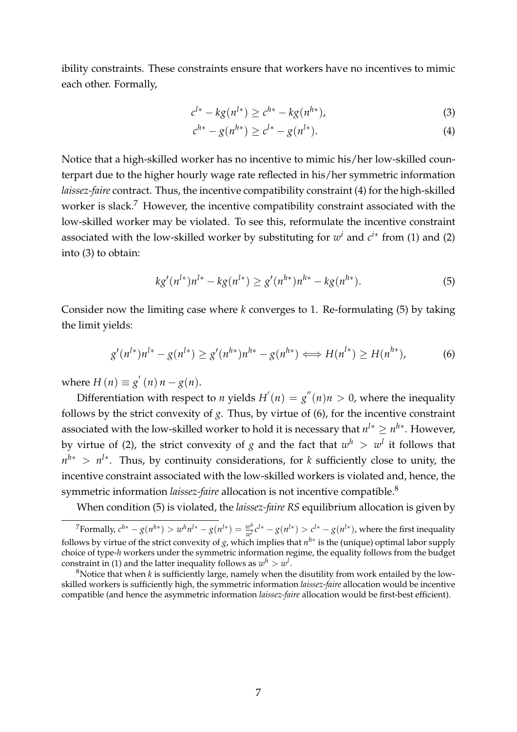ibility constraints. These constraints ensure that workers have no incentives to mimic each other. Formally,

$$c^{l*} - kg(n^{l*}) \geq c^{h*} - kg(n^{h*}), \tag{3}$$

$$c^{h*} - g(n^{h*}) \geq c^{l*} - g(n^{l*}). \tag{4}$$

Notice that a high-skilled worker has no incentive to mimic his/her low-skilled counterpart due to the higher hourly wage rate reflected in his/her symmetric information *laissez-faire* contract. Thus, the incentive compatibility constraint (4) for the high-skilled worker is slack.[7] However, the incentive compatibility constraint associated with the low-skilled worker may be violated. To see this, reformulate the incentive constraint associated with the low-skilled worker by substituting for $w^i$ and $c^{i*}$ from (1) and (2) into (3) to obtain:

$$kg'(n^{l*})n^{l*} - kg(n^{l*}) \geq g'(n^{h*})n^{h*} - kg(n^{h*}). \tag{5}$$

Consider now the limiting case where $k$ converges to 1. Re-formulating (5) by taking the limit yields:

$$g'(n^{l*})n^{l*} - g(n^{l*}) \geq g'(n^{h*})n^{h*} - g(n^{h*}) \iff H(n^{l*}) \geq H(n^{h*}), \tag{6}$$

where $H(n) \equiv g'(n)n - g(n)$.

Differentiation with respect to $n$ yields $H'(n) = g''(n)n > 0$, where the inequality follows by the strict convexity of $g$. Thus, by virtue of (6), for the incentive constraint associated with the low-skilled worker to hold it is necessary that $n^{l*} \geq n^{h*}$. However, by virtue of (2), the strict convexity of $g$ and the fact that $w^h > w^l$ it follows that $n^{h*} > n^{l*}$. Thus, by continuity considerations, for $k$ sufficiently close to unity, the incentive constraint associated with the low-skilled workers is violated and, hence, the symmetric information *laissez-faire* allocation is not incentive compatible.[8]

When condition (5) is violated, the *laissez-faire RS* equilibrium allocation is given by

---

[7] Formally, $c^{h*} - g(n^{h*}) > w^h n^{l*} - g(n^{l*}) = \frac{w^h}{w^l}c^{l*} - g(n^{l*}) > c^{l*} - g(n^{l*})$, where the first inequality follows by virtue of the strict convexity of $g$, which implies that $n^{h*}$ is the (unique) optimal labor supply choice of type-$h$ workers under the symmetric information regime, the equality follows from the budget constraint in (1) and the latter inequality follows as $w^h > w^l$.

[8] Notice that when $k$ is sufficiently large, namely when the disutility from work entailed by the low-skilled workers is sufficiently high, the symmetric information *laissez-faire* allocation would be incentive compatible (and hence the asymmetric information *laissez-faire* allocation would be first-best efficient).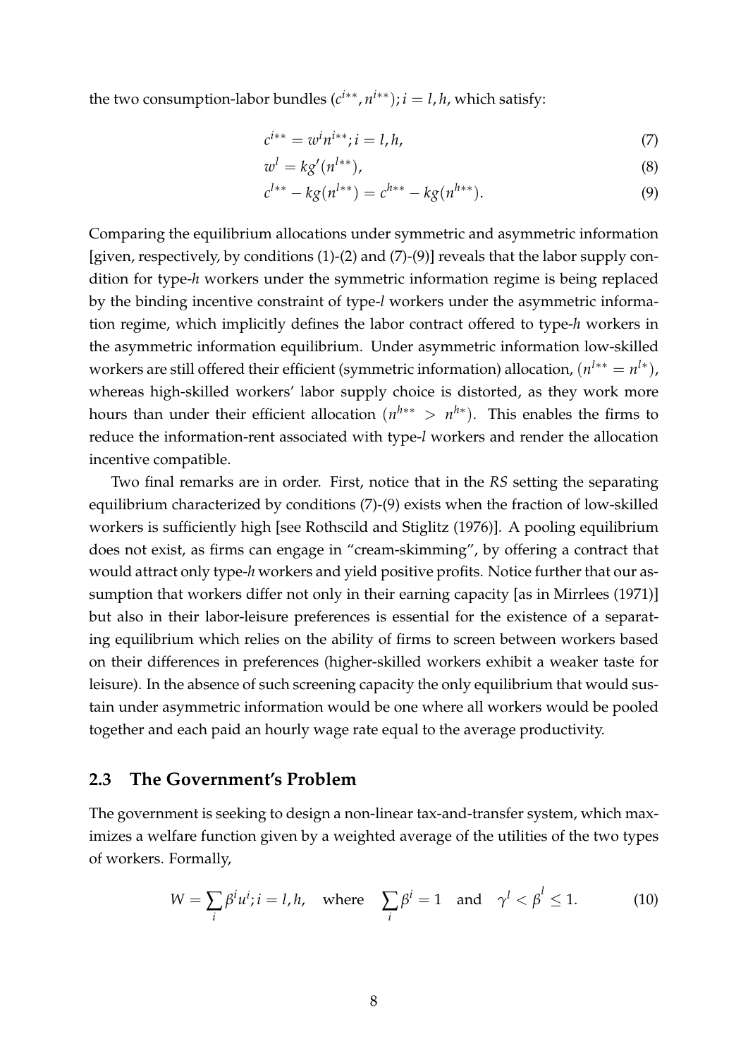the two consumption-labor bundles $(c^{i**}, n^{i**}); i = l, h$, which satisfy:

$$c^{i**} = w^i n^{i**}; i = l, h, \tag{7}$$

$$w^l = kg'(n^{l**}), \tag{8}$$

$$c^{l**} - kg(n^{l**}) = c^{h**} - kg(n^{h**}). \tag{9}$$

Comparing the equilibrium allocations under symmetric and asymmetric information [given, respectively, by conditions (1)-(2) and (7)-(9)] reveals that the labor supply condition for type-*h* workers under the symmetric information regime is being replaced by the binding incentive constraint of type-*l* workers under the asymmetric information regime, which implicitly defines the labor contract offered to type-*h* workers in the asymmetric information equilibrium. Under asymmetric information low-skilled workers are still offered their efficient (symmetric information) allocation, $(n^{l**} = n^{l*})$, whereas high-skilled workers' labor supply choice is distorted, as they work more hours than under their efficient allocation $(n^{h**} > n^{h*})$. This enables the firms to reduce the information-rent associated with type-*l* workers and render the allocation incentive compatible.

Two final remarks are in order. First, notice that in the *RS* setting the separating equilibrium characterized by conditions (7)-(9) exists when the fraction of low-skilled workers is sufficiently high [see Rothscild and Stiglitz (1976)]. A pooling equilibrium does not exist, as firms can engage in "cream-skimming", by offering a contract that would attract only type-*h* workers and yield positive profits. Notice further that our assumption that workers differ not only in their earning capacity [as in Mirrlees (1971)] but also in their labor-leisure preferences is essential for the existence of a separating equilibrium which relies on the ability of firms to screen between workers based on their differences in preferences (higher-skilled workers exhibit a weaker taste for leisure). In the absence of such screening capacity the only equilibrium that would sustain under asymmetric information would be one where all workers would be pooled together and each paid an hourly wage rate equal to the average productivity.

## 2.3 The Government's Problem

The government is seeking to design a non-linear tax-and-transfer system, which maximizes a welfare function given by a weighted average of the utilities of the two types of workers. Formally,

$$W = \sum_i \beta^i u^i; i = l, h, \quad \text{where} \quad \sum_i \beta^i = 1 \quad \text{and} \quad \gamma^l < \beta^l \leq 1. \tag{10}$$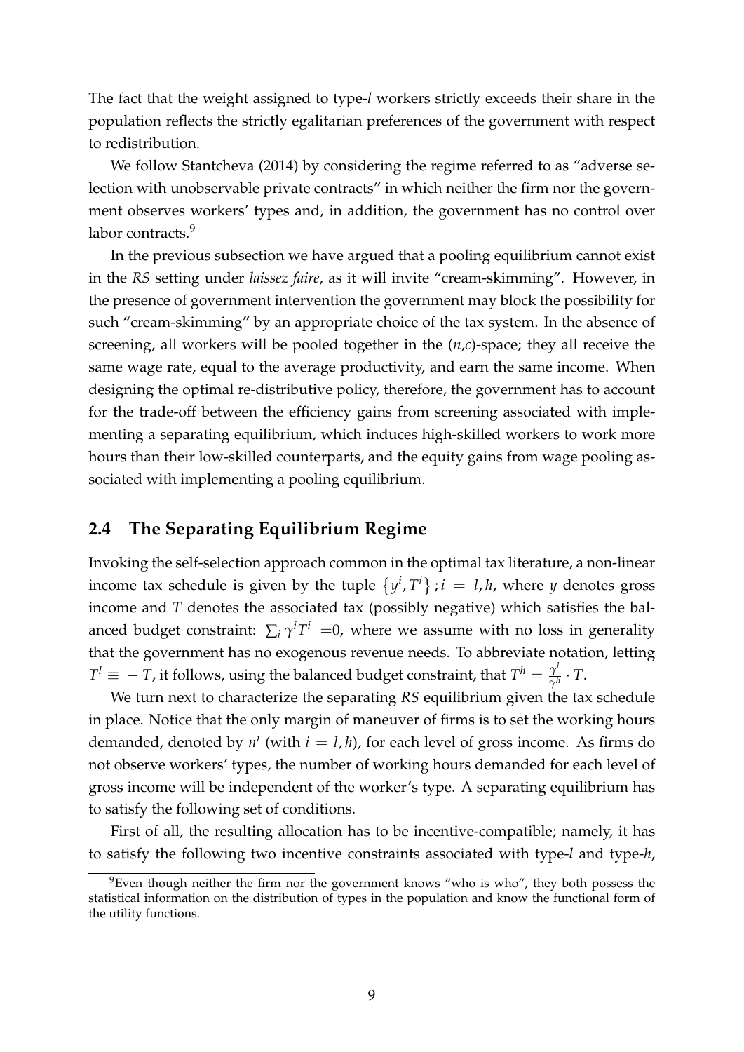The fact that the weight assigned to type-$l$ workers strictly exceeds their share in the population reflects the strictly egalitarian preferences of the government with respect to redistribution.

We follow Stantcheva (2014) by considering the regime referred to as "adverse selection with unobservable private contracts" in which neither the firm nor the government observes workers' types and, in addition, the government has no control over labor contracts.[9]

In the previous subsection we have argued that a pooling equilibrium cannot exist in the *RS* setting under *laissez faire*, as it will invite "cream-skimming". However, in the presence of government intervention the government may block the possibility for such "cream-skimming" by an appropriate choice of the tax system. In the absence of screening, all workers will be pooled together in the $(n,c)$-space; they all receive the same wage rate, equal to the average productivity, and earn the same income. When designing the optimal re-distributive policy, therefore, the government has to account for the trade-off between the efficiency gains from screening associated with implementing a separating equilibrium, which induces high-skilled workers to work more hours than their low-skilled counterparts, and the equity gains from wage pooling associated with implementing a pooling equilibrium.

## 2.4 The Separating Equilibrium Regime

Invoking the self-selection approach common in the optimal tax literature, a non-linear income tax schedule is given by the tuple $\{y^i, T^i\}; i = l, h$, where $y$ denotes gross income and $T$ denotes the associated tax (possibly negative) which satisfies the balanced budget constraint: $\sum_i \gamma^i T^i = 0$, where we assume with no loss in generality that the government has no exogenous revenue needs. To abbreviate notation, letting $T^l \equiv -T$, it follows, using the balanced budget constraint, that $T^h = \frac{\gamma^l}{\gamma^h} \cdot T$.

We turn next to characterize the separating *RS* equilibrium given the tax schedule in place. Notice that the only margin of maneuver of firms is to set the working hours demanded, denoted by $n^i$ (with $i = l, h$), for each level of gross income. As firms do not observe workers' types, the number of working hours demanded for each level of gross income will be independent of the worker's type. A separating equilibrium has to satisfy the following set of conditions.

First of all, the resulting allocation has to be incentive-compatible; namely, it has to satisfy the following two incentive constraints associated with type-$l$ and type-$h$,

[9] Even though neither the firm nor the government knows "who is who", they both possess the statistical information on the distribution of types in the population and know the functional form of the utility functions.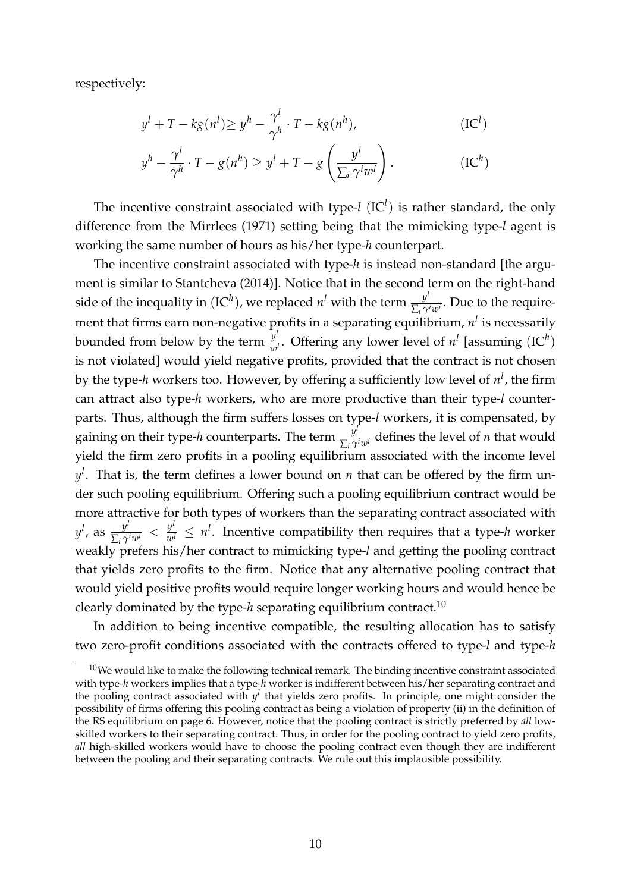respectively:

$$y^l + T - kg(n^l) \geq y^h - \frac{\gamma^l}{\gamma^h} \cdot T - kg(n^h), \tag{IC$^l$}$$

$$y^h - \frac{\gamma^l}{\gamma^h} \cdot T - g(n^h) \geq y^l + T - g\left(\frac{y^l}{\sum_i \gamma^i w^i}\right). \tag{IC$^h$}$$

The incentive constraint associated with type-$l$ (IC$^l$) is rather standard, the only difference from the Mirrlees (1971) setting being that the mimicking type-$l$ agent is working the same number of hours as his/her type-$h$ counterpart.

The incentive constraint associated with type-$h$ is instead non-standard [the argument is similar to Stantcheva (2014)]. Notice that in the second term on the right-hand side of the inequality in (IC$^h$), we replaced $n^l$ with the term $\frac{y^l}{\sum_i \gamma^i w^i}$. Due to the requirement that firms earn non-negative profits in a separating equilibrium, $n^l$ is necessarily bounded from below by the term $\frac{y^l}{w^l}$. Offering any lower level of $n^l$ [assuming (IC$^h$) is not violated] would yield negative profits, provided that the contract is not chosen by the type-$h$ workers too. However, by offering a sufficiently low level of $n^l$, the firm can attract also type-$h$ workers, who are more productive than their type-$l$ counterparts. Thus, although the firm suffers losses on type-$l$ workers, it is compensated, by gaining on their type-$h$ counterparts. The term $\frac{y^l}{\sum_i \gamma^i w^i}$ defines the level of $n$ that would yield the firm zero profits in a pooling equilibrium associated with the income level $y^l$. That is, the term defines a lower bound on $n$ that can be offered by the firm under such pooling equilibrium. Offering such a pooling equilibrium contract would be more attractive for both types of workers than the separating contract associated with $y^l$, as $\frac{y^l}{\sum_i \gamma^i w^i} < \frac{y^l}{w^l} \leq n^l$. Incentive compatibility then requires that a type-$h$ worker weakly prefers his/her contract to mimicking type-$l$ and getting the pooling contract that yields zero profits to the firm. Notice that any alternative pooling contract that would yield positive profits would require longer working hours and would hence be clearly dominated by the type-$h$ separating equilibrium contract.[10]

In addition to being incentive compatible, the resulting allocation has to satisfy two zero-profit conditions associated with the contracts offered to type-$l$ and type-$h$

[10]We would like to make the following technical remark. The binding incentive constraint associated with type-$h$ workers implies that a type-$h$ worker is indifferent between his/her separating contract and the pooling contract associated with $y^l$ that yields zero profits. In principle, one might consider the possibility of firms offering this pooling contract as being a violation of property (ii) in the definition of the RS equilibrium on page 6. However, notice that the pooling contract is strictly preferred by *all* low-skilled workers to their separating contract. Thus, in order for the pooling contract to yield zero profits, *all* high-skilled workers would have to choose the pooling contract even though they are indifferent between the pooling and their separating contracts. We rule out this implausible possibility.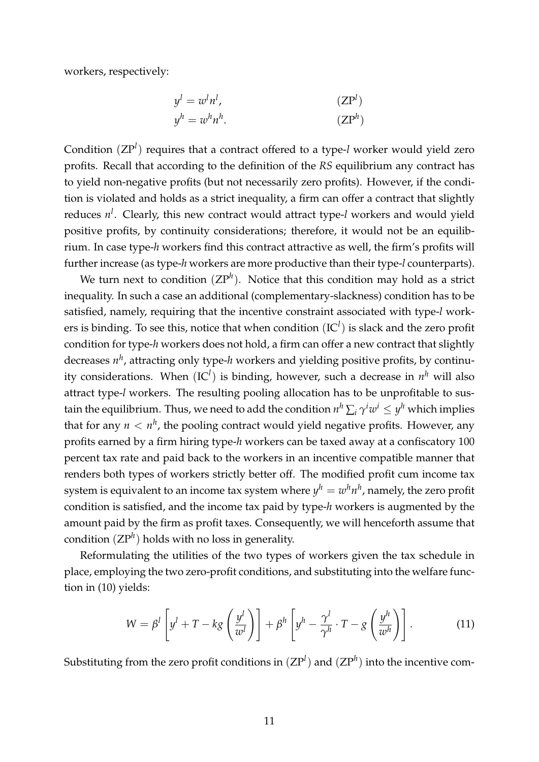workers, respectively:

$$y^l = w^l n^l, \qquad (\text{ZP}^l)$$

$$y^h = w^h n^h. \qquad (\text{ZP}^h)$$

Condition $(\text{ZP}^l)$ requires that a contract offered to a type-$l$ worker would yield zero profits. Recall that according to the definition of the *RS* equilibrium any contract has to yield non-negative profits (but not necessarily zero profits). However, if the condition is violated and holds as a strict inequality, a firm can offer a contract that slightly reduces $n^l$. Clearly, this new contract would attract type-$l$ workers and would yield positive profits, by continuity considerations; therefore, it would not be an equilibrium. In case type-$h$ workers find this contract attractive as well, the firm's profits will further increase (as type-$h$ workers are more productive than their type-$l$ counterparts).

We turn next to condition $(\text{ZP}^h)$. Notice that this condition may hold as a strict inequality. In such a case an additional (complementary-slackness) condition has to be satisfied, namely, requiring that the incentive constraint associated with type-$l$ workers is binding. To see this, notice that when condition $(\text{IC}^l)$ is slack and the zero profit condition for type-$h$ workers does not hold, a firm can offer a new contract that slightly decreases $n^h$, attracting only type-$h$ workers and yielding positive profits, by continuity considerations. When $(\text{IC}^l)$ is binding, however, such a decrease in $n^h$ will also attract type-$l$ workers. The resulting pooling allocation has to be unprofitable to sustain the equilibrium. Thus, we need to add the condition $n^h \sum_i \gamma^i w^i \leq y^h$ which implies that for any $n < n^h$, the pooling contract would yield negative profits. However, any profits earned by a firm hiring type-$h$ workers can be taxed away at a confiscatory 100 percent tax rate and paid back to the workers in an incentive compatible manner that renders both types of workers strictly better off. The modified profit cum income tax system is equivalent to an income tax system where $y^h = w^h n^h$, namely, the zero profit condition is satisfied, and the income tax paid by type-$h$ workers is augmented by the amount paid by the firm as profit taxes. Consequently, we will henceforth assume that condition $(\text{ZP}^h)$ holds with no loss in generality.

Reformulating the utilities of the two types of workers given the tax schedule in place, employing the two zero-profit conditions, and substituting into the welfare function in (10) yields:

$$W = \beta^l \left[ y^l + T - kg\left(\frac{y^l}{w^l}\right) \right] + \beta^h \left[ y^h - \frac{\gamma^l}{\gamma^h} \cdot T - g\left(\frac{y^h}{w^h}\right) \right]. \qquad (11)$$

Substituting from the zero profit conditions in $(\text{ZP}^l)$ and $(\text{ZP}^h)$ into the incentive com-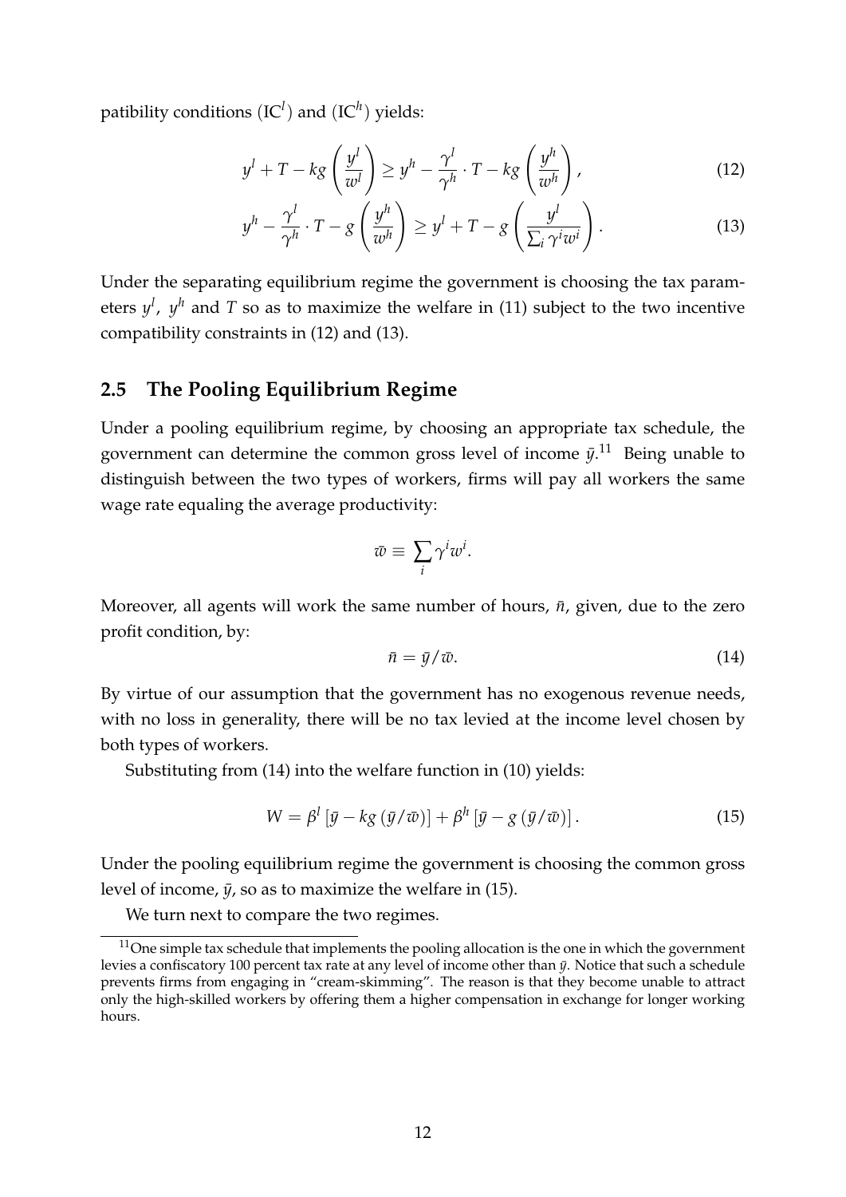patibility conditions $(\text{IC}^l)$ and $(\text{IC}^h)$ yields:

$$y^l + T - kg\left(\frac{y^l}{w^l}\right) \geq y^h - \frac{\gamma^l}{\gamma^h} \cdot T - kg\left(\frac{y^h}{w^h}\right), \tag{12}$$

$$y^h - \frac{\gamma^l}{\gamma^h} \cdot T - g\left(\frac{y^h}{w^h}\right) \geq y^l + T - g\left(\frac{y^l}{\sum_i \gamma^i w^i}\right). \tag{13}$$

Under the separating equilibrium regime the government is choosing the tax parameters $y^l$, $y^h$ and $T$ so as to maximize the welfare in (11) subject to the two incentive compatibility constraints in (12) and (13).

## 2.5 The Pooling Equilibrium Regime

Under a pooling equilibrium regime, by choosing an appropriate tax schedule, the government can determine the common gross level of income $\bar{y}$.[11] Being unable to distinguish between the two types of workers, firms will pay all workers the same wage rate equaling the average productivity:

$$\bar{w} \equiv \sum_i \gamma^i w^i.$$

Moreover, all agents will work the same number of hours, $\bar{n}$, given, due to the zero profit condition, by:

$$\bar{n} = \bar{y}/\bar{w}. \tag{14}$$

By virtue of our assumption that the government has no exogenous revenue needs, with no loss in generality, there will be no tax levied at the income level chosen by both types of workers.

Substituting from (14) into the welfare function in (10) yields:

$$W = \beta^l \left[\bar{y} - kg\left(\bar{y}/\bar{w}\right)\right] + \beta^h \left[\bar{y} - g\left(\bar{y}/\bar{w}\right)\right]. \tag{15}$$

Under the pooling equilibrium regime the government is choosing the common gross level of income, $\bar{y}$, so as to maximize the welfare in (15).

We turn next to compare the two regimes.

[11] One simple tax schedule that implements the pooling allocation is the one in which the government levies a confiscatory 100 percent tax rate at any level of income other than $\bar{y}$. Notice that such a schedule prevents firms from engaging in "cream-skimming". The reason is that they become unable to attract only the high-skilled workers by offering them a higher compensation in exchange for longer working hours.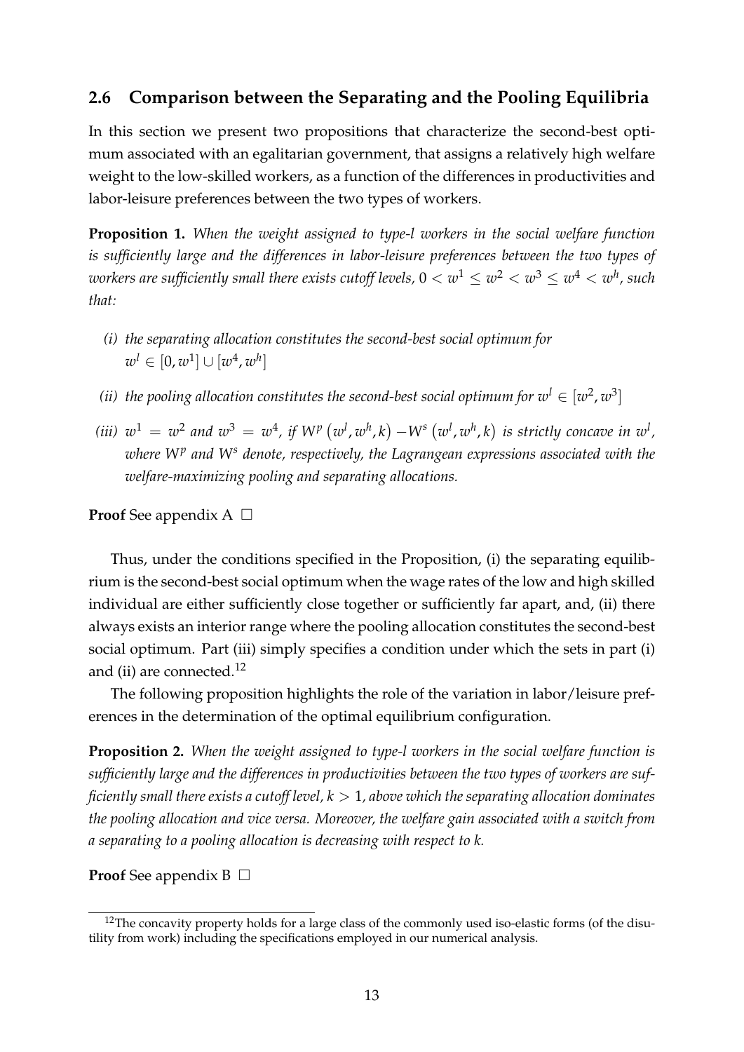## 2.6 Comparison between the Separating and the Pooling Equilibria

In this section we present two propositions that characterize the second-best optimum associated with an egalitarian government, that assigns a relatively high welfare weight to the low-skilled workers, as a function of the differences in productivities and labor-leisure preferences between the two types of workers.

**Proposition 1.** *When the weight assigned to type-l workers in the social welfare function is sufficiently large and the differences in labor-leisure preferences between the two types of workers are sufficiently small there exists cutoff levels, $0 < w^1 \leq w^2 < w^3 \leq w^4 < w^h$, such that:*

*(i) the separating allocation constitutes the second-best social optimum for $w^l \in [0, w^1] \cup [w^4, w^h]$*

*(ii) the pooling allocation constitutes the second-best social optimum for $w^l \in [w^2, w^3]$*

*(iii) $w^1 = w^2$ and $w^3 = w^4$, if $W^p(w^l, w^h, k) - W^s(w^l, w^h, k)$ is strictly concave in $w^l$, where $W^p$ and $W^s$ denote, respectively, the Lagrangean expressions associated with the welfare-maximizing pooling and separating allocations.*

**Proof** See appendix A □

Thus, under the conditions specified in the Proposition, (i) the separating equilibrium is the second-best social optimum when the wage rates of the low and high skilled individual are either sufficiently close together or sufficiently far apart, and, (ii) there always exists an interior range where the pooling allocation constitutes the second-best social optimum. Part (iii) simply specifies a condition under which the sets in part (i) and (ii) are connected.[12]

The following proposition highlights the role of the variation in labor/leisure preferences in the determination of the optimal equilibrium configuration.

**Proposition 2.** *When the weight assigned to type-l workers in the social welfare function is sufficiently large and the differences in productivities between the two types of workers are sufficiently small there exists a cutoff level, $k > 1$, above which the separating allocation dominates the pooling allocation and vice versa. Moreover, the welfare gain associated with a switch from a separating to a pooling allocation is decreasing with respect to k.*

**Proof** See appendix B □

[12] The concavity property holds for a large class of the commonly used iso-elastic forms (of the disutility from work) including the specifications employed in our numerical analysis.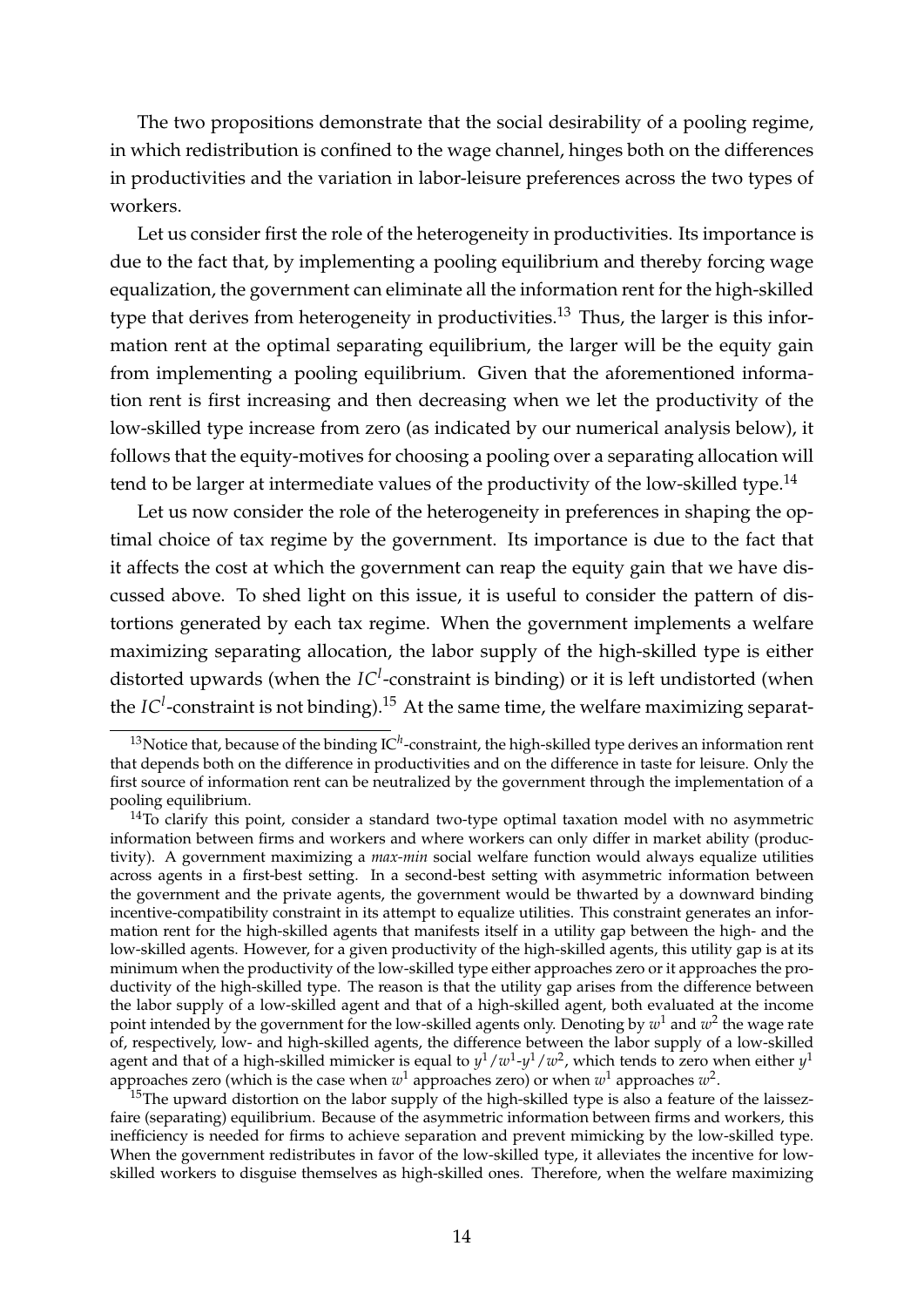The two propositions demonstrate that the social desirability of a pooling regime, in which redistribution is confined to the wage channel, hinges both on the differences in productivities and the variation in labor-leisure preferences across the two types of workers.

Let us consider first the role of the heterogeneity in productivities. Its importance is due to the fact that, by implementing a pooling equilibrium and thereby forcing wage equalization, the government can eliminate all the information rent for the high-skilled type that derives from heterogeneity in productivities.[13] Thus, the larger is this information rent at the optimal separating equilibrium, the larger will be the equity gain from implementing a pooling equilibrium. Given that the aforementioned information rent is first increasing and then decreasing when we let the productivity of the low-skilled type increase from zero (as indicated by our numerical analysis below), it follows that the equity-motives for choosing a pooling over a separating allocation will tend to be larger at intermediate values of the productivity of the low-skilled type.[14]

Let us now consider the role of the heterogeneity in preferences in shaping the optimal choice of tax regime by the government. Its importance is due to the fact that it affects the cost at which the government can reap the equity gain that we have discussed above. To shed light on this issue, it is useful to consider the pattern of distortions generated by each tax regime. When the government implements a welfare maximizing separating allocation, the labor supply of the high-skilled type is either distorted upwards (when the $IC^l$-constraint is binding) or it is left undistorted (when the $IC^l$-constraint is not binding).[15] At the same time, the welfare maximizing separat-

[13] Notice that, because of the binding IC$^h$-constraint, the high-skilled type derives an information rent that depends both on the difference in productivities and on the difference in taste for leisure. Only the first source of information rent can be neutralized by the government through the implementation of a pooling equilibrium.

[14] To clarify this point, consider a standard two-type optimal taxation model with no asymmetric information between firms and workers and where workers can only differ in market ability (productivity). A government maximizing a *max-min* social welfare function would always equalize utilities across agents in a first-best setting. In a second-best setting with asymmetric information between the government and the private agents, the government would be thwarted by a downward binding incentive-compatibility constraint in its attempt to equalize utilities. This constraint generates an information rent for the high-skilled agents that manifests itself in a utility gap between the high- and the low-skilled agents. However, for a given productivity of the high-skilled agents, this utility gap is at its minimum when the productivity of the low-skilled type either approaches zero or it approaches the productivity of the high-skilled type. The reason is that the utility gap arises from the difference between the labor supply of a low-skilled agent and that of a high-skilled agent, both evaluated at the income point intended by the government for the low-skilled agents only. Denoting by $w^1$ and $w^2$ the wage rate of, respectively, low- and high-skilled agents, the difference between the labor supply of a low-skilled agent and that of a high-skilled mimicker is equal to $y^1/w^1$-$y^1/w^2$, which tends to zero when either $y^1$ approaches zero (which is the case when $w^1$ approaches zero) or when $w^1$ approaches $w^2$.

[15] The upward distortion on the labor supply of the high-skilled type is also a feature of the laissez-faire (separating) equilibrium. Because of the asymmetric information between firms and workers, this inefficiency is needed for firms to achieve separation and prevent mimicking by the low-skilled type. When the government redistributes in favor of the low-skilled type, it alleviates the incentive for low-skilled workers to disguise themselves as high-skilled ones. Therefore, when the welfare maximizing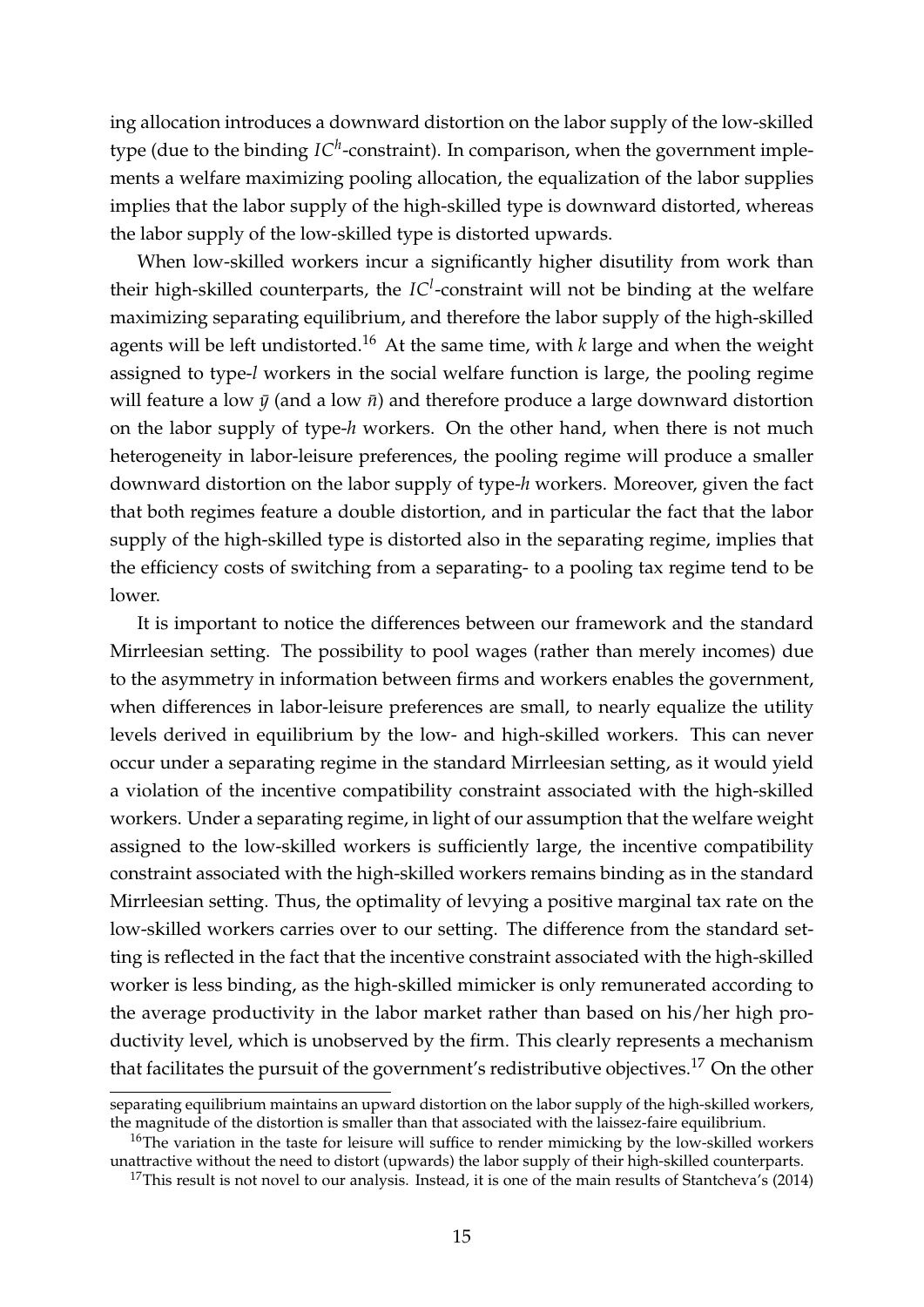ing allocation introduces a downward distortion on the labor supply of the low-skilled type (due to the binding $IC^h$-constraint). In comparison, when the government implements a welfare maximizing pooling allocation, the equalization of the labor supplies implies that the labor supply of the high-skilled type is downward distorted, whereas the labor supply of the low-skilled type is distorted upwards.

When low-skilled workers incur a significantly higher disutility from work than their high-skilled counterparts, the $IC^l$-constraint will not be binding at the welfare maximizing separating equilibrium, and therefore the labor supply of the high-skilled agents will be left undistorted.[16] At the same time, with $k$ large and when the weight assigned to type-$l$ workers in the social welfare function is large, the pooling regime will feature a low $\bar{y}$ (and a low $\bar{n}$) and therefore produce a large downward distortion on the labor supply of type-$h$ workers. On the other hand, when there is not much heterogeneity in labor-leisure preferences, the pooling regime will produce a smaller downward distortion on the labor supply of type-$h$ workers. Moreover, given the fact that both regimes feature a double distortion, and in particular the fact that the labor supply of the high-skilled type is distorted also in the separating regime, implies that the efficiency costs of switching from a separating- to a pooling tax regime tend to be lower.

It is important to notice the differences between our framework and the standard Mirrleesian setting. The possibility to pool wages (rather than merely incomes) due to the asymmetry in information between firms and workers enables the government, when differences in labor-leisure preferences are small, to nearly equalize the utility levels derived in equilibrium by the low- and high-skilled workers. This can never occur under a separating regime in the standard Mirrleesian setting, as it would yield a violation of the incentive compatibility constraint associated with the high-skilled workers. Under a separating regime, in light of our assumption that the welfare weight assigned to the low-skilled workers is sufficiently large, the incentive compatibility constraint associated with the high-skilled workers remains binding as in the standard Mirrleesian setting. Thus, the optimality of levying a positive marginal tax rate on the low-skilled workers carries over to our setting. The difference from the standard setting is reflected in the fact that the incentive constraint associated with the high-skilled worker is less binding, as the high-skilled mimicker is only remunerated according to the average productivity in the labor market rather than based on his/her high productivity level, which is unobserved by the firm. This clearly represents a mechanism that facilitates the pursuit of the government's redistributive objectives.[17] On the other

separating equilibrium maintains an upward distortion on the labor supply of the high-skilled workers, the magnitude of the distortion is smaller than that associated with the laissez-faire equilibrium.

[16] The variation in the taste for leisure will suffice to render mimicking by the low-skilled workers unattractive without the need to distort (upwards) the labor supply of their high-skilled counterparts.

[17] This result is not novel to our analysis. Instead, it is one of the main results of Stantcheva's (2014)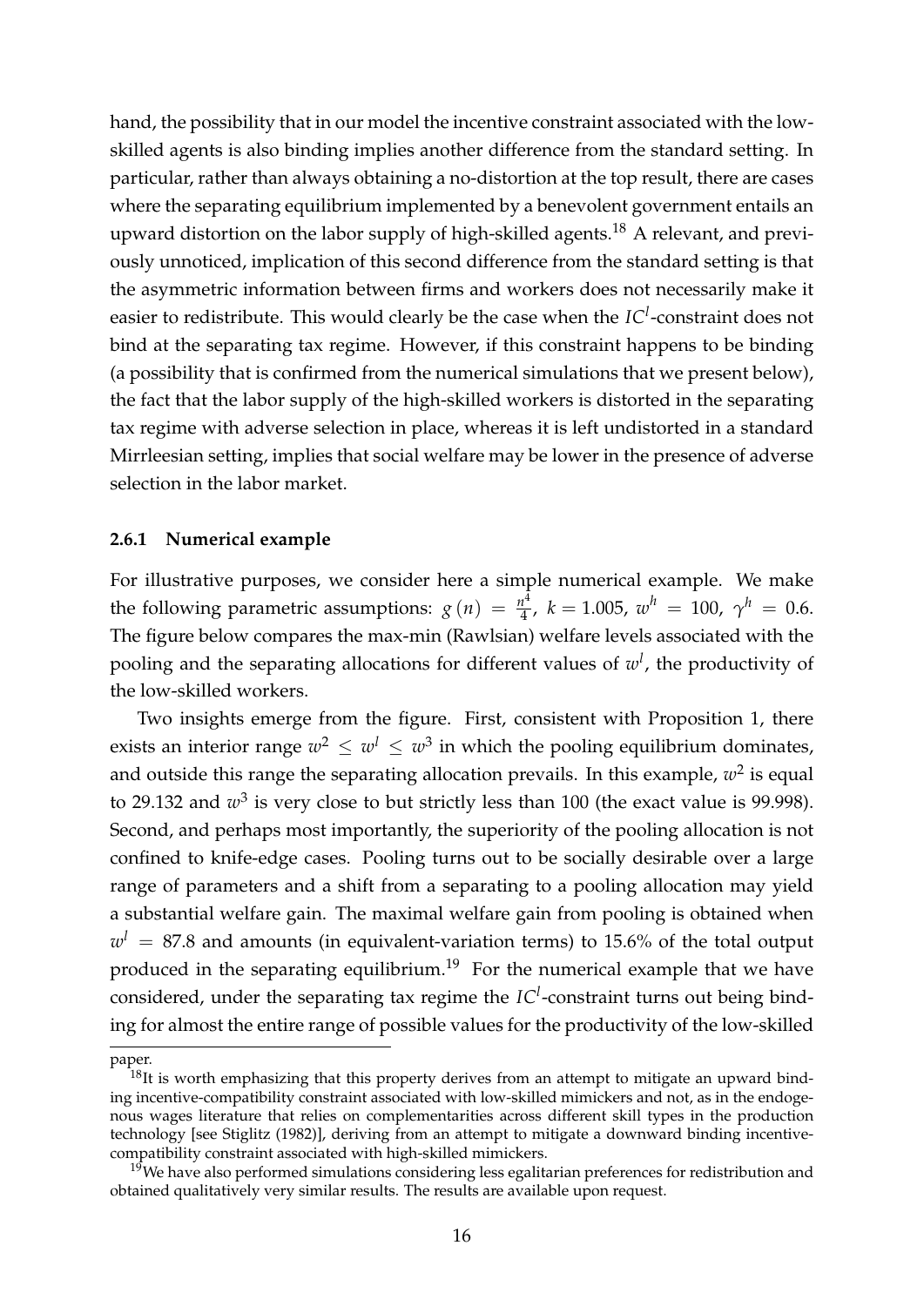hand, the possibility that in our model the incentive constraint associated with the low-skilled agents is also binding implies another difference from the standard setting. In particular, rather than always obtaining a no-distortion at the top result, there are cases where the separating equilibrium implemented by a benevolent government entails an upward distortion on the labor supply of high-skilled agents.[18] A relevant, and previously unnoticed, implication of this second difference from the standard setting is that the asymmetric information between firms and workers does not necessarily make it easier to redistribute. This would clearly be the case when the $IC^l$-constraint does not bind at the separating tax regime. However, if this constraint happens to be binding (a possibility that is confirmed from the numerical simulations that we present below), the fact that the labor supply of the high-skilled workers is distorted in the separating tax regime with adverse selection in place, whereas it is left undistorted in a standard Mirrleesian setting, implies that social welfare may be lower in the presence of adverse selection in the labor market.

### 2.6.1 Numerical example

For illustrative purposes, we consider here a simple numerical example. We make the following parametric assumptions: $g(n) = \frac{n^4}{4}$, $k = 1.005$, $w^h = 100$, $\gamma^h = 0.6$. The figure below compares the max-min (Rawlsian) welfare levels associated with the pooling and the separating allocations for different values of $w^l$, the productivity of the low-skilled workers.

Two insights emerge from the figure. First, consistent with Proposition 1, there exists an interior range $w^2 \leq w^l \leq w^3$ in which the pooling equilibrium dominates, and outside this range the separating allocation prevails. In this example, $w^2$ is equal to 29.132 and $w^3$ is very close to but strictly less than 100 (the exact value is 99.998). Second, and perhaps most importantly, the superiority of the pooling allocation is not confined to knife-edge cases. Pooling turns out to be socially desirable over a large range of parameters and a shift from a separating to a pooling allocation may yield a substantial welfare gain. The maximal welfare gain from pooling is obtained when $w^l = 87.8$ and amounts (in equivalent-variation terms) to 15.6% of the total output produced in the separating equilibrium.[19] For the numerical example that we have considered, under the separating tax regime the $IC^l$-constraint turns out being binding for almost the entire range of possible values for the productivity of the low-skilled

paper.

[18] It is worth emphasizing that this property derives from an attempt to mitigate an upward binding incentive-compatibility constraint associated with low-skilled mimickers and not, as in the endogenous wages literature that relies on complementarities across different skill types in the production technology [see Stiglitz (1982)], deriving from an attempt to mitigate a downward binding incentive-compatibility constraint associated with high-skilled mimickers.

[19] We have also performed simulations considering less egalitarian preferences for redistribution and obtained qualitatively very similar results. The results are available upon request.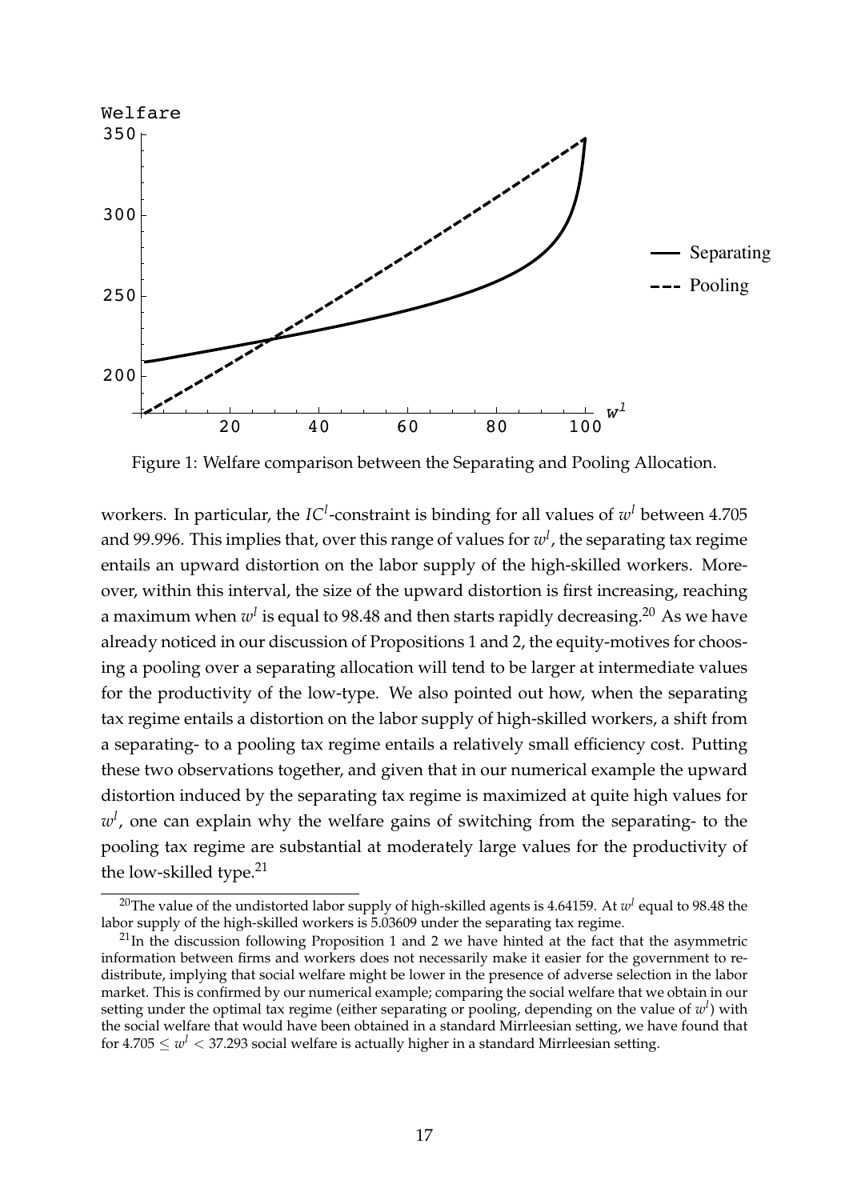Figure 1: Welfare comparison between the Separating and Pooling Allocation.

workers. In particular, the $IC^l$-constraint is binding for all values of $w^l$ between 4.705 and 99.996. This implies that, over this range of values for $w^l$, the separating tax regime entails an upward distortion on the labor supply of the high-skilled workers. Moreover, within this interval, the size of the upward distortion is first increasing, reaching a maximum when $w^l$ is equal to 98.48 and then starts rapidly decreasing.[20] As we have already noticed in our discussion of Propositions 1 and 2, the equity-motives for choosing a pooling over a separating allocation will tend to be larger at intermediate values for the productivity of the low-type. We also pointed out how, when the separating tax regime entails a distortion on the labor supply of high-skilled workers, a shift from a separating- to a pooling tax regime entails a relatively small efficiency cost. Putting these two observations together, and given that in our numerical example the upward distortion induced by the separating tax regime is maximized at quite high values for $w^l$, one can explain why the welfare gains of switching from the separating- to the pooling tax regime are substantial at moderately large values for the productivity of the low-skilled type.[21]

[20] The value of the undistorted labor supply of high-skilled agents is 4.64159. At $w^l$ equal to 98.48 the labor supply of the high-skilled workers is 5.03609 under the separating tax regime.

[21] In the discussion following Proposition 1 and 2 we have hinted at the fact that the asymmetric information between firms and workers does not necessarily make it easier for the government to redistribute, implying that social welfare might be lower in the presence of adverse selection in the labor market. This is confirmed by our numerical example; comparing the social welfare that we obtain in our setting under the optimal tax regime (either separating or pooling, depending on the value of $w^l$) with the social welfare that would have been obtained in a standard Mirrleesian setting, we have found that for $4.705 \leq w^l < 37.293$ social welfare is actually higher in a standard Mirrleesian setting.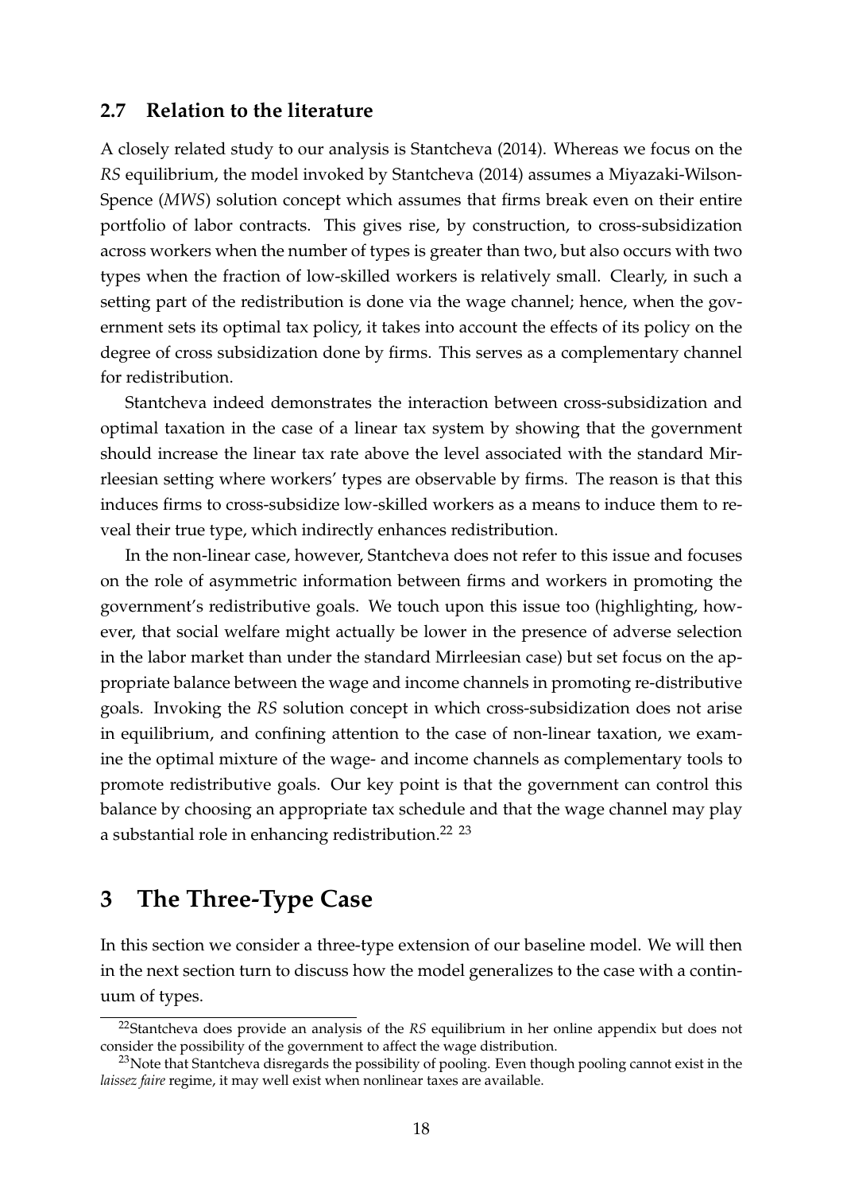### 2.7 Relation to the literature

A closely related study to our analysis is Stantcheva (2014). Whereas we focus on the *RS* equilibrium, the model invoked by Stantcheva (2014) assumes a Miyazaki-Wilson-Spence (*MWS*) solution concept which assumes that firms break even on their entire portfolio of labor contracts. This gives rise, by construction, to cross-subsidization across workers when the number of types is greater than two, but also occurs with two types when the fraction of low-skilled workers is relatively small. Clearly, in such a setting part of the redistribution is done via the wage channel; hence, when the government sets its optimal tax policy, it takes into account the effects of its policy on the degree of cross subsidization done by firms. This serves as a complementary channel for redistribution.

Stantcheva indeed demonstrates the interaction between cross-subsidization and optimal taxation in the case of a linear tax system by showing that the government should increase the linear tax rate above the level associated with the standard Mirrleesian setting where workers' types are observable by firms. The reason is that this induces firms to cross-subsidize low-skilled workers as a means to induce them to reveal their true type, which indirectly enhances redistribution.

In the non-linear case, however, Stantcheva does not refer to this issue and focuses on the role of asymmetric information between firms and workers in promoting the government's redistributive goals. We touch upon this issue too (highlighting, however, that social welfare might actually be lower in the presence of adverse selection in the labor market than under the standard Mirrleesian case) but set focus on the appropriate balance between the wage and income channels in promoting re-distributive goals. Invoking the *RS* solution concept in which cross-subsidization does not arise in equilibrium, and confining attention to the case of non-linear taxation, we examine the optimal mixture of the wage- and income channels as complementary tools to promote redistributive goals. Our key point is that the government can control this balance by choosing an appropriate tax schedule and that the wage channel may play a substantial role in enhancing redistribution.[22] [23]

## 3 The Three-Type Case

In this section we consider a three-type extension of our baseline model. We will then in the next section turn to discuss how the model generalizes to the case with a continuum of types.

[22]Stantcheva does provide an analysis of the *RS* equilibrium in her online appendix but does not consider the possibility of the government to affect the wage distribution.

[23]Note that Stantcheva disregards the possibility of pooling. Even though pooling cannot exist in the *laissez faire* regime, it may well exist when nonlinear taxes are available.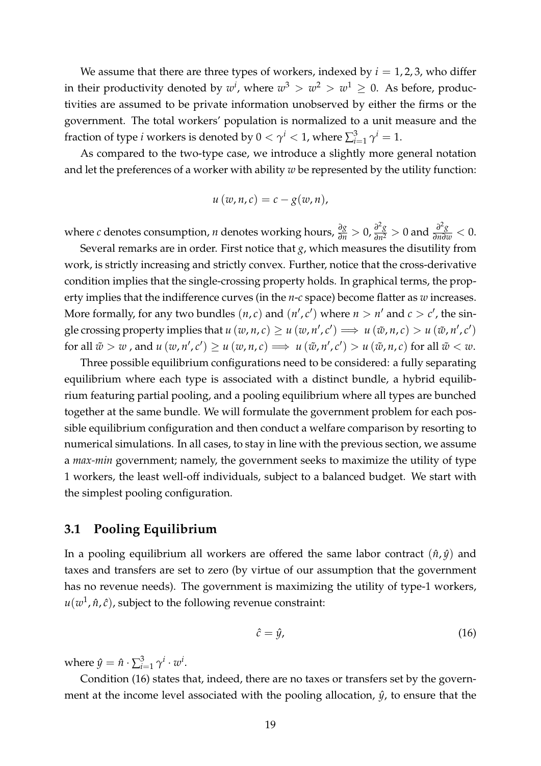We assume that there are three types of workers, indexed by $i = 1, 2, 3$, who differ in their productivity denoted by $w^i$, where $w^3 > w^2 > w^1 \geq 0$. As before, productivities are assumed to be private information unobserved by either the firms or the government. The total workers' population is normalized to a unit measure and the fraction of type $i$ workers is denoted by $0 < \gamma^i < 1$, where $\sum_{i=1}^{3} \gamma^i = 1$.

As compared to the two-type case, we introduce a slightly more general notation and let the preferences of a worker with ability $w$ be represented by the utility function:

$$u(w, n, c) = c - g(w, n),$$

where $c$ denotes consumption, $n$ denotes working hours, $\frac{\partial g}{\partial n} > 0$, $\frac{\partial^2 g}{\partial n^2} > 0$ and $\frac{\partial^2 g}{\partial n \partial w} < 0$.

Several remarks are in order. First notice that $g$, which measures the disutility from work, is strictly increasing and strictly convex. Further, notice that the cross-derivative condition implies that the single-crossing property holds. In graphical terms, the property implies that the indifference curves (in the $n$-$c$ space) become flatter as $w$ increases. More formally, for any two bundles $(n, c)$ and $(n', c')$ where $n > n'$ and $c > c'$, the single crossing property implies that $u(w, n, c) \geq u(w, n', c') \implies u(\tilde{w}, n, c) > u(\tilde{w}, n', c')$ for all $\tilde{w} > w$, and $u(w, n', c') \geq u(w, n, c) \implies u(\tilde{w}, n', c') > u(\tilde{w}, n, c)$ for all $\tilde{w} < w$.

Three possible equilibrium configurations need to be considered: a fully separating equilibrium where each type is associated with a distinct bundle, a hybrid equilibrium featuring partial pooling, and a pooling equilibrium where all types are bunched together at the same bundle. We will formulate the government problem for each possible equilibrium configuration and then conduct a welfare comparison by resorting to numerical simulations. In all cases, to stay in line with the previous section, we assume a *max-min* government; namely, the government seeks to maximize the utility of type 1 workers, the least well-off individuals, subject to a balanced budget. We start with the simplest pooling configuration.

## 3.1 Pooling Equilibrium

In a pooling equilibrium all workers are offered the same labor contract $(\hat{n}, \hat{y})$ and taxes and transfers are set to zero (by virtue of our assumption that the government has no revenue needs). The government is maximizing the utility of type-1 workers, $u(w^1, \hat{n}, \hat{c})$, subject to the following revenue constraint:

$$\hat{c} = \hat{y}, \tag{16}$$

where $\hat{y} = \hat{n} \cdot \sum_{i=1}^{3} \gamma^i \cdot w^i$.

Condition (16) states that, indeed, there are no taxes or transfers set by the government at the income level associated with the pooling allocation, $\hat{y}$, to ensure that the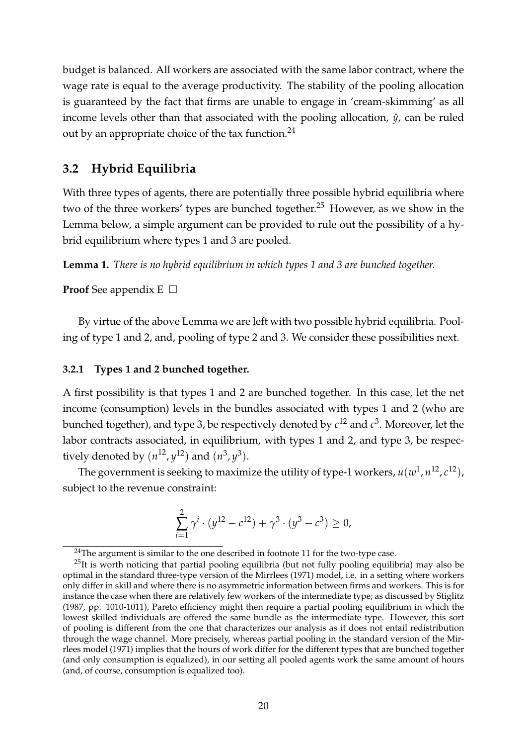budget is balanced. All workers are associated with the same labor contract, where the wage rate is equal to the average productivity. The stability of the pooling allocation is guaranteed by the fact that firms are unable to engage in 'cream-skimming' as all income levels other than that associated with the pooling allocation, $\hat{y}$, can be ruled out by an appropriate choice of the tax function.[24]

## 3.2 Hybrid Equilibria

With three types of agents, there are potentially three possible hybrid equilibria where two of the three workers' types are bunched together.[25] However, as we show in the Lemma below, a simple argument can be provided to rule out the possibility of a hybrid equilibrium where types 1 and 3 are pooled.

**Lemma 1.** *There is no hybrid equilibrium in which types 1 and 3 are bunched together.*

**Proof** See appendix E □

By virtue of the above Lemma we are left with two possible hybrid equilibria. Pooling of type 1 and 2, and, pooling of type 2 and 3. We consider these possibilities next.

### 3.2.1 Types 1 and 2 bunched together.

A first possibility is that types 1 and 2 are bunched together. In this case, let the net income (consumption) levels in the bundles associated with types 1 and 2 (who are bunched together), and type 3, be respectively denoted by $c^{12}$ and $c^3$. Moreover, let the labor contracts associated, in equilibrium, with types 1 and 2, and type 3, be respectively denoted by $(n^{12}, y^{12})$ and $(n^3, y^3)$.

The government is seeking to maximize the utility of type-1 workers, $u(w^1, n^{12}, c^{12})$, subject to the revenue constraint:

$$\sum_{i=1}^{2} \gamma^i \cdot (y^{12} - c^{12}) + \gamma^3 \cdot (y^3 - c^3) \geq 0,$$

[24] The argument is similar to the one described in footnote 11 for the two-type case.

[25] It is worth noticing that partial pooling equilibria (but not fully pooling equilibria) may also be optimal in the standard three-type version of the Mirrlees (1971) model, i.e. in a setting where workers only differ in skill and where there is no asymmetric information between firms and workers. This is for instance the case when there are relatively few workers of the intermediate type; as discussed by Stiglitz (1987, pp. 1010-1011), Pareto efficiency might then require a partial pooling equilibrium in which the lowest skilled individuals are offered the same bundle as the intermediate type. However, this sort of pooling is different from the one that characterizes our analysis as it does not entail redistribution through the wage channel. More precisely, whereas partial pooling in the standard version of the Mirrlees model (1971) implies that the hours of work differ for the different types that are bunched together (and only consumption is equalized), in our setting all pooled agents work the same amount of hours (and, of course, consumption is equalized too).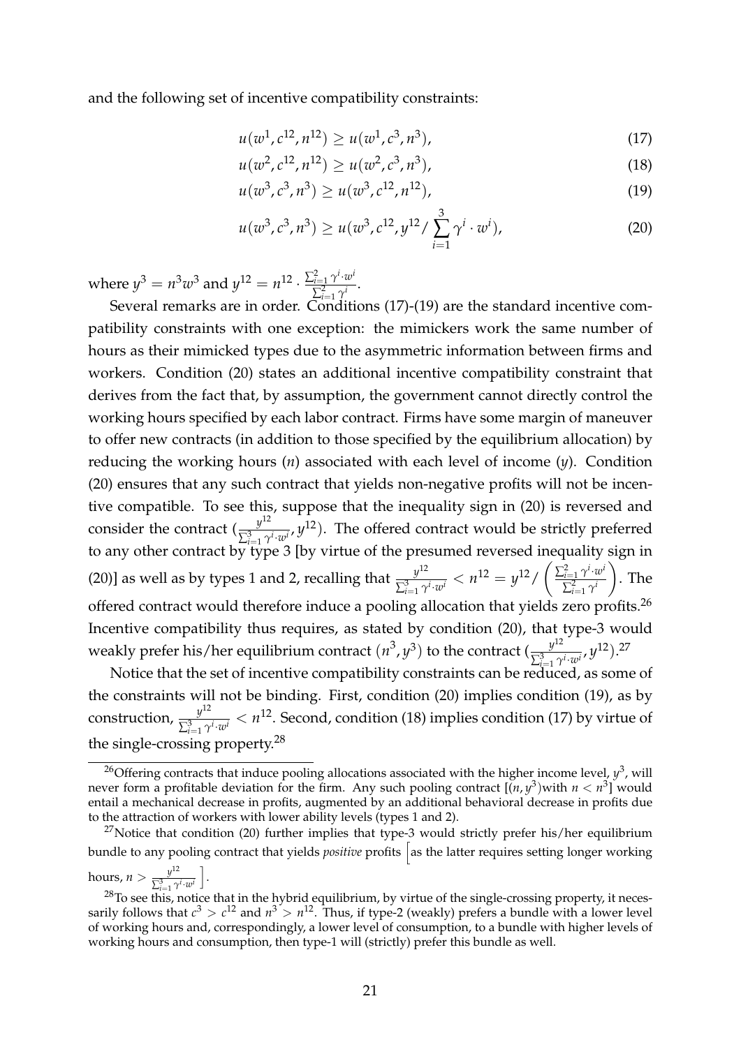and the following set of incentive compatibility constraints:

$$u(w^1, c^{12}, n^{12}) \geq u(w^1, c^3, n^3), \tag{17}$$

$$u(w^2, c^{12}, n^{12}) \geq u(w^2, c^3, n^3), \tag{18}$$

$$u(w^3, c^3, n^3) \geq u(w^3, c^{12}, n^{12}), \tag{19}$$

$$u(w^3, c^3, n^3) \geq u(w^3, c^{12}, y^{12} / \sum_{i=1}^{3} \gamma^i \cdot w^i), \tag{20}$$

where $y^3 = n^3 w^3$ and $y^{12} = n^{12} \cdot \frac{\sum_{i=1}^{2} \gamma^i \cdot w^i}{\sum_{i=1}^{2} \gamma^i}$.

Several remarks are in order. Conditions (17)-(19) are the standard incentive compatibility constraints with one exception: the mimickers work the same number of hours as their mimicked types due to the asymmetric information between firms and workers. Condition (20) states an additional incentive compatibility constraint that derives from the fact that, by assumption, the government cannot directly control the working hours specified by each labor contract. Firms have some margin of maneuver to offer new contracts (in addition to those specified by the equilibrium allocation) by reducing the working hours ($n$) associated with each level of income ($y$). Condition (20) ensures that any such contract that yields non-negative profits will not be incentive compatible. To see this, suppose that the inequality sign in (20) is reversed and consider the contract $(\frac{y^{12}}{\sum_{i=1}^{3} \gamma^i \cdot w^i}, y^{12})$. The offered contract would be strictly preferred to any other contract by type 3 [by virtue of the presumed reversed inequality sign in (20)] as well as by types 1 and 2, recalling that $\frac{y^{12}}{\sum_{i=1}^{3} \gamma^i \cdot w^i} < n^{12} = y^{12} / \left( \frac{\sum_{i=1}^{2} \gamma^i \cdot w^i}{\sum_{i=1}^{2} \gamma^i} \right)$. The offered contract would therefore induce a pooling allocation that yields zero profits.[26] Incentive compatibility thus requires, as stated by condition (20), that type-3 would weakly prefer his/her equilibrium contract $(n^3, y^3)$ to the contract $(\frac{y^{12}}{\sum_{i=1}^{3} \gamma^i \cdot w^i}, y^{12})$.[27]

Notice that the set of incentive compatibility constraints can be reduced, as some of the constraints will not be binding. First, condition (20) implies condition (19), as by construction, $\frac{y^{12}}{\sum_{i=1}^{3} \gamma^i \cdot w^i} < n^{12}$. Second, condition (18) implies condition (17) by virtue of the single-crossing property.[28]

---

[26] Offering contracts that induce pooling allocations associated with the higher income level, $y^3$, will never form a profitable deviation for the firm. Any such pooling contract $[(n, y^3)$with $n < n^3]$ would entail a mechanical decrease in profits, augmented by an additional behavioral decrease in profits due to the attraction of workers with lower ability levels (types 1 and 2).

[27] Notice that condition (20) further implies that type-3 would strictly prefer his/her equilibrium bundle to any pooling contract that yields *positive* profits $\left[\text{as the latter requires setting longer working hours, } n > \frac{y^{12}}{\sum_{i=1}^{3} \gamma^i \cdot w^i} \right]$.

[28] To see this, notice that in the hybrid equilibrium, by virtue of the single-crossing property, it necessarily follows that $c^3 > c^{12}$ and $n^3 > n^{12}$. Thus, if type-2 (weakly) prefers a bundle with a lower level of working hours and, correspondingly, a lower level of consumption, to a bundle with higher levels of working hours and consumption, then type-1 will (strictly) prefer this bundle as well.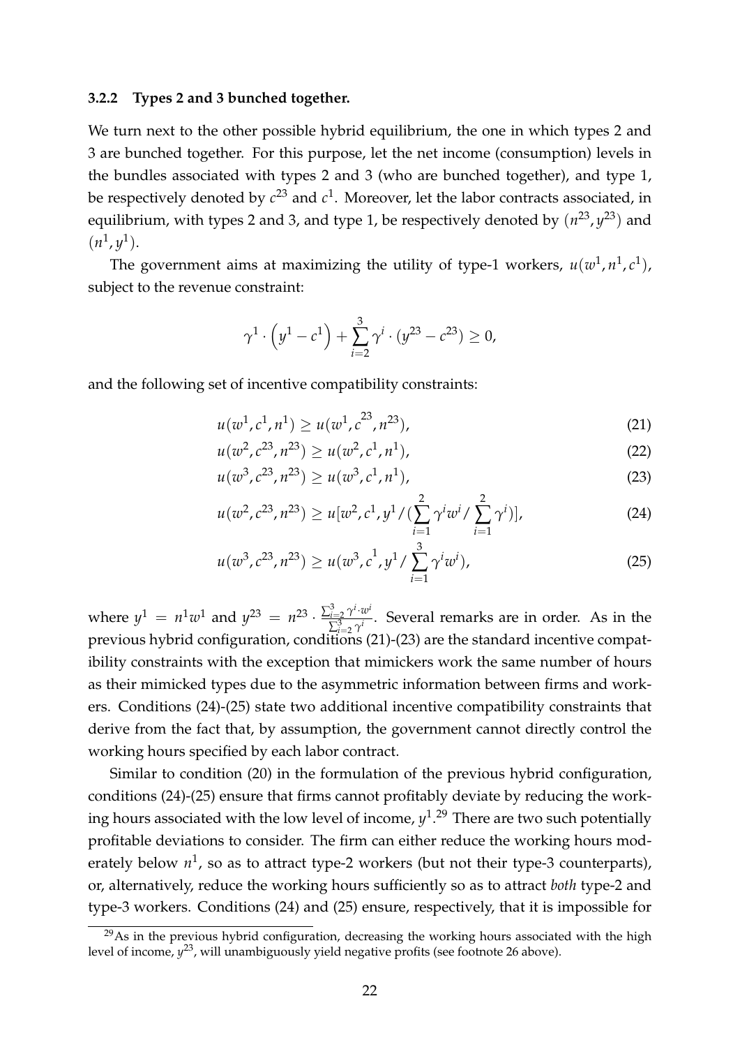### 3.2.2 Types 2 and 3 bunched together.

We turn next to the other possible hybrid equilibrium, the one in which types 2 and 3 are bunched together. For this purpose, let the net income (consumption) levels in the bundles associated with types 2 and 3 (who are bunched together), and type 1, be respectively denoted by $c^{23}$ and $c^1$. Moreover, let the labor contracts associated, in equilibrium, with types 2 and 3, and type 1, be respectively denoted by $(n^{23}, y^{23})$ and $(n^1, y^1)$.

The government aims at maximizing the utility of type-1 workers, $u(w^1, n^1, c^1)$, subject to the revenue constraint:

$$\gamma^1 \cdot \left(y^1 - c^1\right) + \sum_{i=2}^{3} \gamma^i \cdot (y^{23} - c^{23}) \geq 0,$$

and the following set of incentive compatibility constraints:

$$u(w^1, c^1, n^1) \geq u(w^1, c^{23}, n^{23}), \tag{21}$$

$$u(w^2, c^{23}, n^{23}) \geq u(w^2, c^1, n^1), \tag{22}$$

$$u(w^3, c^{23}, n^{23}) \geq u(w^3, c^1, n^1), \tag{23}$$

$$u(w^2, c^{23}, n^{23}) \geq u[w^2, c^1, y^1 / (\sum_{i=1}^{2} \gamma^i w^i / \sum_{i=1}^{2} \gamma^i)], \tag{24}$$

$$u(w^3, c^{23}, n^{23}) \geq u(w^3, c^1, y^1 / \sum_{i=1}^{3} \gamma^i w^i), \tag{25}$$

where $y^1 = n^1 w^1$ and $y^{23} = n^{23} \cdot \frac{\sum_{i=2}^{3} \gamma^i \cdot w^i}{\sum_{i=2}^{3} \gamma^i}$. Several remarks are in order. As in the previous hybrid configuration, conditions (21)-(23) are the standard incentive compatibility constraints with the exception that mimickers work the same number of hours as their mimicked types due to the asymmetric information between firms and workers. Conditions (24)-(25) state two additional incentive compatibility constraints that derive from the fact that, by assumption, the government cannot directly control the working hours specified by each labor contract.

Similar to condition (20) in the formulation of the previous hybrid configuration, conditions (24)-(25) ensure that firms cannot profitably deviate by reducing the working hours associated with the low level of income, $y^1$.[29] There are two such potentially profitable deviations to consider. The firm can either reduce the working hours moderately below $n^1$, so as to attract type-2 workers (but not their type-3 counterparts), or, alternatively, reduce the working hours sufficiently so as to attract *both* type-2 and type-3 workers. Conditions (24) and (25) ensure, respectively, that it is impossible for

[29] As in the previous hybrid configuration, decreasing the working hours associated with the high level of income, $y^{23}$, will unambiguously yield negative profits (see footnote 26 above).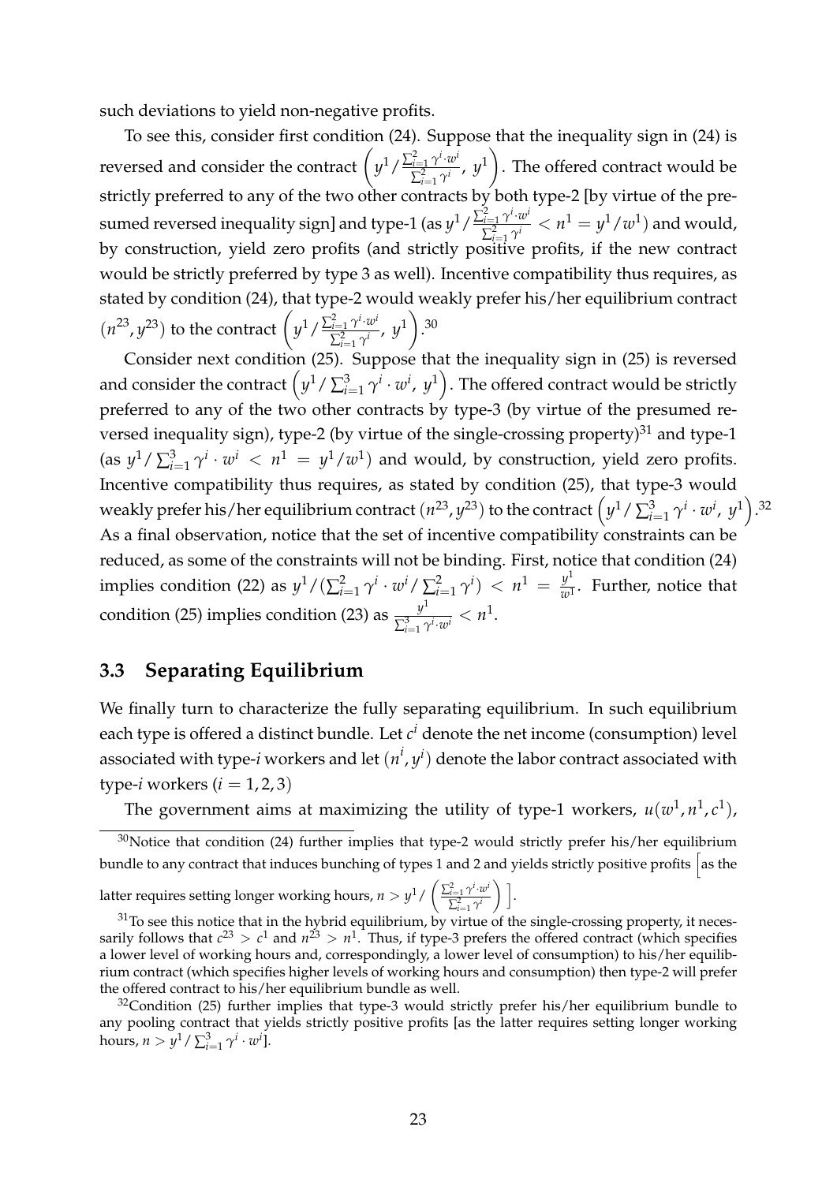such deviations to yield non-negative profits.

To see this, consider first condition (24). Suppose that the inequality sign in (24) is reversed and consider the contract $\left(y^1/\frac{\sum_{i=1}^2 \gamma^i \cdot w^i}{\sum_{i=1}^2 \gamma^i},\ y^1\right)$. The offered contract would be strictly preferred to any of the two other contracts by both type-2 [by virtue of the presumed reversed inequality sign] and type-1 (as $y^1/\frac{\sum_{i=1}^2 \gamma^i \cdot w^i}{\sum_{i=1}^2 \gamma^i} < n^1 = y^1/w^1$) and would, by construction, yield zero profits (and strictly positive profits, if the new contract would be strictly preferred by type 3 as well). Incentive compatibility thus requires, as stated by condition (24), that type-2 would weakly prefer his/her equilibrium contract $(n^{23}, y^{23})$ to the contract $\left(y^1/\frac{\sum_{i=1}^2 \gamma^i \cdot w^i}{\sum_{i=1}^2 \gamma^i},\ y^1\right)$.[30]

Consider next condition (25). Suppose that the inequality sign in (25) is reversed and consider the contract $\left(y^1/\sum_{i=1}^3 \gamma^i \cdot w^i,\ y^1\right)$. The offered contract would be strictly preferred to any of the two other contracts by type-3 (by virtue of the presumed reversed inequality sign), type-2 (by virtue of the single-crossing property)[31] and type-1 (as $y^1/\sum_{i=1}^3 \gamma^i \cdot w^i < n^1 = y^1/w^1$) and would, by construction, yield zero profits. Incentive compatibility thus requires, as stated by condition (25), that type-3 would weakly prefer his/her equilibrium contract $(n^{23}, y^{23})$ to the contract $\left(y^1/\sum_{i=1}^3 \gamma^i \cdot w^i,\ y^1\right)$.[32] As a final observation, notice that the set of incentive compatibility constraints can be reduced, as some of the constraints will not be binding. First, notice that condition (24) implies condition (22) as $y^1/(\sum_{i=1}^2 \gamma^i \cdot w^i/\sum_{i=1}^2 \gamma^i) < n^1 = \frac{y^1}{w^1}$. Further, notice that condition (25) implies condition (23) as $\frac{y^1}{\sum_{i=1}^3 \gamma^i \cdot w^i} < n^1$.

### 3.3 Separating Equilibrium

We finally turn to characterize the fully separating equilibrium. In such equilibrium each type is offered a distinct bundle. Let $c^i$ denote the net income (consumption) level associated with type-$i$ workers and let $(n^i, y^i)$ denote the labor contract associated with type-$i$ workers ($i = 1, 2, 3$)

The government aims at maximizing the utility of type-1 workers, $u(w^1, n^1, c^1)$,

---

[30] Notice that condition (24) further implies that type-2 would strictly prefer his/her equilibrium bundle to any contract that induces bunching of types 1 and 2 and yields strictly positive profits $\left[\text{as the latter requires setting longer working hours, } n > y^1/\left(\frac{\sum_{i=1}^2 \gamma^i \cdot w^i}{\sum_{i=1}^2 \gamma^i}\right)\right]$.

[31] To see this notice that in the hybrid equilibrium, by virtue of the single-crossing property, it necessarily follows that $c^{23} > c^1$ and $n^{23} > n^1$. Thus, if type-3 prefers the offered contract (which specifies a lower level of working hours and, correspondingly, a lower level of consumption) to his/her equilibrium contract (which specifies higher levels of working hours and consumption) then type-2 will prefer the offered contract to his/her equilibrium bundle as well.

[32] Condition (25) further implies that type-3 would strictly prefer his/her equilibrium bundle to any pooling contract that yields strictly positive profits [as the latter requires setting longer working hours, $n > y^1/\sum_{i=1}^3 \gamma^i \cdot w^i$].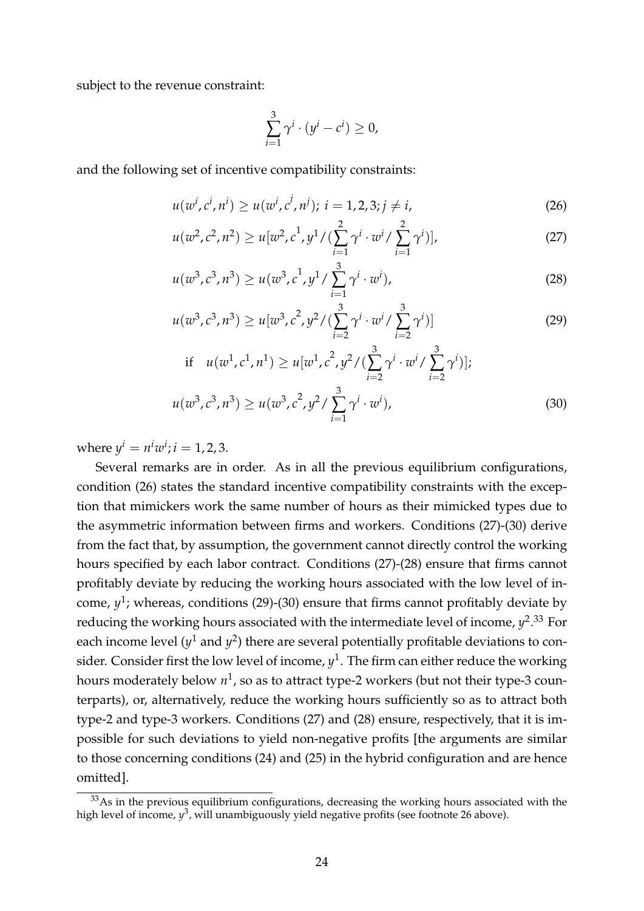subject to the revenue constraint:

$$\sum_{i=1}^{3} \gamma^i \cdot (y^i - c^i) \geq 0,$$

and the following set of incentive compatibility constraints:

$$u(w^i, c^i, n^i) \geq u(w^i, c^j, n^j);\ i = 1, 2, 3; j \neq i, \tag{26}$$

$$u(w^2, c^2, n^2) \geq u[w^2, c^1, y^1 / (\sum_{i=1}^{2} \gamma^i \cdot w^i / \sum_{i=1}^{2} \gamma^i)], \tag{27}$$

$$u(w^3, c^3, n^3) \geq u(w^3, c^1, y^1 / \sum_{i=1}^{3} \gamma^i \cdot w^i), \tag{28}$$

$$u(w^3, c^3, n^3) \geq u[w^3, c^2, y^2 / (\sum_{i=2}^{3} \gamma^i \cdot w^i / \sum_{i=2}^{3} \gamma^i)] \tag{29}$$

$$\text{if} \quad u(w^1, c^1, n^1) \geq u[w^1, c^2, y^2 / (\sum_{i=2}^{3} \gamma^i \cdot w^i / \sum_{i=2}^{3} \gamma^i)];$$

$$u(w^3, c^3, n^3) \geq u(w^3, c^2, y^2 / \sum_{i=1}^{3} \gamma^i \cdot w^i), \tag{30}$$

where $y^i = n^i w^i; i = 1, 2, 3$.

Several remarks are in order. As in all the previous equilibrium configurations, condition (26) states the standard incentive compatibility constraints with the exception that mimickers work the same number of hours as their mimicked types due to the asymmetric information between firms and workers. Conditions (27)-(30) derive from the fact that, by assumption, the government cannot directly control the working hours specified by each labor contract. Conditions (27)-(28) ensure that firms cannot profitably deviate by reducing the working hours associated with the low level of income, $y^1$; whereas, conditions (29)-(30) ensure that firms cannot profitably deviate by reducing the working hours associated with the intermediate level of income, $y^2$.[33] For each income level ($y^1$ and $y^2$) there are several potentially profitable deviations to consider. Consider first the low level of income, $y^1$. The firm can either reduce the working hours moderately below $n^1$, so as to attract type-2 workers (but not their type-3 counterparts), or, alternatively, reduce the working hours sufficiently so as to attract both type-2 and type-3 workers. Conditions (27) and (28) ensure, respectively, that it is impossible for such deviations to yield non-negative profits [the arguments are similar to those concerning conditions (24) and (25) in the hybrid configuration and are hence omitted].

[33] As in the previous equilibrium configurations, decreasing the working hours associated with the high level of income, $y^3$, will unambiguously yield negative profits (see footnote 26 above).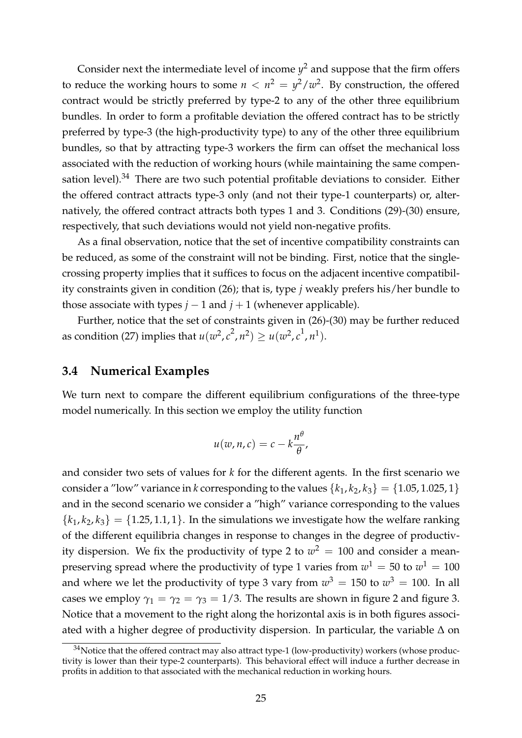Consider next the intermediate level of income $y^2$ and suppose that the firm offers to reduce the working hours to some $n < n^2 = y^2/w^2$. By construction, the offered contract would be strictly preferred by type-2 to any of the other three equilibrium bundles. In order to form a profitable deviation the offered contract has to be strictly preferred by type-3 (the high-productivity type) to any of the other three equilibrium bundles, so that by attracting type-3 workers the firm can offset the mechanical loss associated with the reduction of working hours (while maintaining the same compensation level).[34] There are two such potential profitable deviations to consider. Either the offered contract attracts type-3 only (and not their type-1 counterparts) or, alternatively, the offered contract attracts both types 1 and 3. Conditions (29)-(30) ensure, respectively, that such deviations would not yield non-negative profits.

As a final observation, notice that the set of incentive compatibility constraints can be reduced, as some of the constraint will not be binding. First, notice that the single-crossing property implies that it suffices to focus on the adjacent incentive compatibility constraints given in condition (26); that is, type $j$ weakly prefers his/her bundle to those associate with types $j-1$ and $j+1$ (whenever applicable).

Further, notice that the set of constraints given in (26)-(30) may be further reduced as condition (27) implies that $u(w^2, c^2, n^2) \geq u(w^2, c^1, n^1)$.

### 3.4 Numerical Examples

We turn next to compare the different equilibrium configurations of the three-type model numerically. In this section we employ the utility function

$$u(w, n, c) = c - k\frac{n^{\theta}}{\theta},$$

and consider two sets of values for $k$ for the different agents. In the first scenario we consider a "low" variance in $k$ corresponding to the values $\{k_1, k_2, k_3\} = \{1.05, 1.025, 1\}$ and in the second scenario we consider a "high" variance corresponding to the values $\{k_1, k_2, k_3\} = \{1.25, 1.1, 1\}$. In the simulations we investigate how the welfare ranking of the different equilibria changes in response to changes in the degree of productivity dispersion. We fix the productivity of type 2 to $w^2 = 100$ and consider a mean-preserving spread where the productivity of type 1 varies from $w^1 = 50$ to $w^1 = 100$ and where we let the productivity of type 3 vary from $w^3 = 150$ to $w^3 = 100$. In all cases we employ $\gamma_1 = \gamma_2 = \gamma_3 = 1/3$. The results are shown in figure 2 and figure 3. Notice that a movement to the right along the horizontal axis is in both figures associated with a higher degree of productivity dispersion. In particular, the variable $\Delta$ on

[34] Notice that the offered contract may also attract type-1 (low-productivity) workers (whose productivity is lower than their type-2 counterparts). This behavioral effect will induce a further decrease in profits in addition to that associated with the mechanical reduction in working hours.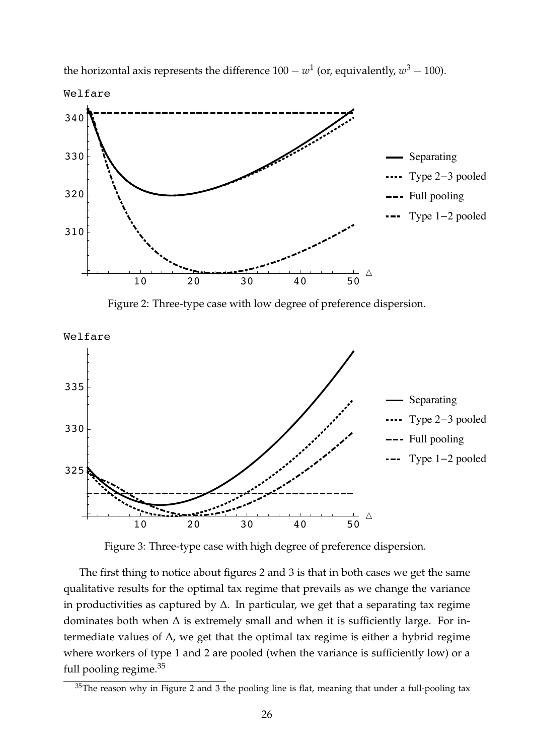the horizontal axis represents the difference $100 - w^1$ (or, equivalently, $w^3 - 100$).

Figure 2: Three-type case with low degree of preference dispersion.

Figure 3: Three-type case with high degree of preference dispersion.

The first thing to notice about figures 2 and 3 is that in both cases we get the same qualitative results for the optimal tax regime that prevails as we change the variance in productivities as captured by $\Delta$. In particular, we get that a separating tax regime dominates both when $\Delta$ is extremely small and when it is sufficiently large. For intermediate values of $\Delta$, we get that the optimal tax regime is either a hybrid regime where workers of type 1 and 2 are pooled (when the variance is sufficiently low) or a full pooling regime.[35]

[35]The reason why in Figure 2 and 3 the pooling line is flat, meaning that under a full-pooling tax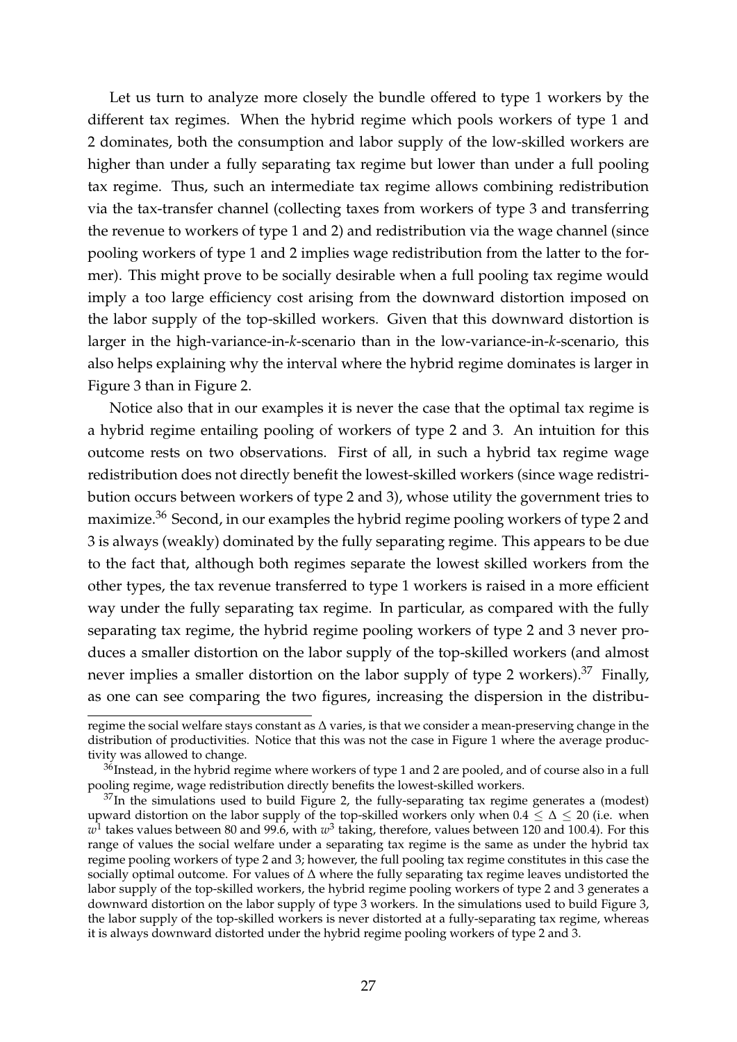Let us turn to analyze more closely the bundle offered to type 1 workers by the different tax regimes. When the hybrid regime which pools workers of type 1 and 2 dominates, both the consumption and labor supply of the low-skilled workers are higher than under a fully separating tax regime but lower than under a full pooling tax regime. Thus, such an intermediate tax regime allows combining redistribution via the tax-transfer channel (collecting taxes from workers of type 3 and transferring the revenue to workers of type 1 and 2) and redistribution via the wage channel (since pooling workers of type 1 and 2 implies wage redistribution from the latter to the former). This might prove to be socially desirable when a full pooling tax regime would imply a too large efficiency cost arising from the downward distortion imposed on the labor supply of the top-skilled workers. Given that this downward distortion is larger in the high-variance-in-*k*-scenario than in the low-variance-in-*k*-scenario, this also helps explaining why the interval where the hybrid regime dominates is larger in Figure 3 than in Figure 2.

Notice also that in our examples it is never the case that the optimal tax regime is a hybrid regime entailing pooling of workers of type 2 and 3. An intuition for this outcome rests on two observations. First of all, in such a hybrid tax regime wage redistribution does not directly benefit the lowest-skilled workers (since wage redistribution occurs between workers of type 2 and 3), whose utility the government tries to maximize.[36] Second, in our examples the hybrid regime pooling workers of type 2 and 3 is always (weakly) dominated by the fully separating regime. This appears to be due to the fact that, although both regimes separate the lowest skilled workers from the other types, the tax revenue transferred to type 1 workers is raised in a more efficient way under the fully separating tax regime. In particular, as compared with the fully separating tax regime, the hybrid regime pooling workers of type 2 and 3 never produces a smaller distortion on the labor supply of the top-skilled workers (and almost never implies a smaller distortion on the labor supply of type 2 workers).[37] Finally, as one can see comparing the two figures, increasing the dispersion in the distribu-

---

regime the social welfare stays constant as $\Delta$ varies, is that we consider a mean-preserving change in the distribution of productivities. Notice that this was not the case in Figure 1 where the average productivity was allowed to change.

[36] Instead, in the hybrid regime where workers of type 1 and 2 are pooled, and of course also in a full pooling regime, wage redistribution directly benefits the lowest-skilled workers.

[37] In the simulations used to build Figure 2, the fully-separating tax regime generates a (modest) upward distortion on the labor supply of the top-skilled workers only when $0.4 \leq \Delta \leq 20$ (i.e. when $w^1$ takes values between 80 and 99.6, with $w^3$ taking, therefore, values between 120 and 100.4). For this range of values the social welfare under a separating tax regime is the same as under the hybrid tax regime pooling workers of type 2 and 3; however, the full pooling tax regime constitutes in this case the socially optimal outcome. For values of $\Delta$ where the fully separating tax regime leaves undistorted the labor supply of the top-skilled workers, the hybrid regime pooling workers of type 2 and 3 generates a downward distortion on the labor supply of type 3 workers. In the simulations used to build Figure 3, the labor supply of the top-skilled workers is never distorted at a fully-separating tax regime, whereas it is always downward distorted under the hybrid regime pooling workers of type 2 and 3.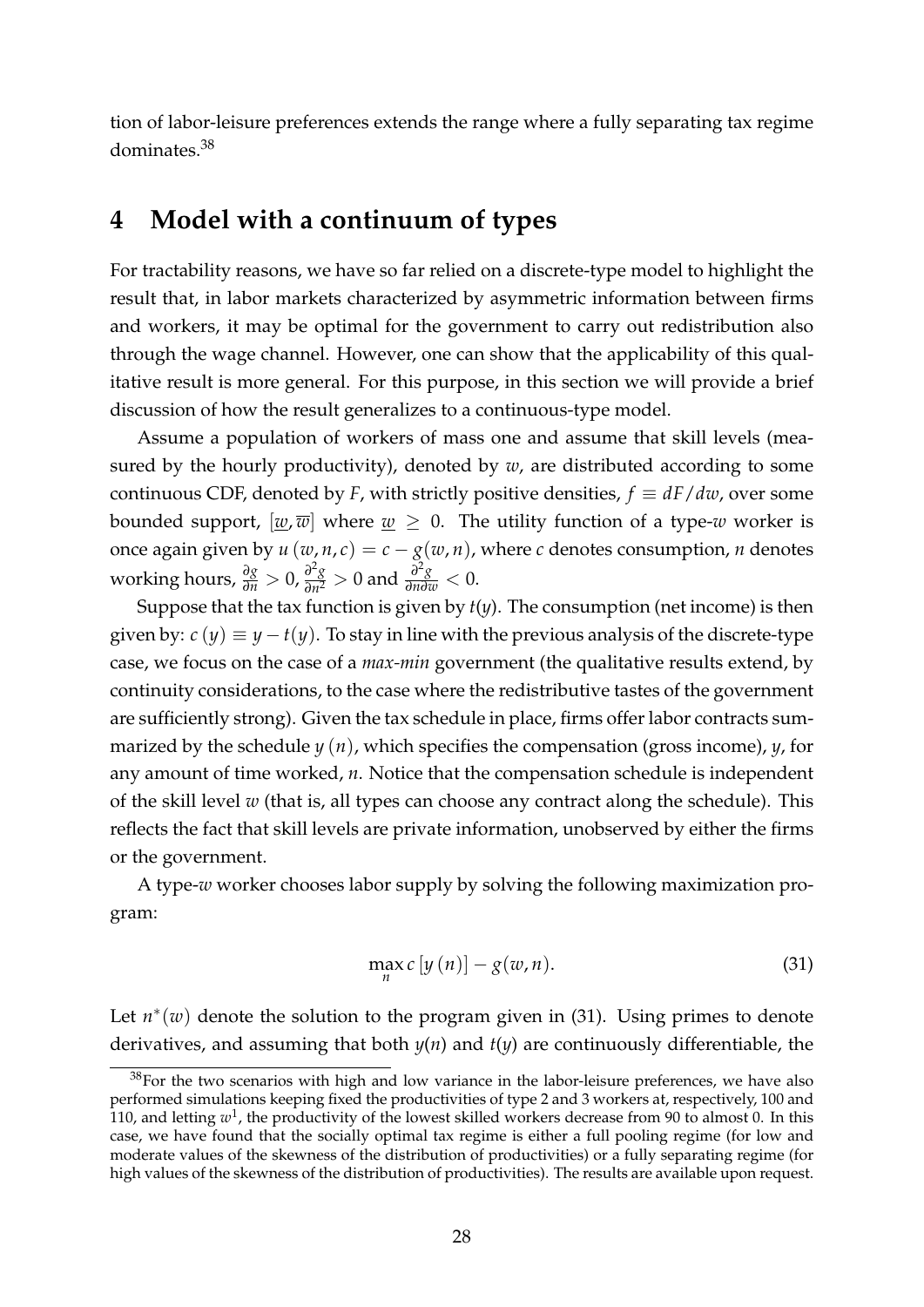tion of labor-leisure preferences extends the range where a fully separating tax regime dominates.[38]

# 4 Model with a continuum of types

For tractability reasons, we have so far relied on a discrete-type model to highlight the result that, in labor markets characterized by asymmetric information between firms and workers, it may be optimal for the government to carry out redistribution also through the wage channel. However, one can show that the applicability of this qualitative result is more general. For this purpose, in this section we will provide a brief discussion of how the result generalizes to a continuous-type model.

Assume a population of workers of mass one and assume that skill levels (measured by the hourly productivity), denoted by $w$, are distributed according to some continuous CDF, denoted by $F$, with strictly positive densities, $f \equiv dF/dw$, over some bounded support, $[\underline{w}, \overline{w}]$ where $\underline{w} \geq 0$. The utility function of a type-$w$ worker is once again given by $u(w, n, c) = c - g(w, n)$, where $c$ denotes consumption, $n$ denotes working hours, $\frac{\partial g}{\partial n} > 0$, $\frac{\partial^2 g}{\partial n^2} > 0$ and $\frac{\partial^2 g}{\partial n \partial w} < 0$.

Suppose that the tax function is given by $t(y)$. The consumption (net income) is then given by: $c(y) \equiv y - t(y)$. To stay in line with the previous analysis of the discrete-type case, we focus on the case of a *max-min* government (the qualitative results extend, by continuity considerations, to the case where the redistributive tastes of the government are sufficiently strong). Given the tax schedule in place, firms offer labor contracts summarized by the schedule $y(n)$, which specifies the compensation (gross income), $y$, for any amount of time worked, $n$. Notice that the compensation schedule is independent of the skill level $w$ (that is, all types can choose any contract along the schedule). This reflects the fact that skill levels are private information, unobserved by either the firms or the government.

A type-$w$ worker chooses labor supply by solving the following maximization program:

$$\max_{n} c[y(n)] - g(w, n). \tag{31}$$

Let $n^*(w)$ denote the solution to the program given in (31). Using primes to denote derivatives, and assuming that both $y(n)$ and $t(y)$ are continuously differentiable, the

[38] For the two scenarios with high and low variance in the labor-leisure preferences, we have also performed simulations keeping fixed the productivities of type 2 and 3 workers at, respectively, 100 and 110, and letting $w^1$, the productivity of the lowest skilled workers decrease from 90 to almost 0. In this case, we have found that the socially optimal tax regime is either a full pooling regime (for low and moderate values of the skewness of the distribution of productivities) or a fully separating regime (for high values of the skewness of the distribution of productivities). The results are available upon request.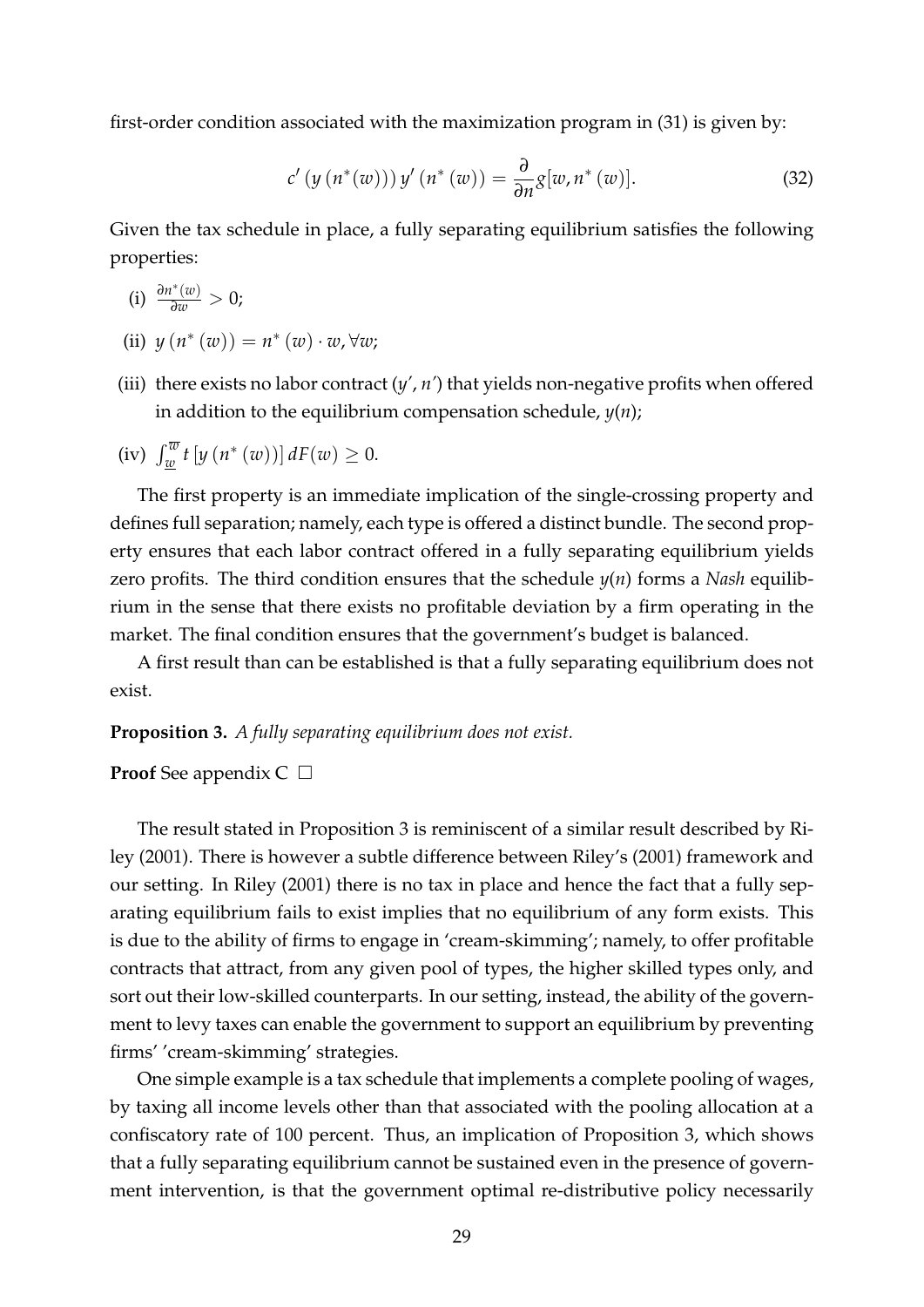first-order condition associated with the maximization program in (31) is given by:

$$c'\left(y\left(n^{*}(w)\right)\right) y'\left(n^{*}(w)\right) = \frac{\partial}{\partial n} g[w, n^{*}(w)]. \tag{32}$$

Given the tax schedule in place, a fully separating equilibrium satisfies the following properties:

(i) $\frac{\partial n^{*}(w)}{\partial w} > 0$;

(ii) $y\left(n^{*}(w)\right) = n^{*}(w) \cdot w, \forall w$;

(iii) there exists no labor contract $(y', n')$ that yields non-negative profits when offered in addition to the equilibrium compensation schedule, $y(n)$;

(iv) $\int_{\underline{w}}^{\overline{w}} t\left[y\left(n^{*}(w)\right)\right] dF(w) \geq 0$.

The first property is an immediate implication of the single-crossing property and defines full separation; namely, each type is offered a distinct bundle. The second property ensures that each labor contract offered in a fully separating equilibrium yields zero profits. The third condition ensures that the schedule $y(n)$ forms a *Nash* equilibrium in the sense that there exists no profitable deviation by a firm operating in the market. The final condition ensures that the government's budget is balanced.

A first result than can be established is that a fully separating equilibrium does not exist.

**Proposition 3.** *A fully separating equilibrium does not exist.*

**Proof** See appendix C □

The result stated in Proposition 3 is reminiscent of a similar result described by Riley (2001). There is however a subtle difference between Riley's (2001) framework and our setting. In Riley (2001) there is no tax in place and hence the fact that a fully separating equilibrium fails to exist implies that no equilibrium of any form exists. This is due to the ability of firms to engage in 'cream-skimming'; namely, to offer profitable contracts that attract, from any given pool of types, the higher skilled types only, and sort out their low-skilled counterparts. In our setting, instead, the ability of the government to levy taxes can enable the government to support an equilibrium by preventing firms' 'cream-skimming' strategies.

One simple example is a tax schedule that implements a complete pooling of wages, by taxing all income levels other than that associated with the pooling allocation at a confiscatory rate of 100 percent. Thus, an implication of Proposition 3, which shows that a fully separating equilibrium cannot be sustained even in the presence of government intervention, is that the government optimal re-distributive policy necessarily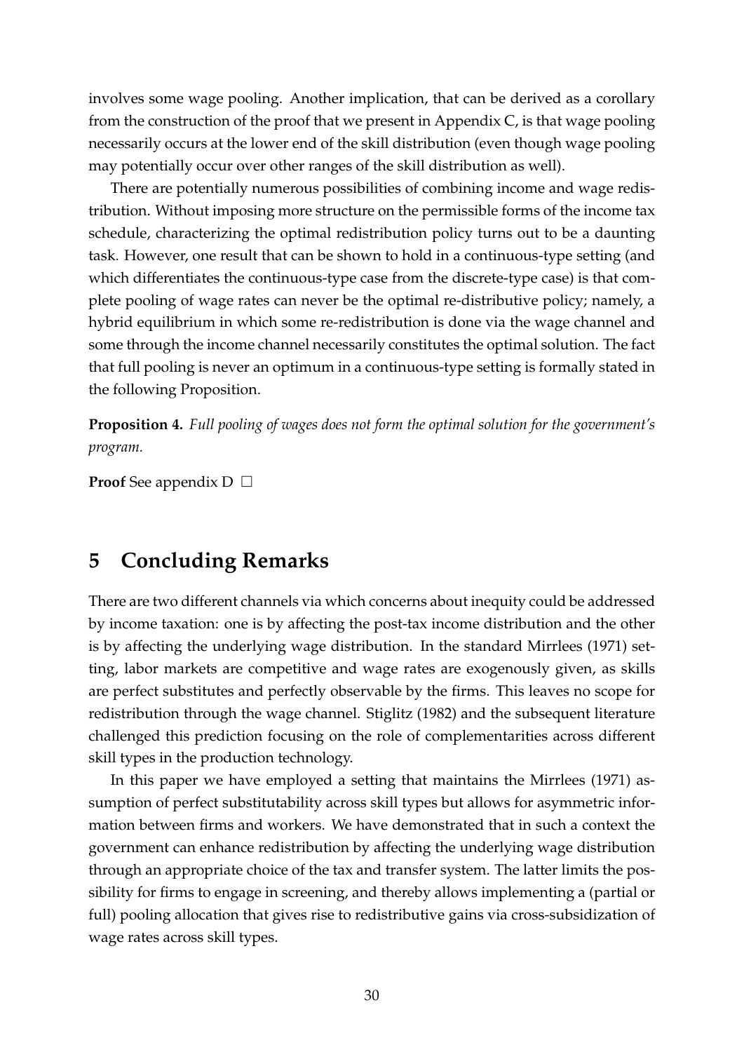involves some wage pooling. Another implication, that can be derived as a corollary from the construction of the proof that we present in Appendix C, is that wage pooling necessarily occurs at the lower end of the skill distribution (even though wage pooling may potentially occur over other ranges of the skill distribution as well).

There are potentially numerous possibilities of combining income and wage redistribution. Without imposing more structure on the permissible forms of the income tax schedule, characterizing the optimal redistribution policy turns out to be a daunting task. However, one result that can be shown to hold in a continuous-type setting (and which differentiates the continuous-type case from the discrete-type case) is that complete pooling of wage rates can never be the optimal re-distributive policy; namely, a hybrid equilibrium in which some re-redistribution is done via the wage channel and some through the income channel necessarily constitutes the optimal solution. The fact that full pooling is never an optimum in a continuous-type setting is formally stated in the following Proposition.

**Proposition 4.** *Full pooling of wages does not form the optimal solution for the government's program.*

**Proof** See appendix D □

# 5 Concluding Remarks

There are two different channels via which concerns about inequity could be addressed by income taxation: one is by affecting the post-tax income distribution and the other is by affecting the underlying wage distribution. In the standard Mirrlees (1971) setting, labor markets are competitive and wage rates are exogenously given, as skills are perfect substitutes and perfectly observable by the firms. This leaves no scope for redistribution through the wage channel. Stiglitz (1982) and the subsequent literature challenged this prediction focusing on the role of complementarities across different skill types in the production technology.

In this paper we have employed a setting that maintains the Mirrlees (1971) assumption of perfect substitutability across skill types but allows for asymmetric information between firms and workers. We have demonstrated that in such a context the government can enhance redistribution by affecting the underlying wage distribution through an appropriate choice of the tax and transfer system. The latter limits the possibility for firms to engage in screening, and thereby allows implementing a (partial or full) pooling allocation that gives rise to redistributive gains via cross-subsidization of wage rates across skill types.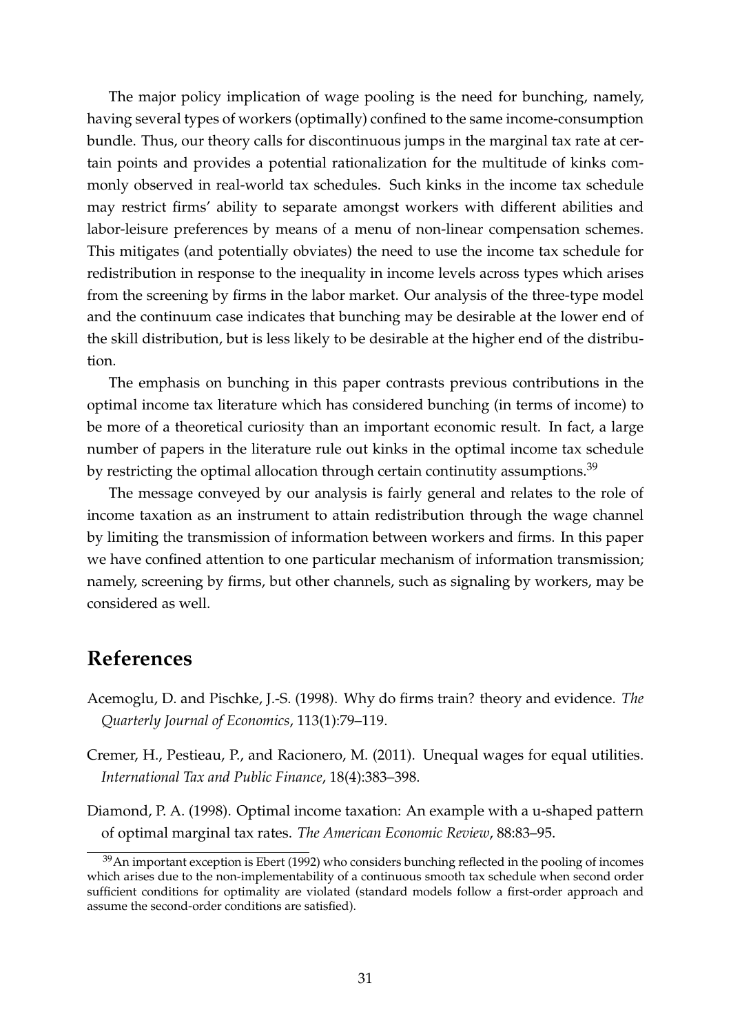The major policy implication of wage pooling is the need for bunching, namely, having several types of workers (optimally) confined to the same income-consumption bundle. Thus, our theory calls for discontinuous jumps in the marginal tax rate at certain points and provides a potential rationalization for the multitude of kinks commonly observed in real-world tax schedules. Such kinks in the income tax schedule may restrict firms' ability to separate amongst workers with different abilities and labor-leisure preferences by means of a menu of non-linear compensation schemes. This mitigates (and potentially obviates) the need to use the income tax schedule for redistribution in response to the inequality in income levels across types which arises from the screening by firms in the labor market. Our analysis of the three-type model and the continuum case indicates that bunching may be desirable at the lower end of the skill distribution, but is less likely to be desirable at the higher end of the distribution.

The emphasis on bunching in this paper contrasts previous contributions in the optimal income tax literature which has considered bunching (in terms of income) to be more of a theoretical curiosity than an important economic result. In fact, a large number of papers in the literature rule out kinks in the optimal income tax schedule by restricting the optimal allocation through certain continutity assumptions.[39]

The message conveyed by our analysis is fairly general and relates to the role of income taxation as an instrument to attain redistribution through the wage channel by limiting the transmission of information between workers and firms. In this paper we have confined attention to one particular mechanism of information transmission; namely, screening by firms, but other channels, such as signaling by workers, may be considered as well.

# References

Acemoglu, D. and Pischke, J.-S. (1998). Why do firms train? theory and evidence. *The Quarterly Journal of Economics*, 113(1):79–119.

Cremer, H., Pestieau, P., and Racionero, M. (2011). Unequal wages for equal utilities. *International Tax and Public Finance*, 18(4):383–398.

Diamond, P. A. (1998). Optimal income taxation: An example with a u-shaped pattern of optimal marginal tax rates. *The American Economic Review*, 88:83–95.

[39] An important exception is Ebert (1992) who considers bunching reflected in the pooling of incomes which arises due to the non-implementability of a continuous smooth tax schedule when second order sufficient conditions for optimality are violated (standard models follow a first-order approach and assume the second-order conditions are satisfied).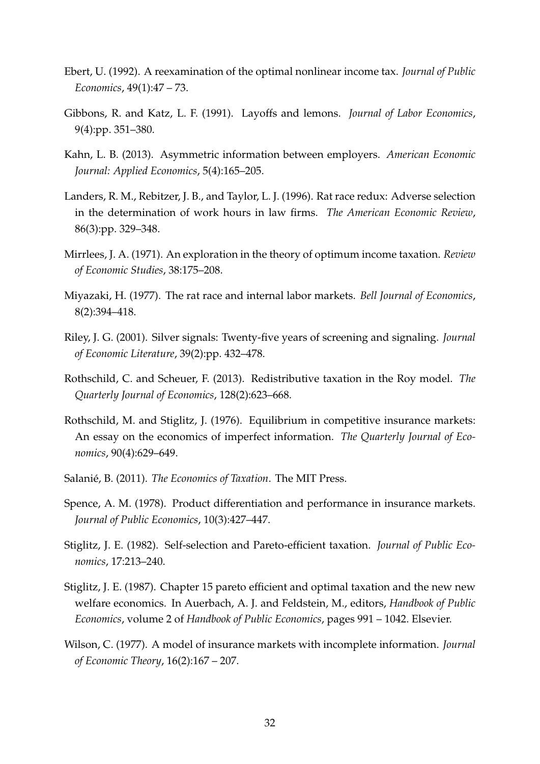Ebert, U. (1992). A reexamination of the optimal nonlinear income tax. *Journal of Public Economics*, 49(1):47 – 73.

Gibbons, R. and Katz, L. F. (1991). Layoffs and lemons. *Journal of Labor Economics*, 9(4):pp. 351–380.

Kahn, L. B. (2013). Asymmetric information between employers. *American Economic Journal: Applied Economics*, 5(4):165–205.

Landers, R. M., Rebitzer, J. B., and Taylor, L. J. (1996). Rat race redux: Adverse selection in the determination of work hours in law firms. *The American Economic Review*, 86(3):pp. 329–348.

Mirrlees, J. A. (1971). An exploration in the theory of optimum income taxation. *Review of Economic Studies*, 38:175–208.

Miyazaki, H. (1977). The rat race and internal labor markets. *Bell Journal of Economics*, 8(2):394–418.

Riley, J. G. (2001). Silver signals: Twenty-five years of screening and signaling. *Journal of Economic Literature*, 39(2):pp. 432–478.

Rothschild, C. and Scheuer, F. (2013). Redistributive taxation in the Roy model. *The Quarterly Journal of Economics*, 128(2):623–668.

Rothschild, M. and Stiglitz, J. (1976). Equilibrium in competitive insurance markets: An essay on the economics of imperfect information. *The Quarterly Journal of Economics*, 90(4):629–649.

Salanié, B. (2011). *The Economics of Taxation*. The MIT Press.

Spence, A. M. (1978). Product differentiation and performance in insurance markets. *Journal of Public Economics*, 10(3):427–447.

Stiglitz, J. E. (1982). Self-selection and Pareto-efficient taxation. *Journal of Public Economics*, 17:213–240.

Stiglitz, J. E. (1987). Chapter 15 pareto efficient and optimal taxation and the new new welfare economics. In Auerbach, A. J. and Feldstein, M., editors, *Handbook of Public Economics*, volume 2 of *Handbook of Public Economics*, pages 991 – 1042. Elsevier.

Wilson, C. (1977). A model of insurance markets with incomplete information. *Journal of Economic Theory*, 16(2):167 – 207.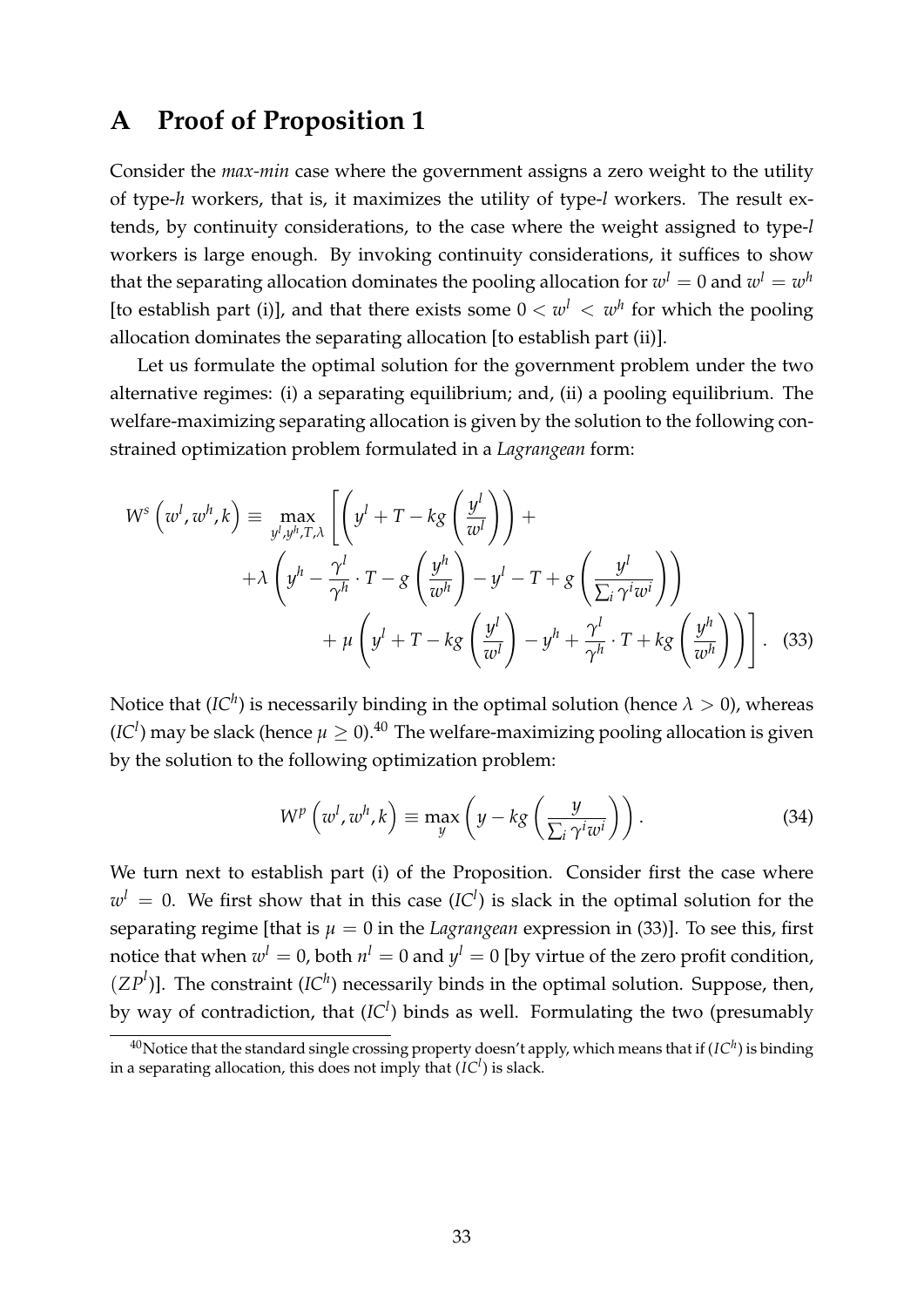# A Proof of Proposition 1

Consider the *max-min* case where the government assigns a zero weight to the utility of type-*h* workers, that is, it maximizes the utility of type-*l* workers. The result extends, by continuity considerations, to the case where the weight assigned to type-*l* workers is large enough. By invoking continuity considerations, it suffices to show that the separating allocation dominates the pooling allocation for $w^l = 0$ and $w^l = w^h$ [to establish part (i)], and that there exists some $0 < w^l < w^h$ for which the pooling allocation dominates the separating allocation [to establish part (ii)].

Let us formulate the optimal solution for the government problem under the two alternative regimes: (i) a separating equilibrium; and, (ii) a pooling equilibrium. The welfare-maximizing separating allocation is given by the solution to the following constrained optimization problem formulated in a *Lagrangean* form:

$$W^s\left(w^l, w^h, k\right) \equiv \max_{y^l, y^h, T, \lambda} \Bigg[ \left( y^l + T - kg\left(\frac{y^l}{w^l}\right) \right) + \\ +\lambda \left( y^h - \frac{\gamma^l}{\gamma^h} \cdot T - g\left(\frac{y^h}{w^h}\right) - y^l - T + g\left(\frac{y^l}{\sum_i \gamma^i w^i}\right) \right) \\ + \mu \left( y^l + T - kg\left(\frac{y^l}{w^l}\right) - y^h + \frac{\gamma^l}{\gamma^h} \cdot T + kg\left(\frac{y^h}{w^h}\right) \right) \Bigg]. \quad (33)$$

Notice that ($IC^h$) is necessarily binding in the optimal solution (hence $\lambda > 0$), whereas ($IC^l$) may be slack (hence $\mu \geq 0$).[40] The welfare-maximizing pooling allocation is given by the solution to the following optimization problem:

$$W^p\left(w^l, w^h, k\right) \equiv \max_{y} \left( y - kg\left(\frac{y}{\sum_i \gamma^i w^i}\right) \right). \quad (34)$$

We turn next to establish part (i) of the Proposition. Consider first the case where $w^l = 0$. We first show that in this case ($IC^l$) is slack in the optimal solution for the separating regime [that is $\mu = 0$ in the *Lagrangean* expression in (33)]. To see this, first notice that when $w^l = 0$, both $n^l = 0$ and $y^l = 0$ [by virtue of the zero profit condition, $(ZP^l)$]. The constraint ($IC^h$) necessarily binds in the optimal solution. Suppose, then, by way of contradiction, that ($IC^l$) binds as well. Formulating the two (presumably

[40] Notice that the standard single crossing property doesn't apply, which means that if ($IC^h$) is binding in a separating allocation, this does not imply that ($IC^l$) is slack.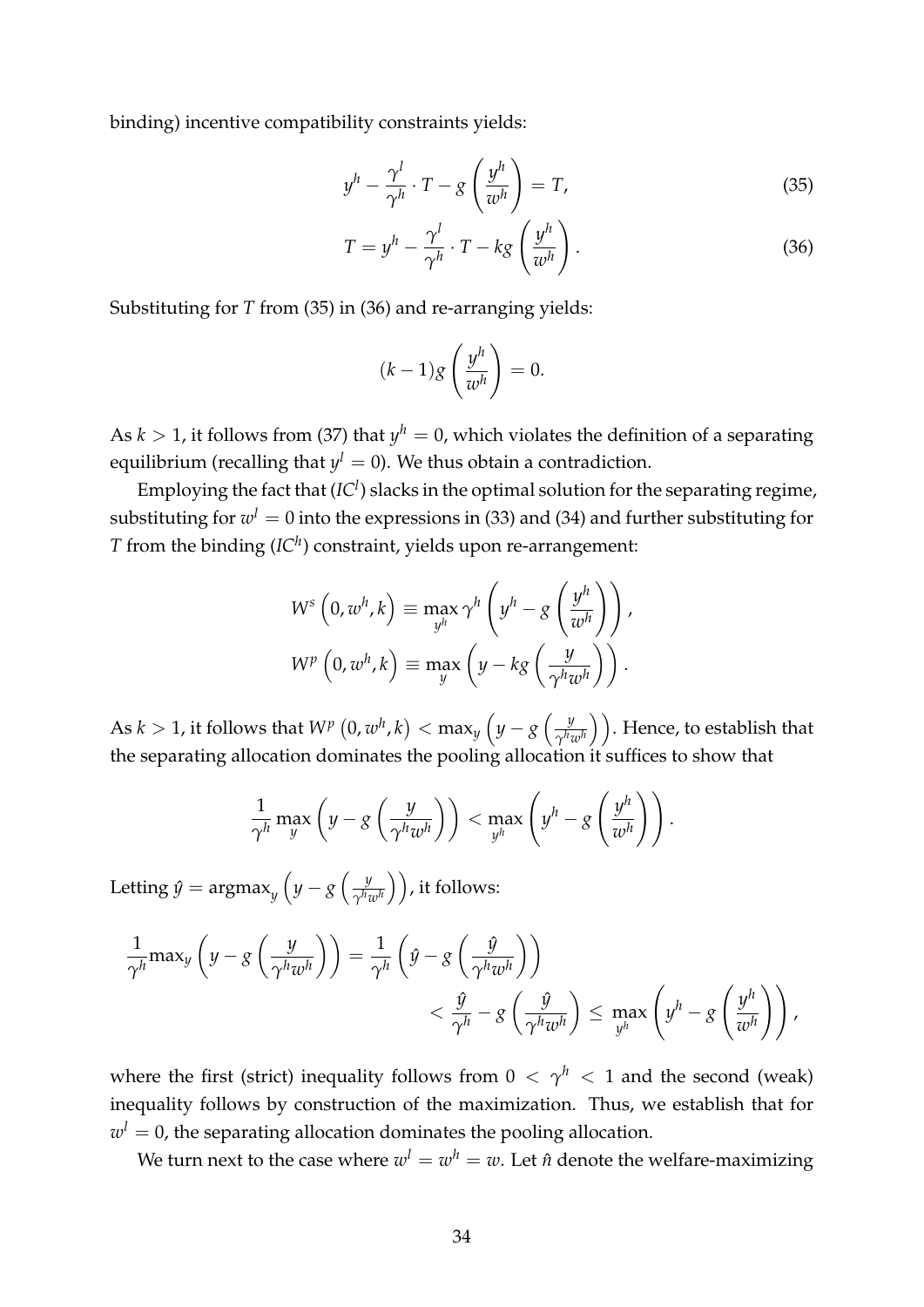binding) incentive compatibility constraints yields:

$$y^h - \frac{\gamma^l}{\gamma^h} \cdot T - g\left(\frac{y^h}{w^h}\right) = T, \tag{35}$$

$$T = y^h - \frac{\gamma^l}{\gamma^h} \cdot T - kg\left(\frac{y^h}{w^h}\right). \tag{36}$$

Substituting for $T$ from (35) in (36) and re-arranging yields:

$$(k-1)g\left(\frac{y^h}{w^h}\right) = 0.$$

As $k > 1$, it follows from (37) that $y^h = 0$, which violates the definition of a separating equilibrium (recalling that $y^l = 0$). We thus obtain a contradiction.

Employing the fact that ($IC^l$) slacks in the optimal solution for the separating regime, substituting for $w^l = 0$ into the expressions in (33) and (34) and further substituting for $T$ from the binding ($IC^h$) constraint, yields upon re-arrangement:

$$W^s\left(0, w^h, k\right) \equiv \max_{y^h} \gamma^h \left(y^h - g\left(\frac{y^h}{w^h}\right)\right),$$
$$W^p\left(0, w^h, k\right) \equiv \max_{y} \left(y - kg\left(\frac{y}{\gamma^h w^h}\right)\right).$$

As $k > 1$, it follows that $W^p\left(0, w^h, k\right) < \max_y \left(y - g\left(\frac{y}{\gamma^h w^h}\right)\right)$. Hence, to establish that the separating allocation dominates the pooling allocation it suffices to show that

$$\frac{1}{\gamma^h} \max_{y} \left(y - g\left(\frac{y}{\gamma^h w^h}\right)\right) < \max_{y^h} \left(y^h - g\left(\frac{y^h}{w^h}\right)\right).$$

Letting $\hat{y} = \text{argmax}_y \left(y - g\left(\frac{y}{\gamma^h w^h}\right)\right)$, it follows:

$$\frac{1}{\gamma^h}\text{max}_y \left(y - g\left(\frac{y}{\gamma^h w^h}\right)\right) = \frac{1}{\gamma^h}\left(\hat{y} - g\left(\frac{\hat{y}}{\gamma^h w^h}\right)\right)$$
$$< \frac{\hat{y}}{\gamma^h} - g\left(\frac{\hat{y}}{\gamma^h w^h}\right) \leq \max_{y^h} \left(y^h - g\left(\frac{y^h}{w^h}\right)\right),$$

where the first (strict) inequality follows from $0 < \gamma^h < 1$ and the second (weak) inequality follows by construction of the maximization. Thus, we establish that for $w^l = 0$, the separating allocation dominates the pooling allocation.

We turn next to the case where $w^l = w^h = w$. Let $\hat{n}$ denote the welfare-maximizing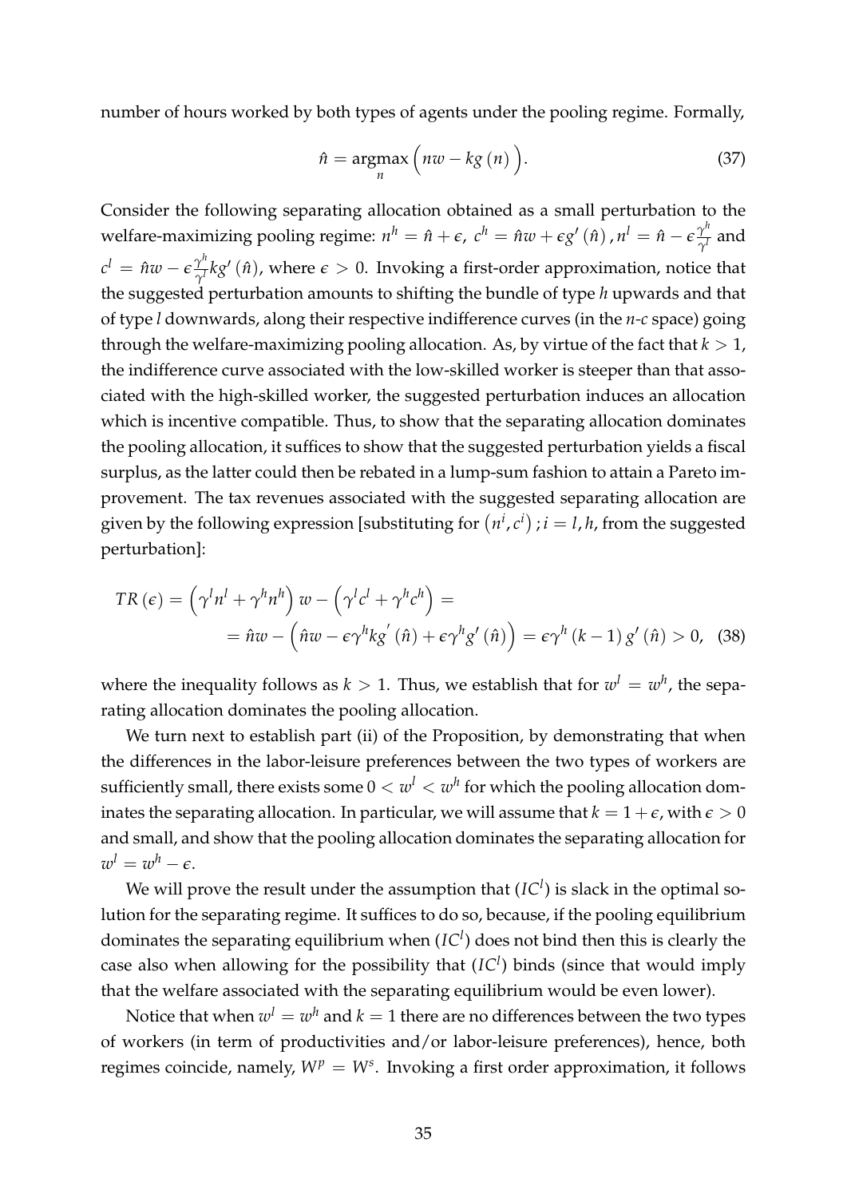number of hours worked by both types of agents under the pooling regime. Formally,

$$\hat{n} = \underset{n}{\operatorname{argmax}} \Big( nw - kg\left(n\right) \Big). \tag{37}$$

Consider the following separating allocation obtained as a small perturbation to the welfare-maximizing pooling regime: $n^h = \hat{n} + \epsilon$, $c^h = \hat{n}w + \epsilon g'\left(\hat{n}\right)$, $n^l = \hat{n} - \epsilon\frac{\gamma^h}{\gamma^l}$ and $c^l = \hat{n}w - \epsilon\frac{\gamma^h}{\gamma^l}kg'\left(\hat{n}\right)$, where $\epsilon > 0$. Invoking a first-order approximation, notice that the suggested perturbation amounts to shifting the bundle of type $h$ upwards and that of type $l$ downwards, along their respective indifference curves (in the $n$-$c$ space) going through the welfare-maximizing pooling allocation. As, by virtue of the fact that $k > 1$, the indifference curve associated with the low-skilled worker is steeper than that associated with the high-skilled worker, the suggested perturbation induces an allocation which is incentive compatible. Thus, to show that the separating allocation dominates the pooling allocation, it suffices to show that the suggested perturbation yields a fiscal surplus, as the latter could then be rebated in a lump-sum fashion to attain a Pareto improvement. The tax revenues associated with the suggested separating allocation are given by the following expression [substituting for $\left(n^i, c^i\right); i = l, h$, from the suggested perturbation]:

$$\begin{aligned} TR\left(\epsilon\right) &= \left(\gamma^l n^l + \gamma^h n^h\right) w - \left(\gamma^l c^l + \gamma^h c^h\right) = \\ &= \hat{n}w - \left(\hat{n}w - \epsilon\gamma^h kg'\left(\hat{n}\right) + \epsilon\gamma^h g'\left(\hat{n}\right)\right) = \epsilon\gamma^h\left(k-1\right)g'\left(\hat{n}\right) > 0, \end{aligned} \tag{38}$$

where the inequality follows as $k > 1$. Thus, we establish that for $w^l = w^h$, the separating allocation dominates the pooling allocation.

We turn next to establish part (ii) of the Proposition, by demonstrating that when the differences in the labor-leisure preferences between the two types of workers are sufficiently small, there exists some $0 < w^l < w^h$ for which the pooling allocation dominates the separating allocation. In particular, we will assume that $k = 1 + \epsilon$, with $\epsilon > 0$ and small, and show that the pooling allocation dominates the separating allocation for $w^l = w^h - \epsilon$.

We will prove the result under the assumption that $(IC^l)$ is slack in the optimal solution for the separating regime. It suffices to do so, because, if the pooling equilibrium dominates the separating equilibrium when $(IC^l)$ does not bind then this is clearly the case also when allowing for the possibility that $(IC^l)$ binds (since that would imply that the welfare associated with the separating equilibrium would be even lower).

Notice that when $w^l = w^h$ and $k = 1$ there are no differences between the two types of workers (in term of productivities and/or labor-leisure preferences), hence, both regimes coincide, namely, $W^p = W^s$. Invoking a first order approximation, it follows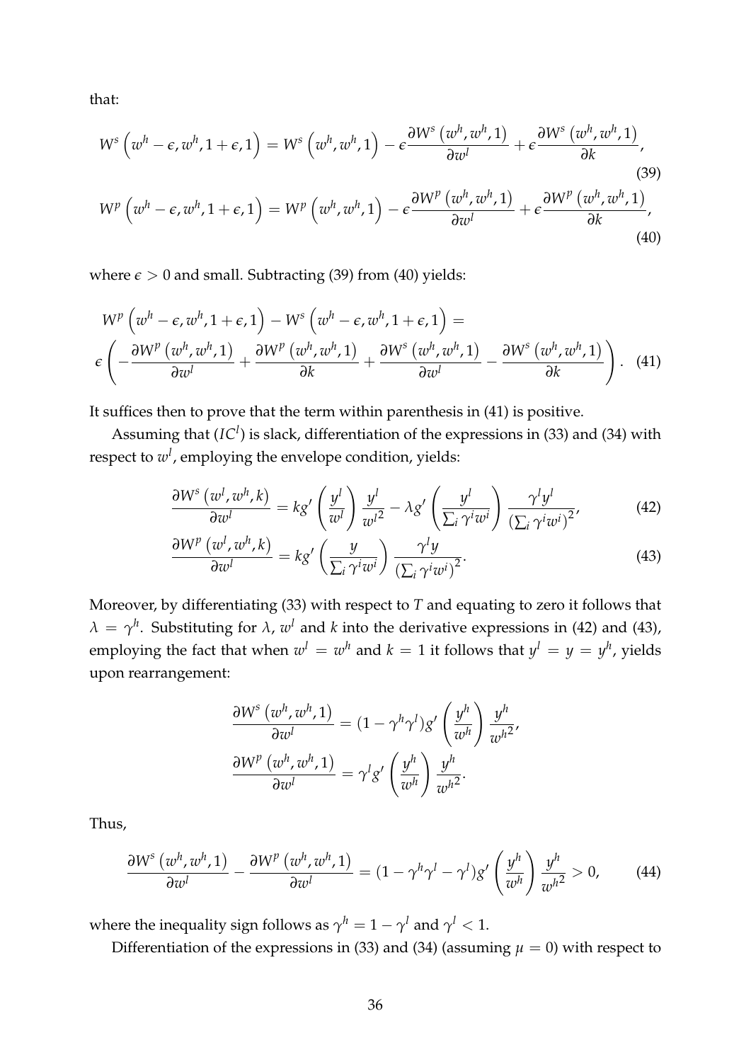that:

$$W^s\left(w^h-\epsilon, w^h, 1+\epsilon, 1\right) = W^s\left(w^h, w^h, 1\right) - \epsilon\frac{\partial W^s\left(w^h, w^h, 1\right)}{\partial w^l} + \epsilon\frac{\partial W^s\left(w^h, w^h, 1\right)}{\partial k}, \tag{39}$$

$$W^p\left(w^h-\epsilon, w^h, 1+\epsilon, 1\right) = W^p\left(w^h, w^h, 1\right) - \epsilon\frac{\partial W^p\left(w^h, w^h, 1\right)}{\partial w^l} + \epsilon\frac{\partial W^p\left(w^h, w^h, 1\right)}{\partial k}, \tag{40}$$

where $\epsilon > 0$ and small. Subtracting (39) from (40) yields:

$$W^p\left(w^h-\epsilon, w^h, 1+\epsilon, 1\right) - W^s\left(w^h-\epsilon, w^h, 1+\epsilon, 1\right) = \epsilon\left(-\frac{\partial W^p\left(w^h, w^h, 1\right)}{\partial w^l} + \frac{\partial W^p\left(w^h, w^h, 1\right)}{\partial k} + \frac{\partial W^s\left(w^h, w^h, 1\right)}{\partial w^l} - \frac{\partial W^s\left(w^h, w^h, 1\right)}{\partial k}\right). \tag{41}$$

It suffices then to prove that the term within parenthesis in (41) is positive.

Assuming that $(IC^l)$ is slack, differentiation of the expressions in (33) and (34) with respect to $w^l$, employing the envelope condition, yields:

$$\frac{\partial W^s\left(w^l, w^h, k\right)}{\partial w^l} = kg'\left(\frac{y^l}{w^l}\right)\frac{y^l}{{w^l}^2} - \lambda g'\left(\frac{y^l}{\sum_i \gamma^i w^i}\right)\frac{\gamma^l y^l}{\left(\sum_i \gamma^i w^i\right)^2}, \tag{42}$$

$$\frac{\partial W^p\left(w^l, w^h, k\right)}{\partial w^l} = kg'\left(\frac{y}{\sum_i \gamma^i w^i}\right)\frac{\gamma^l y}{\left(\sum_i \gamma^i w^i\right)^2}. \tag{43}$$

Moreover, by differentiating (33) with respect to $T$ and equating to zero it follows that $\lambda = \gamma^h$. Substituting for $\lambda$, $w^l$ and $k$ into the derivative expressions in (42) and (43), employing the fact that when $w^l = w^h$ and $k = 1$ it follows that $y^l = y = y^h$, yields upon rearrangement:

$$\frac{\partial W^s\left(w^h, w^h, 1\right)}{\partial w^l} = (1-\gamma^h\gamma^l)g'\left(\frac{y^h}{w^h}\right)\frac{y^h}{{w^h}^2},$$

$$\frac{\partial W^p\left(w^h, w^h, 1\right)}{\partial w^l} = \gamma^l g'\left(\frac{y^h}{w^h}\right)\frac{y^h}{{w^h}^2}.$$

Thus,

$$\frac{\partial W^s\left(w^h, w^h, 1\right)}{\partial w^l} - \frac{\partial W^p\left(w^h, w^h, 1\right)}{\partial w^l} = (1-\gamma^h\gamma^l-\gamma^l)g'\left(\frac{y^h}{w^h}\right)\frac{y^h}{{w^h}^2} > 0, \tag{44}$$

where the inequality sign follows as $\gamma^h = 1-\gamma^l$ and $\gamma^l < 1$.

Differentiation of the expressions in (33) and (34) (assuming $\mu = 0$) with respect to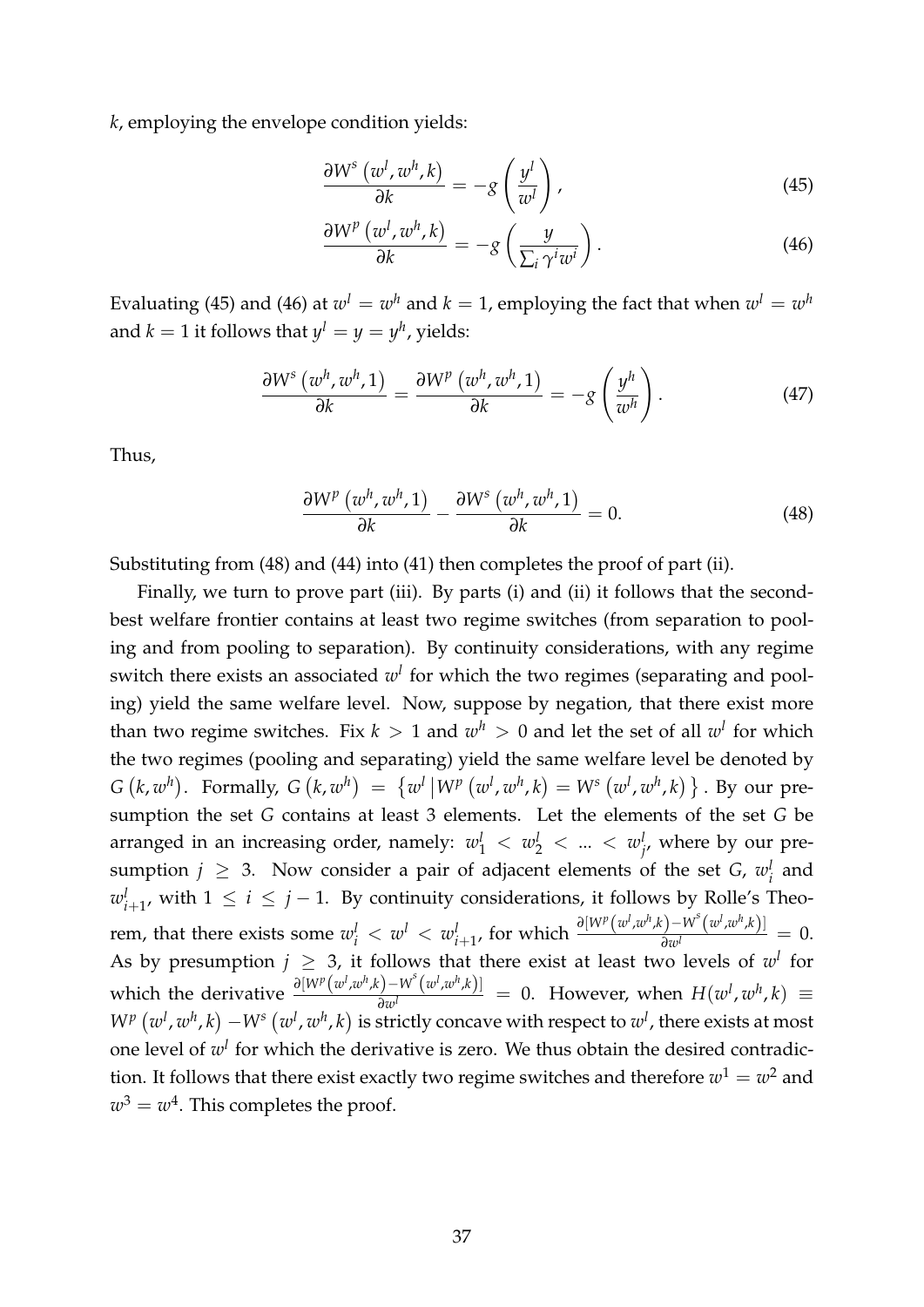$k$, employing the envelope condition yields:

$$\frac{\partial W^s\left(w^l, w^h, k\right)}{\partial k} = -g\left(\frac{y^l}{w^l}\right), \tag{45}$$

$$\frac{\partial W^p\left(w^l, w^h, k\right)}{\partial k} = -g\left(\frac{y}{\sum_i \gamma^i w^i}\right). \tag{46}$$

Evaluating (45) and (46) at $w^l = w^h$ and $k = 1$, employing the fact that when $w^l = w^h$ and $k = 1$ it follows that $y^l = y = y^h$, yields:

$$\frac{\partial W^s\left(w^h, w^h, 1\right)}{\partial k} = \frac{\partial W^p\left(w^h, w^h, 1\right)}{\partial k} = -g\left(\frac{y^h}{w^h}\right). \tag{47}$$

Thus,

$$\frac{\partial W^p\left(w^h, w^h, 1\right)}{\partial k} - \frac{\partial W^s\left(w^h, w^h, 1\right)}{\partial k} = 0. \tag{48}$$

Substituting from (48) and (44) into (41) then completes the proof of part (ii).

Finally, we turn to prove part (iii). By parts (i) and (ii) it follows that the second-best welfare frontier contains at least two regime switches (from separation to pooling and from pooling to separation). By continuity considerations, with any regime switch there exists an associated $w^l$ for which the two regimes (separating and pooling) yield the same welfare level. Now, suppose by negation, that there exist more than two regime switches. Fix $k > 1$ and $w^h > 0$ and let the set of all $w^l$ for which the two regimes (pooling and separating) yield the same welfare level be denoted by $G\left(k, w^h\right)$. Formally, $G\left(k, w^h\right) = \left\{w^l \,\middle|\, W^p\left(w^l, w^h, k\right) = W^s\left(w^l, w^h, k\right)\right\}$. By our presumption the set $G$ contains at least 3 elements. Let the elements of the set $G$ be arranged in an increasing order, namely: $w^l_1 < w^l_2 < ... < w^l_j$, where by our presumption $j \geq 3$. Now consider a pair of adjacent elements of the set $G$, $w^l_i$ and $w^l_{i+1}$, with $1 \leq i \leq j-1$. By continuity considerations, it follows by Rolle's Theorem, that there exists some $w^l_i < w^l < w^l_{i+1}$, for which $\frac{\partial\left[W^p\left(w^l, w^h, k\right) - W^s\left(w^l, w^h, k\right)\right]}{\partial w^l} = 0$. As by presumption $j \geq 3$, it follows that there exist at least two levels of $w^l$ for which the derivative $\frac{\partial\left[W^p\left(w^l, w^h, k\right) - W^s\left(w^l, w^h, k\right)\right]}{\partial w^l} = 0$. However, when $H(w^l, w^h, k) \equiv W^p\left(w^l, w^h, k\right) - W^s\left(w^l, w^h, k\right)$ is strictly concave with respect to $w^l$, there exists at most one level of $w^l$ for which the derivative is zero. We thus obtain the desired contradiction. It follows that there exist exactly two regime switches and therefore $w^1 = w^2$ and $w^3 = w^4$. This completes the proof.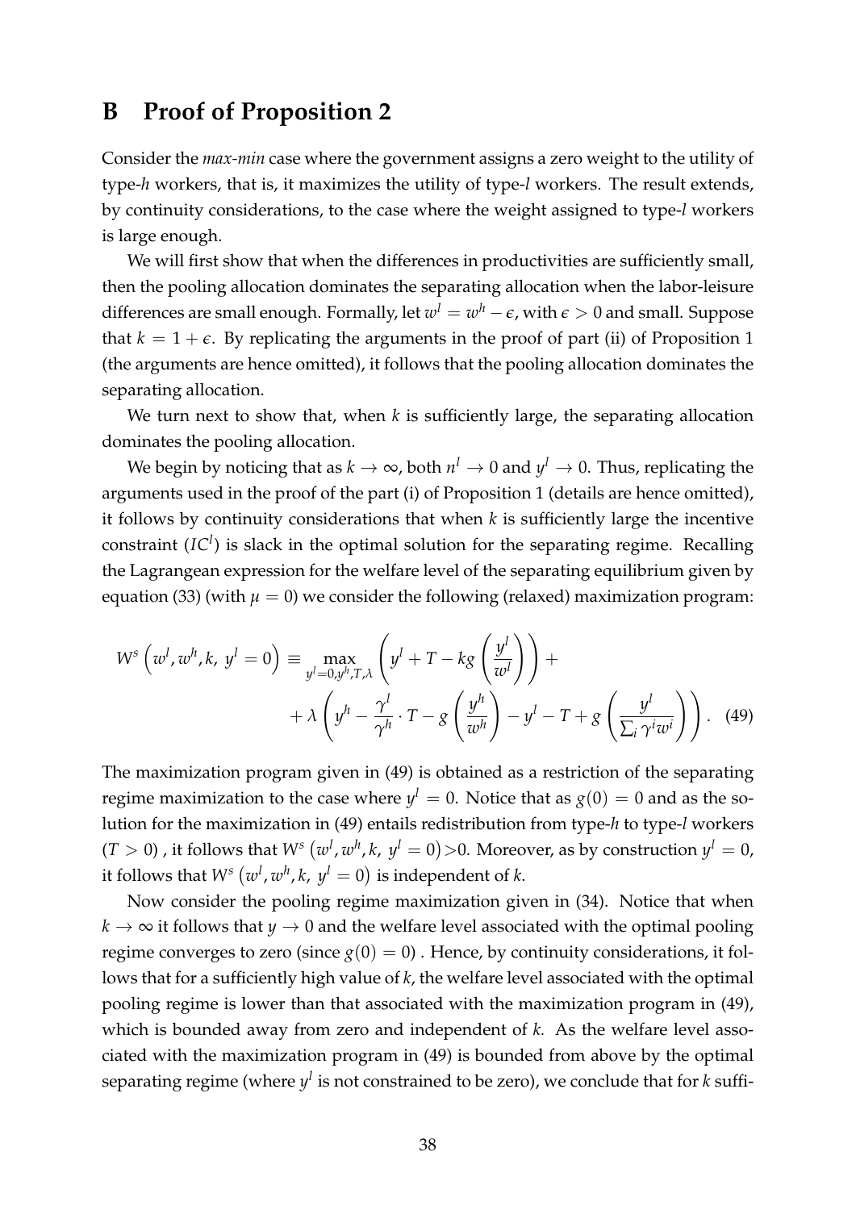## B Proof of Proposition 2

Consider the *max-min* case where the government assigns a zero weight to the utility of type-$h$ workers, that is, it maximizes the utility of type-$l$ workers. The result extends, by continuity considerations, to the case where the weight assigned to type-$l$ workers is large enough.

We will first show that when the differences in productivities are sufficiently small, then the pooling allocation dominates the separating allocation when the labor-leisure differences are small enough. Formally, let $w^l = w^h - \epsilon$, with $\epsilon > 0$ and small. Suppose that $k = 1 + \epsilon$. By replicating the arguments in the proof of part (ii) of Proposition 1 (the arguments are hence omitted), it follows that the pooling allocation dominates the separating allocation.

We turn next to show that, when $k$ is sufficiently large, the separating allocation dominates the pooling allocation.

We begin by noticing that as $k \to \infty$, both $n^l \to 0$ and $y^l \to 0$. Thus, replicating the arguments used in the proof of the part (i) of Proposition 1 (details are hence omitted), it follows by continuity considerations that when $k$ is sufficiently large the incentive constraint ($IC^l$) is slack in the optimal solution for the separating regime. Recalling the Lagrangean expression for the welfare level of the separating equilibrium given by equation (33) (with $\mu = 0$) we consider the following (relaxed) maximization program:

$$W^s\left(w^l, w^h, k,\ y^l = 0\right) \equiv \max_{y^l=0, y^h, T, \lambda} \left(y^l + T - kg\left(\frac{y^l}{w^l}\right)\right) + \\ + \lambda\left(y^h - \frac{\gamma^l}{\gamma^h}\cdot T - g\left(\frac{y^h}{w^h}\right) - y^l - T + g\left(\frac{y^l}{\sum_i \gamma^i w^i}\right)\right). \quad (49)$$

The maximization program given in (49) is obtained as a restriction of the separating regime maximization to the case where $y^l = 0$. Notice that as $g(0) = 0$ and as the solution for the maximization in (49) entails redistribution from type-$h$ to type-$l$ workers $(T > 0)$ , it follows that $W^s\left(w^l, w^h, k,\ y^l = 0\right) > 0$. Moreover, as by construction $y^l = 0$, it follows that $W^s\left(w^l, w^h, k,\ y^l = 0\right)$ is independent of $k$.

Now consider the pooling regime maximization given in (34). Notice that when $k \to \infty$ it follows that $y \to 0$ and the welfare level associated with the optimal pooling regime converges to zero (since $g(0) = 0$) . Hence, by continuity considerations, it follows that for a sufficiently high value of $k$, the welfare level associated with the optimal pooling regime is lower than that associated with the maximization program in (49), which is bounded away from zero and independent of $k$. As the welfare level associated with the maximization program in (49) is bounded from above by the optimal separating regime (where $y^l$ is not constrained to be zero), we conclude that for $k$ suffi-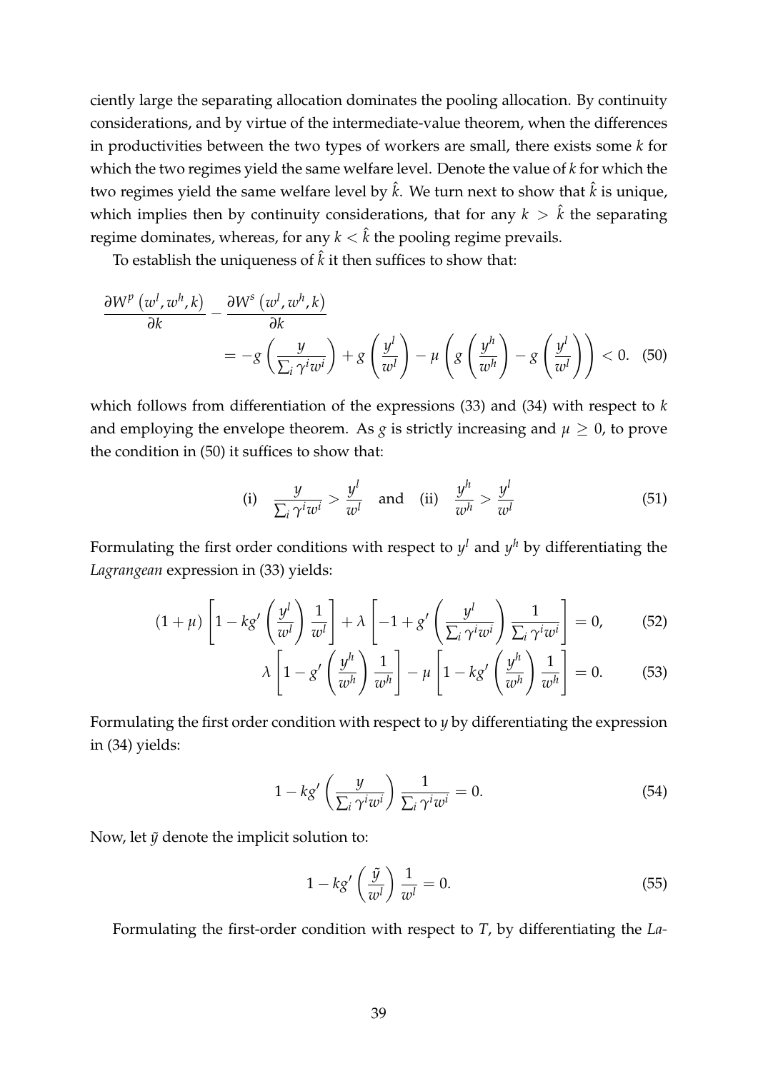ciently large the separating allocation dominates the pooling allocation. By continuity considerations, and by virtue of the intermediate-value theorem, when the differences in productivities between the two types of workers are small, there exists some $k$ for which the two regimes yield the same welfare level. Denote the value of $k$ for which the two regimes yield the same welfare level by $\hat{k}$. We turn next to show that $\hat{k}$ is unique, which implies then by continuity considerations, that for any $k > \hat{k}$ the separating regime dominates, whereas, for any $k < \hat{k}$ the pooling regime prevails.

To establish the uniqueness of $\hat{k}$ it then suffices to show that:

$$\frac{\partial W^p\left(w^l, w^h, k\right)}{\partial k} - \frac{\partial W^s\left(w^l, w^h, k\right)}{\partial k} = -g\left(\frac{y}{\sum_i \gamma^i w^i}\right) + g\left(\frac{y^l}{w^l}\right) - \mu\left(g\left(\frac{y^h}{w^h}\right) - g\left(\frac{y^l}{w^l}\right)\right) < 0. \quad (50)$$

which follows from differentiation of the expressions (33) and (34) with respect to $k$ and employing the envelope theorem. As $g$ is strictly increasing and $\mu \geq 0$, to prove the condition in (50) it suffices to show that:

$$\text{(i)} \quad \frac{y}{\sum_i \gamma^i w^i} > \frac{y^l}{w^l} \quad \text{and} \quad \text{(ii)} \quad \frac{y^h}{w^h} > \frac{y^l}{w^l} \quad (51)$$

Formulating the first order conditions with respect to $y^l$ and $y^h$ by differentiating the *Lagrangean* expression in (33) yields:

$$(1+\mu)\left[1 - kg'\left(\frac{y^l}{w^l}\right)\frac{1}{w^l}\right] + \lambda\left[-1 + g'\left(\frac{y^l}{\sum_i \gamma^i w^i}\right)\frac{1}{\sum_i \gamma^i w^i}\right] = 0, \quad (52)$$

$$\lambda\left[1 - g'\left(\frac{y^h}{w^h}\right)\frac{1}{w^h}\right] - \mu\left[1 - kg'\left(\frac{y^h}{w^h}\right)\frac{1}{w^h}\right] = 0. \quad (53)$$

Formulating the first order condition with respect to $y$ by differentiating the expression in (34) yields:

$$1 - kg'\left(\frac{y}{\sum_i \gamma^i w^i}\right)\frac{1}{\sum_i \gamma^i w^i} = 0. \quad (54)$$

Now, let $\tilde{y}$ denote the implicit solution to:

$$1 - kg'\left(\frac{\tilde{y}}{w^l}\right)\frac{1}{w^l} = 0. \quad (55)$$

Formulating the first-order condition with respect to $T$, by differentiating the *La-*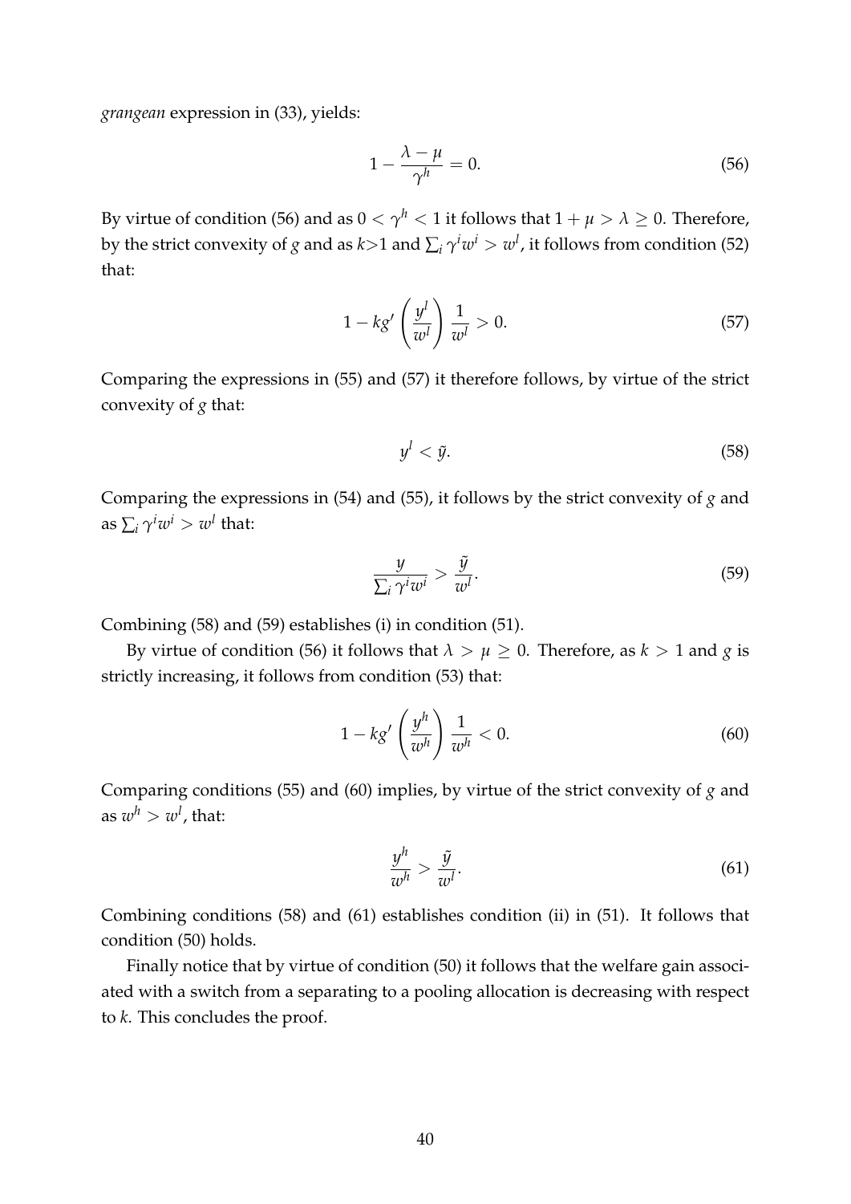*grangean* expression in (33), yields:

$$1 - \frac{\lambda - \mu}{\gamma^h} = 0. \tag{56}$$

By virtue of condition (56) and as $0 < \gamma^h < 1$ it follows that $1 + \mu > \lambda \geq 0$. Therefore, by the strict convexity of $g$ and as $k>1$ and $\sum_i \gamma^i w^i > w^l$, it follows from condition (52) that:

$$1 - kg'\left(\frac{y^l}{w^l}\right)\frac{1}{w^l} > 0. \tag{57}$$

Comparing the expressions in (55) and (57) it therefore follows, by virtue of the strict convexity of $g$ that:

$$y^l < \tilde{y}. \tag{58}$$

Comparing the expressions in (54) and (55), it follows by the strict convexity of $g$ and as $\sum_i \gamma^i w^i > w^l$ that:

$$\frac{y}{\sum_i \gamma^i w^i} > \frac{\tilde{y}}{w^l}. \tag{59}$$

Combining (58) and (59) establishes (i) in condition (51).

By virtue of condition (56) it follows that $\lambda > \mu \geq 0$. Therefore, as $k > 1$ and $g$ is strictly increasing, it follows from condition (53) that:

$$1 - kg'\left(\frac{y^h}{w^h}\right)\frac{1}{w^h} < 0. \tag{60}$$

Comparing conditions (55) and (60) implies, by virtue of the strict convexity of $g$ and as $w^h > w^l$, that:

$$\frac{y^h}{w^h} > \frac{\tilde{y}}{w^l}. \tag{61}$$

Combining conditions (58) and (61) establishes condition (ii) in (51). It follows that condition (50) holds.

Finally notice that by virtue of condition (50) it follows that the welfare gain associated with a switch from a separating to a pooling allocation is decreasing with respect to $k$. This concludes the proof.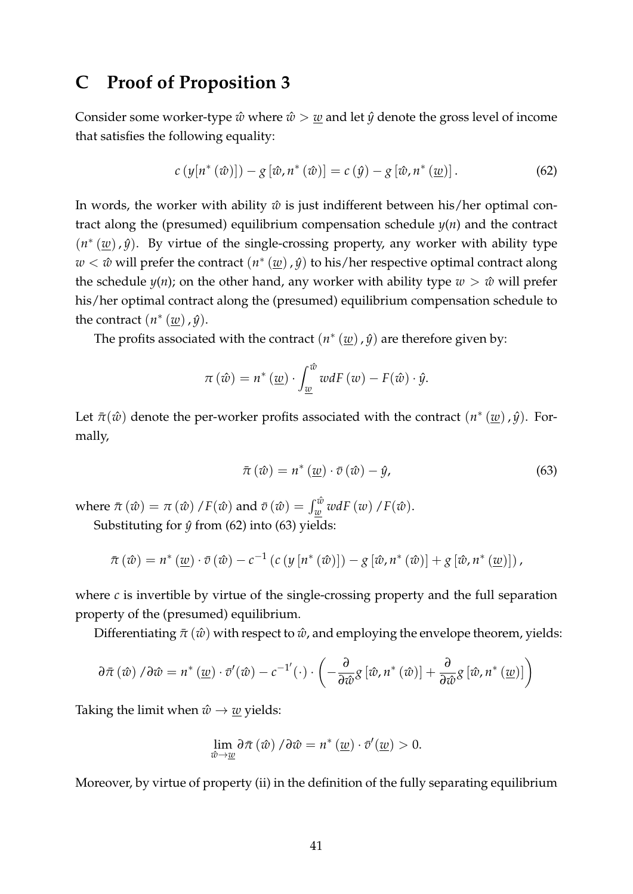## C Proof of Proposition 3

Consider some worker-type $\hat{w}$ where $\hat{w} > \underline{w}$ and let $\hat{y}$ denote the gross level of income that satisfies the following equality:

$$c\left(y[n^*(\hat{w})]\right) - g\left[\hat{w}, n^*(\hat{w})\right] = c\left(\hat{y}\right) - g\left[\hat{w}, n^*(\underline{w})\right]. \tag{62}$$

In words, the worker with ability $\hat{w}$ is just indifferent between his/her optimal contract along the (presumed) equilibrium compensation schedule $y(n)$ and the contract $(n^*(\underline{w}), \hat{y})$. By virtue of the single-crossing property, any worker with ability type $w < \hat{w}$ will prefer the contract $(n^*(\underline{w}), \hat{y})$ to his/her respective optimal contract along the schedule $y(n)$; on the other hand, any worker with ability type $w > \hat{w}$ will prefer his/her optimal contract along the (presumed) equilibrium compensation schedule to the contract $(n^*(\underline{w}), \hat{y})$.

The profits associated with the contract $(n^*(\underline{w}), \hat{y})$ are therefore given by:

$$\pi(\hat{w}) = n^*(\underline{w}) \cdot \int_{\underline{w}}^{\hat{w}} w dF(w) - F(\hat{w}) \cdot \hat{y}.$$

Let $\bar{\pi}(\hat{w})$ denote the per-worker profits associated with the contract $(n^*(\underline{w}), \hat{y})$. Formally,

$$\bar{\pi}(\hat{w}) = n^*(\underline{w}) \cdot \bar{v}(\hat{w}) - \hat{y}, \tag{63}$$

where $\bar{\pi}(\hat{w}) = \pi(\hat{w}) / F(\hat{w})$ and $\bar{v}(\hat{w}) = \int_{\underline{w}}^{\hat{w}} w dF(w) / F(\hat{w})$.

Substituting for $\hat{y}$ from (62) into (63) yields:

$$\bar{\pi}(\hat{w}) = n^*(\underline{w}) \cdot \bar{v}(\hat{w}) - c^{-1}\left(c\left(y\left[n^*(\hat{w})\right]\right) - g\left[\hat{w}, n^*(\hat{w})\right] + g\left[\hat{w}, n^*(\underline{w})\right]\right),$$

where $c$ is invertible by virtue of the single-crossing property and the full separation property of the (presumed) equilibrium.

Differentiating $\bar{\pi}(\hat{w})$ with respect to $\hat{w}$, and employing the envelope theorem, yields:

$$\partial \bar{\pi}(\hat{w}) / \partial \hat{w} = n^*(\underline{w}) \cdot \bar{v}'(\hat{w}) - c^{-1'}(\cdot) \cdot \left(-\frac{\partial}{\partial \hat{w}} g\left[\hat{w}, n^*(\hat{w})\right] + \frac{\partial}{\partial \hat{w}} g\left[\hat{w}, n^*(\underline{w})\right]\right)$$

Taking the limit when $\hat{w} \to \underline{w}$ yields:

$$\lim_{\hat{w} \to \underline{w}} \partial \bar{\pi}(\hat{w}) / \partial \hat{w} = n^*(\underline{w}) \cdot \bar{v}'(\underline{w}) > 0.$$

Moreover, by virtue of property (ii) in the definition of the fully separating equilibrium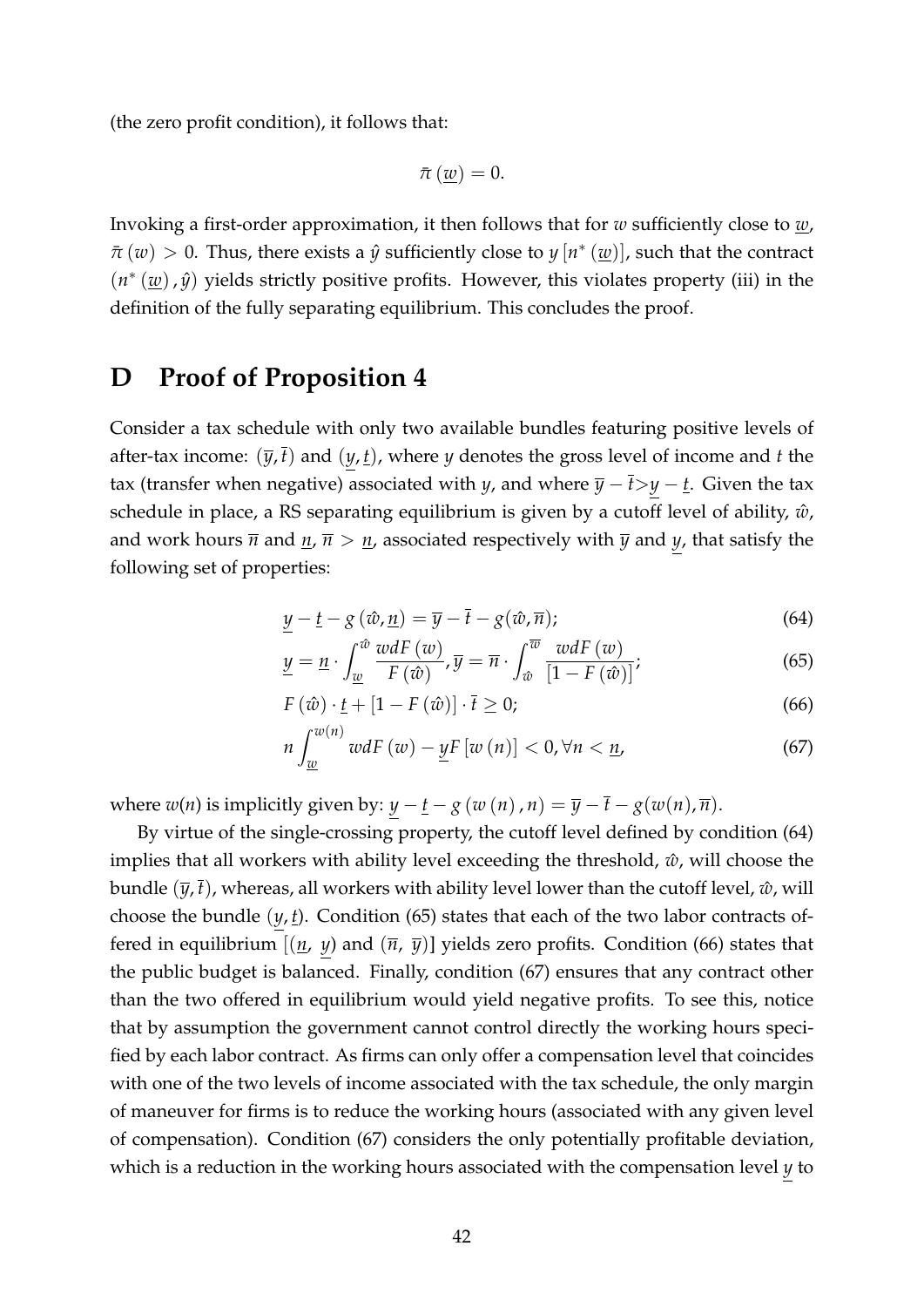(the zero profit condition), it follows that:

$$\bar{\pi}\left(\underline{w}\right) = 0.$$

Invoking a first-order approximation, it then follows that for $w$ sufficiently close to $\underline{w}$, $\bar{\pi}\left(w\right) > 0$. Thus, there exists a $\hat{y}$ sufficiently close to $y\left[n^{*}\left(\underline{w}\right)\right]$, such that the contract $\left(n^{*}\left(\underline{w}\right), \hat{y}\right)$ yields strictly positive profits. However, this violates property (iii) in the definition of the fully separating equilibrium. This concludes the proof.

# D Proof of Proposition 4

Consider a tax schedule with only two available bundles featuring positive levels of after-tax income: $(\overline{y}, \overline{t})$ and $(\underline{y}, \underline{t})$, where $y$ denotes the gross level of income and $t$ the tax (transfer when negative) associated with $y$, and where $\overline{y} - \overline{t} > \underline{y} - \underline{t}$. Given the tax schedule in place, a RS separating equilibrium is given by a cutoff level of ability, $\hat{w}$, and work hours $\overline{n}$ and $\underline{n}$, $\overline{n} > \underline{n}$, associated respectively with $\overline{y}$ and $\underline{y}$, that satisfy the following set of properties:

$$\underline{y} - \underline{t} - g\left(\hat{w}, \underline{n}\right) = \overline{y} - \overline{t} - g(\hat{w}, \overline{n}); \tag{64}$$

$$\underline{y} = \underline{n} \cdot \int_{\underline{w}}^{\hat{w}} \frac{w dF\left(w\right)}{F\left(\hat{w}\right)}, \overline{y} = \overline{n} \cdot \int_{\hat{w}}^{\overline{w}} \frac{w dF\left(w\right)}{\left[1 - F\left(\hat{w}\right)\right]}; \tag{65}$$

$$F\left(\hat{w}\right) \cdot \underline{t} + \left[1 - F\left(\hat{w}\right)\right] \cdot \overline{t} \geq 0; \tag{66}$$

$$n \int_{\underline{w}}^{w(n)} w dF\left(w\right) - \underline{y} F\left[w\left(n\right)\right] < 0, \forall n < \underline{n}, \tag{67}$$

where $w(n)$ is implicitly given by: $\underline{y} - \underline{t} - g\left(w\left(n\right), n\right) = \overline{y} - \overline{t} - g(w(n), \overline{n})$.

By virtue of the single-crossing property, the cutoff level defined by condition (64) implies that all workers with ability level exceeding the threshold, $\hat{w}$, will choose the bundle $(\overline{y}, \overline{t})$, whereas, all workers with ability level lower than the cutoff level, $\hat{w}$, will choose the bundle $(\underline{y}, \underline{t})$. Condition (65) states that each of the two labor contracts offered in equilibrium $[(\underline{n},\ \underline{y})$ and $(\overline{n},\ \overline{y})]$ yields zero profits. Condition (66) states that the public budget is balanced. Finally, condition (67) ensures that any contract other than the two offered in equilibrium would yield negative profits. To see this, notice that by assumption the government cannot control directly the working hours specified by each labor contract. As firms can only offer a compensation level that coincides with one of the two levels of income associated with the tax schedule, the only margin of maneuver for firms is to reduce the working hours (associated with any given level of compensation). Condition (67) considers the only potentially profitable deviation, which is a reduction in the working hours associated with the compensation level $\underline{y}$ to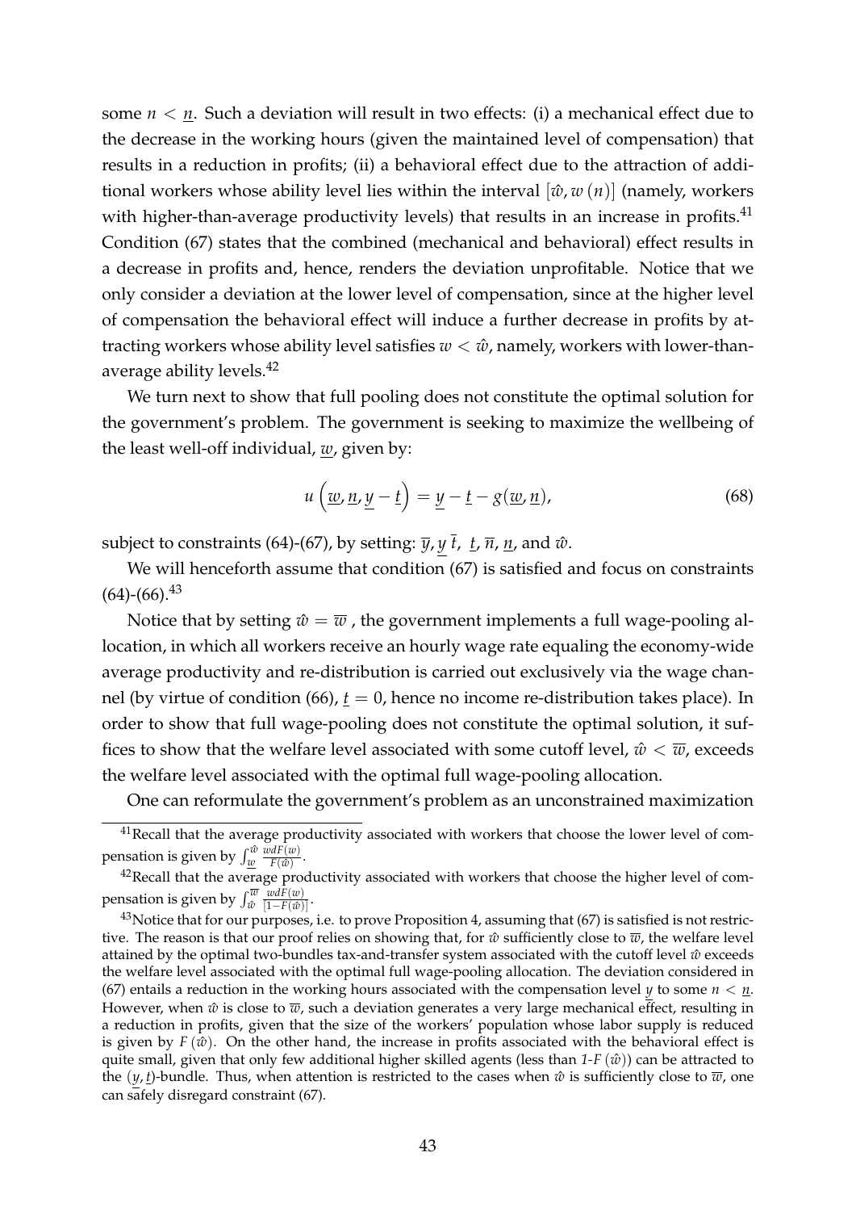some $n < \underline{n}$. Such a deviation will result in two effects: (i) a mechanical effect due to the decrease in the working hours (given the maintained level of compensation) that results in a reduction in profits; (ii) a behavioral effect due to the attraction of additional workers whose ability level lies within the interval $[\hat{w}, w(n)]$ (namely, workers with higher-than-average productivity levels) that results in an increase in profits.[41] Condition (67) states that the combined (mechanical and behavioral) effect results in a decrease in profits and, hence, renders the deviation unprofitable. Notice that we only consider a deviation at the lower level of compensation, since at the higher level of compensation the behavioral effect will induce a further decrease in profits by attracting workers whose ability level satisfies $w < \hat{w}$, namely, workers with lower-than-average ability levels.[42]

We turn next to show that full pooling does not constitute the optimal solution for the government's problem. The government is seeking to maximize the wellbeing of the least well-off individual, $\underline{w}$, given by:

$$u\left(\underline{w}, \underline{n}, \underline{y} - \underline{t}\right) = \underline{y} - \underline{t} - g(\underline{w}, \underline{n}), \tag{68}$$

subject to constraints (64)-(67), by setting: $\overline{y}, \underline{y}\ \overline{t},\ \underline{t}, \overline{n}, \underline{n}$, and $\hat{w}$.

We will henceforth assume that condition (67) is satisfied and focus on constraints (64)-(66).[43]

Notice that by setting $\hat{w} = \overline{w}$ , the government implements a full wage-pooling allocation, in which all workers receive an hourly wage rate equaling the economy-wide average productivity and re-distribution is carried out exclusively via the wage channel (by virtue of condition (66), $\underline{t} = 0$, hence no income re-distribution takes place). In order to show that full wage-pooling does not constitute the optimal solution, it suffices to show that the welfare level associated with some cutoff level, $\hat{w} < \overline{w}$, exceeds the welfare level associated with the optimal full wage-pooling allocation.

One can reformulate the government's problem as an unconstrained maximization

---

[41] Recall that the average productivity associated with workers that choose the lower level of compensation is given by $\int_{\underline{w}}^{\hat{w}} \frac{wdF(w)}{F(\hat{w})}$.

[42] Recall that the average productivity associated with workers that choose the higher level of compensation is given by $\int_{\hat{w}}^{\overline{w}} \frac{wdF(w)}{[1-F(\hat{w})]}$.

[43] Notice that for our purposes, i.e. to prove Proposition 4, assuming that (67) is satisfied is not restrictive. The reason is that our proof relies on showing that, for $\hat{w}$ sufficiently close to $\overline{w}$, the welfare level attained by the optimal two-bundles tax-and-transfer system associated with the cutoff level $\hat{w}$ exceeds the welfare level associated with the optimal full wage-pooling allocation. The deviation considered in (67) entails a reduction in the working hours associated with the compensation level $\underline{y}$ to some $n < \underline{n}$. However, when $\hat{w}$ is close to $\overline{w}$, such a deviation generates a very large mechanical effect, resulting in a reduction in profits, given that the size of the workers' population whose labor supply is reduced is given by $F(\hat{w})$. On the other hand, the increase in profits associated with the behavioral effect is quite small, given that only few additional higher skilled agents (less than $1\text{-}F(\hat{w})$) can be attracted to the $(\underline{y}, \underline{t})$-bundle. Thus, when attention is restricted to the cases when $\hat{w}$ is sufficiently close to $\overline{w}$, one can safely disregard constraint (67).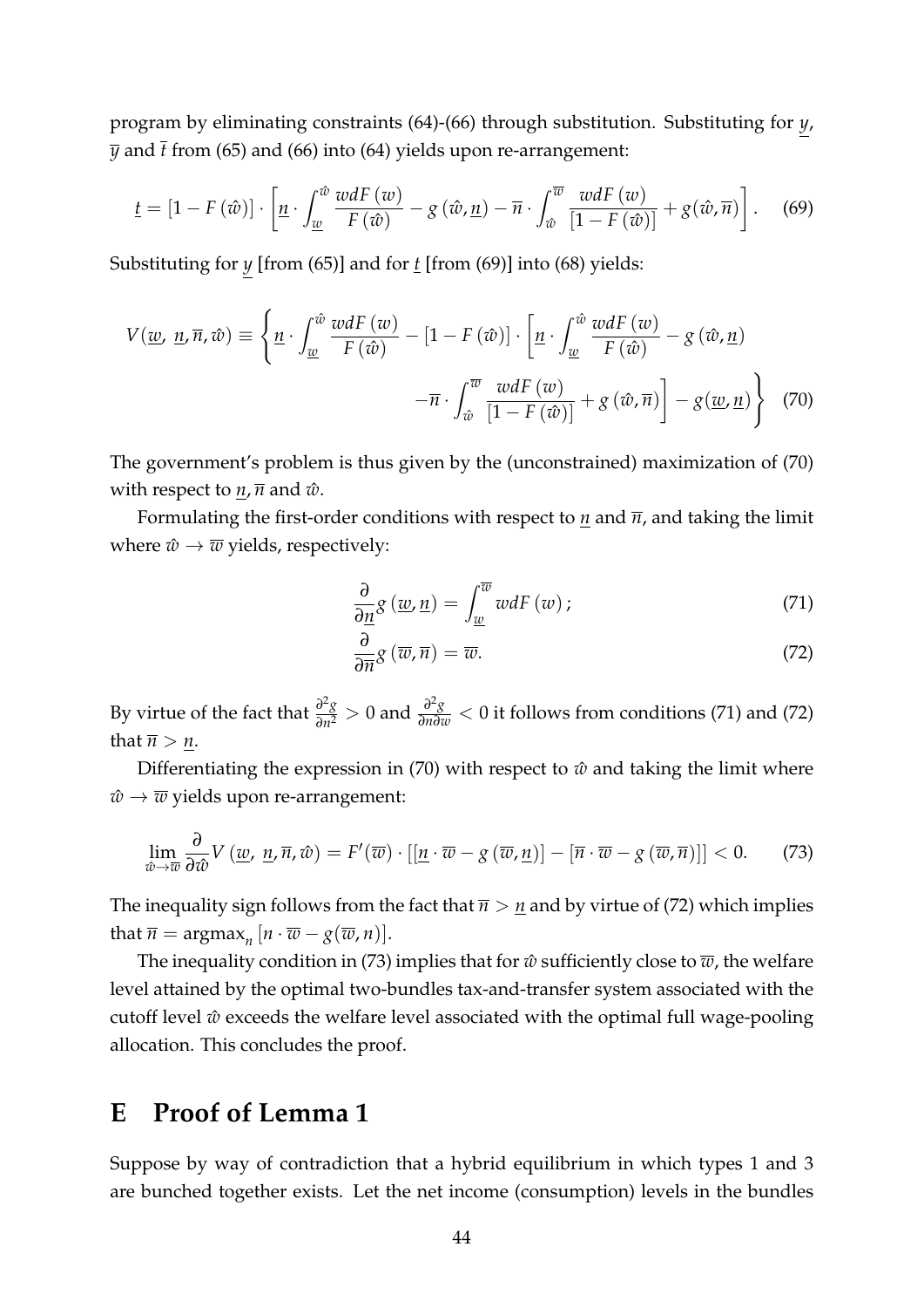program by eliminating constraints (64)-(66) through substitution. Substituting for $\underline{y}$, $\overline{y}$ and $\overline{t}$ from (65) and (66) into (64) yields upon re-arrangement:

$$\underline{t} = [1 - F(\hat{w})] \cdot \left[ \underline{n} \cdot \int_{\underline{w}}^{\hat{w}} \frac{w dF(w)}{F(\hat{w})} - g(\hat{w}, \underline{n}) - \overline{n} \cdot \int_{\hat{w}}^{\overline{w}} \frac{w dF(w)}{[1 - F(\hat{w})]} + g(\hat{w}, \overline{n}) \right]. \tag{69}$$

Substituting for $\underline{y}$ [from (65)] and for $\underline{t}$ [from (69)] into (68) yields:

$$V(\underline{w}, \underline{n}, \overline{n}, \hat{w}) \equiv \left\{ \underline{n} \cdot \int_{\underline{w}}^{\hat{w}} \frac{w dF(w)}{F(\hat{w})} - [1 - F(\hat{w})] \cdot \left[ \underline{n} \cdot \int_{\underline{w}}^{\hat{w}} \frac{w dF(w)}{F(\hat{w})} - g(\hat{w}, \underline{n}) - \overline{n} \cdot \int_{\hat{w}}^{\overline{w}} \frac{w dF(w)}{[1 - F(\hat{w})]} + g(\hat{w}, \overline{n}) \right] - g(\underline{w}, \underline{n}) \right\} \tag{70}$$

The government's problem is thus given by the (unconstrained) maximization of (70) with respect to $\underline{n}, \overline{n}$ and $\hat{w}$.

Formulating the first-order conditions with respect to $\underline{n}$ and $\overline{n}$, and taking the limit where $\hat{w} \to \overline{w}$ yields, respectively:

$$\frac{\partial}{\partial \underline{n}} g(\underline{w}, \underline{n}) = \int_{\underline{w}}^{\overline{w}} w dF(w); \tag{71}$$

$$\frac{\partial}{\partial \overline{n}} g(\overline{w}, \overline{n}) = \overline{w}. \tag{72}$$

By virtue of the fact that $\frac{\partial^2 g}{\partial n^2} > 0$ and $\frac{\partial^2 g}{\partial n \partial w} < 0$ it follows from conditions (71) and (72) that $\overline{n} > \underline{n}$.

Differentiating the expression in (70) with respect to $\hat{w}$ and taking the limit where $\hat{w} \to \overline{w}$ yields upon re-arrangement:

$$\lim_{\hat{w} \to \overline{w}} \frac{\partial}{\partial \hat{w}} V(\underline{w}, \underline{n}, \overline{n}, \hat{w}) = F'(\overline{w}) \cdot [[\underline{n} \cdot \overline{w} - g(\overline{w}, \underline{n})] - [\overline{n} \cdot \overline{w} - g(\overline{w}, \overline{n})]] < 0. \tag{73}$$

The inequality sign follows from the fact that $\overline{n} > \underline{n}$ and by virtue of (72) which implies that $\overline{n} = \text{argmax}_n [n \cdot \overline{w} - g(\overline{w}, n)]$.

The inequality condition in (73) implies that for $\hat{w}$ sufficiently close to $\overline{w}$, the welfare level attained by the optimal two-bundles tax-and-transfer system associated with the cutoff level $\hat{w}$ exceeds the welfare level associated with the optimal full wage-pooling allocation. This concludes the proof.

# E Proof of Lemma 1

Suppose by way of contradiction that a hybrid equilibrium in which types 1 and 3 are bunched together exists. Let the net income (consumption) levels in the bundles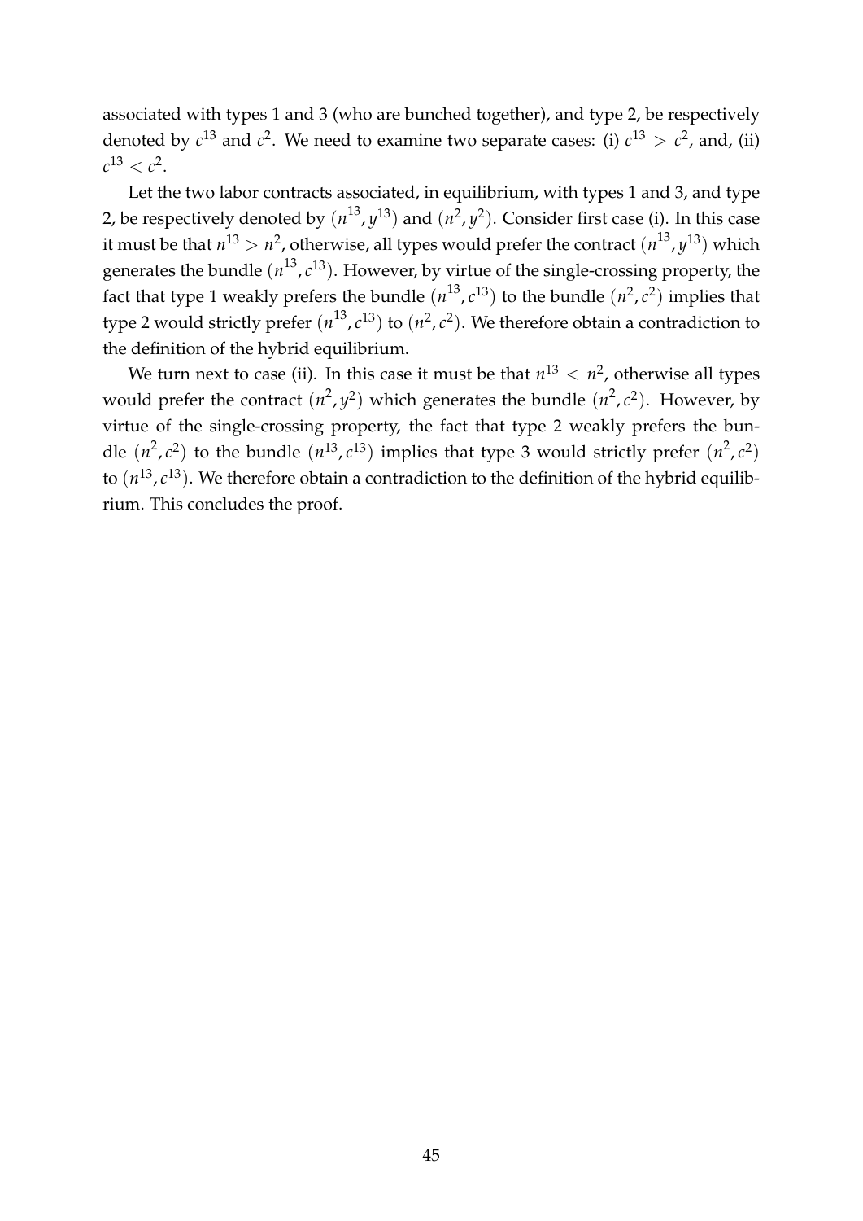associated with types 1 and 3 (who are bunched together), and type 2, be respectively denoted by $c^{13}$ and $c^2$. We need to examine two separate cases: (i) $c^{13} > c^2$, and, (ii) $c^{13} < c^2$.

Let the two labor contracts associated, in equilibrium, with types 1 and 3, and type 2, be respectively denoted by $(n^{13}, y^{13})$ and $(n^2, y^2)$. Consider first case (i). In this case it must be that $n^{13} > n^2$, otherwise, all types would prefer the contract $(n^{13}, y^{13})$ which generates the bundle $(n^{13}, c^{13})$. However, by virtue of the single-crossing property, the fact that type 1 weakly prefers the bundle $(n^{13}, c^{13})$ to the bundle $(n^2, c^2)$ implies that type 2 would strictly prefer $(n^{13}, c^{13})$ to $(n^2, c^2)$. We therefore obtain a contradiction to the definition of the hybrid equilibrium.

We turn next to case (ii). In this case it must be that $n^{13} < n^2$, otherwise all types would prefer the contract $(n^2, y^2)$ which generates the bundle $(n^2, c^2)$. However, by virtue of the single-crossing property, the fact that type 2 weakly prefers the bundle $(n^2, c^2)$ to the bundle $(n^{13}, c^{13})$ implies that type 3 would strictly prefer $(n^2, c^2)$ to $(n^{13}, c^{13})$. We therefore obtain a contradiction to the definition of the hybrid equilibrium. This concludes the proof.